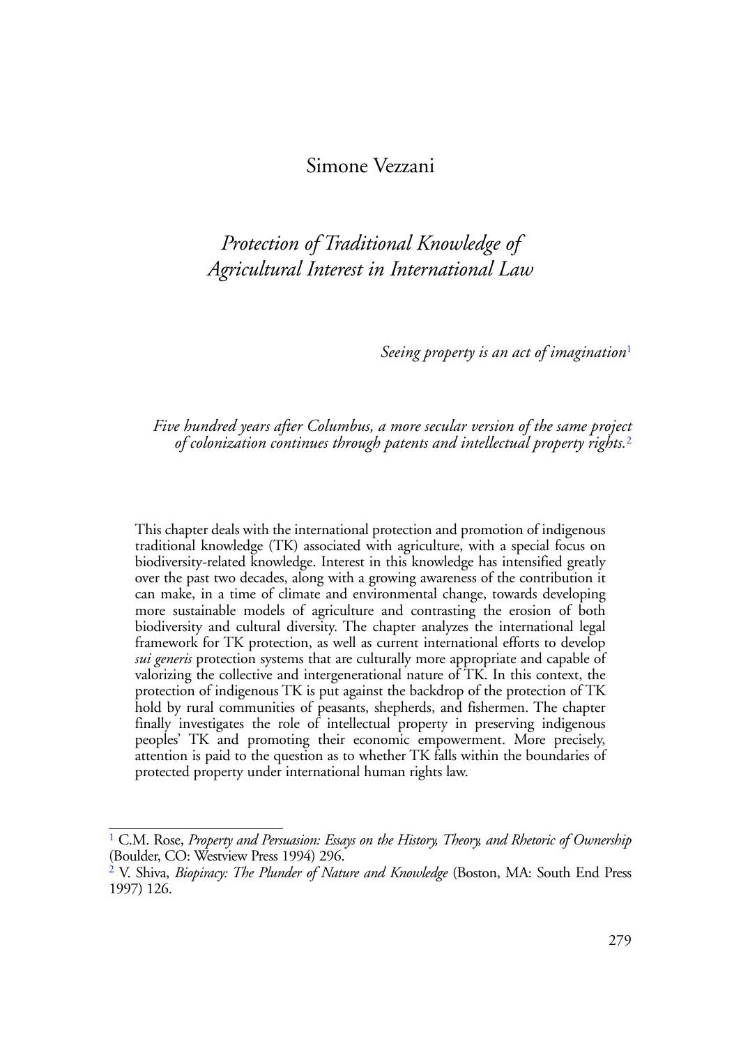Simone Vezzani

# *Protection of Traditional Knowledge of Agricultural Interest in International Law*

*Seeing property is an act of imagination*[1]

*Five hundred years after Columbus, a more secular version of the same project of colonization continues through patents and intellectual property rights.*[2]

This chapter deals with the international protection and promotion of indigenous traditional knowledge (TK) associated with agriculture, with a special focus on biodiversity-related knowledge. Interest in this knowledge has intensified greatly over the past two decades, along with a growing awareness of the contribution it can make, in a time of climate and environmental change, towards developing more sustainable models of agriculture and contrasting the erosion of both biodiversity and cultural diversity. The chapter analyzes the international legal framework for TK protection, as well as current international efforts to develop *sui generis* protection systems that are culturally more appropriate and capable of valorizing the collective and intergenerational nature of TK. In this context, the protection of indigenous TK is put against the backdrop of the protection of TK hold by rural communities of peasants, shepherds, and fishermen. The chapter finally investigates the role of intellectual property in preserving indigenous peoples' TK and promoting their economic empowerment. More precisely, attention is paid to the question as to whether TK falls within the boundaries of protected property under international human rights law.

---

[1] C.M. Rose, *Property and Persuasion: Essays on the History, Theory, and Rhetoric of Ownership* (Boulder, CO: Westview Press 1994) 296.

[2] V. Shiva, *Biopiracy: The Plunder of Nature and Knowledge* (Boston, MA: South End Press 1997) 126.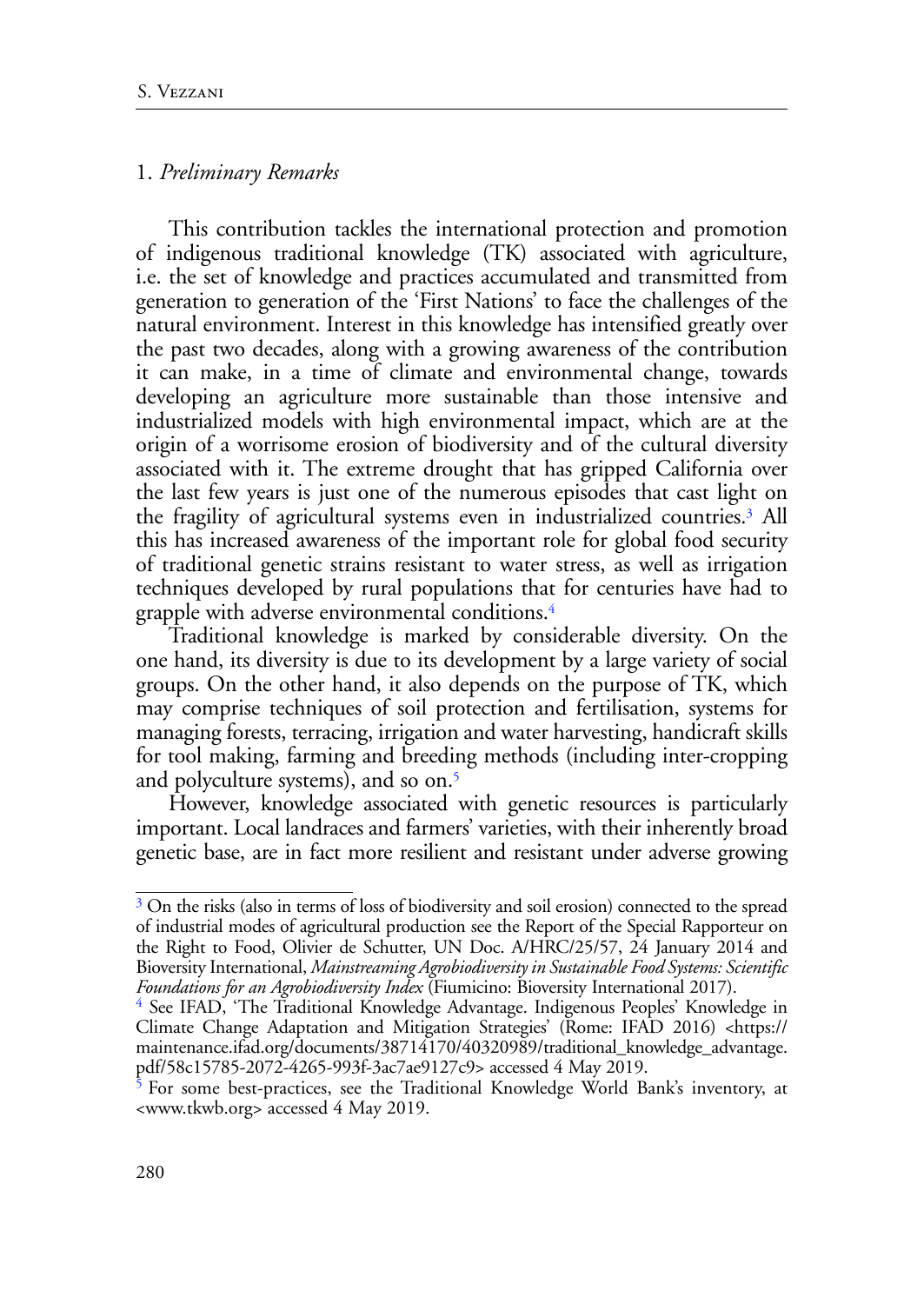## 1. *Preliminary Remarks*

This contribution tackles the international protection and promotion of indigenous traditional knowledge (TK) associated with agriculture, i.e. the set of knowledge and practices accumulated and transmitted from generation to generation of the 'First Nations' to face the challenges of the natural environment. Interest in this knowledge has intensified greatly over the past two decades, along with a growing awareness of the contribution it can make, in a time of climate and environmental change, towards developing an agriculture more sustainable than those intensive and industrialized models with high environmental impact, which are at the origin of a worrisome erosion of biodiversity and of the cultural diversity associated with it. The extreme drought that has gripped California over the last few years is just one of the numerous episodes that cast light on the fragility of agricultural systems even in industrialized countries.[3] All this has increased awareness of the important role for global food security of traditional genetic strains resistant to water stress, as well as irrigation techniques developed by rural populations that for centuries have had to grapple with adverse environmental conditions.[4]

Traditional knowledge is marked by considerable diversity. On the one hand, its diversity is due to its development by a large variety of social groups. On the other hand, it also depends on the purpose of TK, which may comprise techniques of soil protection and fertilisation, systems for managing forests, terracing, irrigation and water harvesting, handicraft skills for tool making, farming and breeding methods (including inter-cropping and polyculture systems), and so on.[5]

However, knowledge associated with genetic resources is particularly important. Local landraces and farmers' varieties, with their inherently broad genetic base, are in fact more resilient and resistant under adverse growing

---

[3] On the risks (also in terms of loss of biodiversity and soil erosion) connected to the spread of industrial modes of agricultural production see the Report of the Special Rapporteur on the Right to Food, Olivier de Schutter, UN Doc. A/HRC/25/57, 24 January 2014 and Bioversity International, *Mainstreaming Agrobiodiversity in Sustainable Food Systems: Scientific Foundations for an Agrobiodiversity Index* (Fiumicino: Bioversity International 2017).

[4] See IFAD, 'The Traditional Knowledge Advantage. Indigenous Peoples' Knowledge in Climate Change Adaptation and Mitigation Strategies' (Rome: IFAD 2016) <https://maintenance.ifad.org/documents/38714170/40320989/traditional_knowledge_advantage.pdf/58c15785-2072-4265-993f-3ac7ae9127c9> accessed 4 May 2019.

[5] For some best-practices, see the Traditional Knowledge World Bank's inventory, at <www.tkwb.org> accessed 4 May 2019.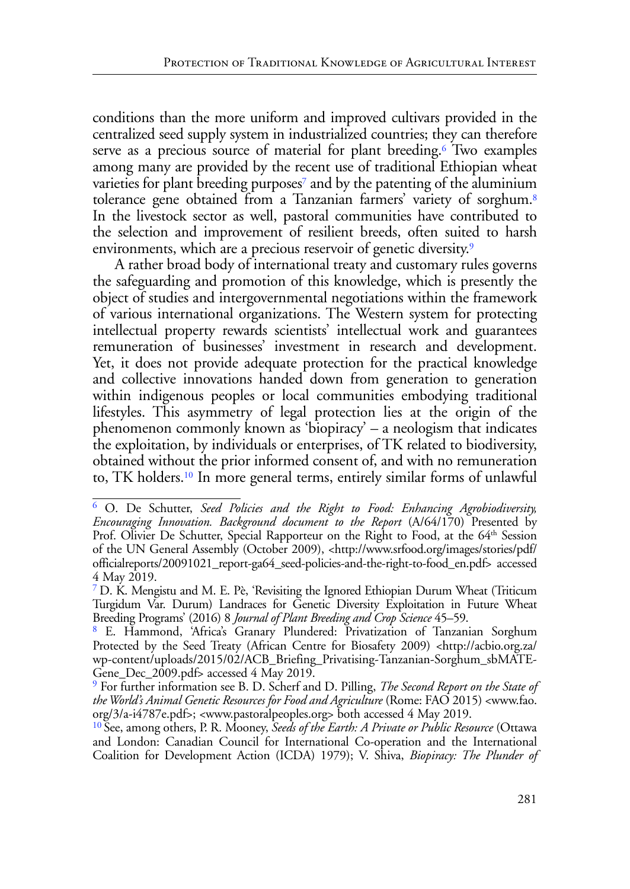conditions than the more uniform and improved cultivars provided in the centralized seed supply system in industrialized countries; they can therefore serve as a precious source of material for plant breeding.[6] Two examples among many are provided by the recent use of traditional Ethiopian wheat varieties for plant breeding purposes[7] and by the patenting of the aluminium tolerance gene obtained from a Tanzanian farmers' variety of sorghum.[8] In the livestock sector as well, pastoral communities have contributed to the selection and improvement of resilient breeds, often suited to harsh environments, which are a precious reservoir of genetic diversity.[9]

A rather broad body of international treaty and customary rules governs the safeguarding and promotion of this knowledge, which is presently the object of studies and intergovernmental negotiations within the framework of various international organizations. The Western system for protecting intellectual property rewards scientists' intellectual work and guarantees remuneration of businesses' investment in research and development. Yet, it does not provide adequate protection for the practical knowledge and collective innovations handed down from generation to generation within indigenous peoples or local communities embodying traditional lifestyles. This asymmetry of legal protection lies at the origin of the phenomenon commonly known as 'biopiracy' – a neologism that indicates the exploitation, by individuals or enterprises, of TK related to biodiversity, obtained without the prior informed consent of, and with no remuneration to, TK holders.[10] In more general terms, entirely similar forms of unlawful

---

[6] O. De Schutter, *Seed Policies and the Right to Food: Enhancing Agrobiodiversity, Encouraging Innovation. Background document to the Report* (A/64/170) Presented by Prof. Olivier De Schutter, Special Rapporteur on the Right to Food, at the 64th Session of the UN General Assembly (October 2009), <http://www.srfood.org/images/stories/pdf/officialreports/20091021_report-ga64_seed-policies-and-the-right-to-food_en.pdf> accessed 4 May 2019.

[7] D. K. Mengistu and M. E. Pè, 'Revisiting the Ignored Ethiopian Durum Wheat (Triticum Turgidum Var. Durum) Landraces for Genetic Diversity Exploitation in Future Wheat Breeding Programs' (2016) 8 *Journal of Plant Breeding and Crop Science* 45–59.

[8] E. Hammond, 'Africa's Granary Plundered: Privatization of Tanzanian Sorghum Protected by the Seed Treaty (African Centre for Biosafety 2009) <http://acbio.org.za/wp-content/uploads/2015/02/ACB_Briefing_Privatising-Tanzanian-Sorghum_sbMATE-Gene_Dec_2009.pdf> accessed 4 May 2019.

[9] For further information see B. D. Scherf and D. Pilling, *The Second Report on the State of the World's Animal Genetic Resources for Food and Agriculture* (Rome: FAO 2015) <www.fao.org/3/a-i4787e.pdf>; <www.pastoralpeoples.org> both accessed 4 May 2019.

[10] See, among others, P. R. Mooney, *Seeds of the Earth: A Private or Public Resource* (Ottawa and London: Canadian Council for International Co-operation and the International Coalition for Development Action (ICDA) 1979); V. Shiva, *Biopiracy: The Plunder of*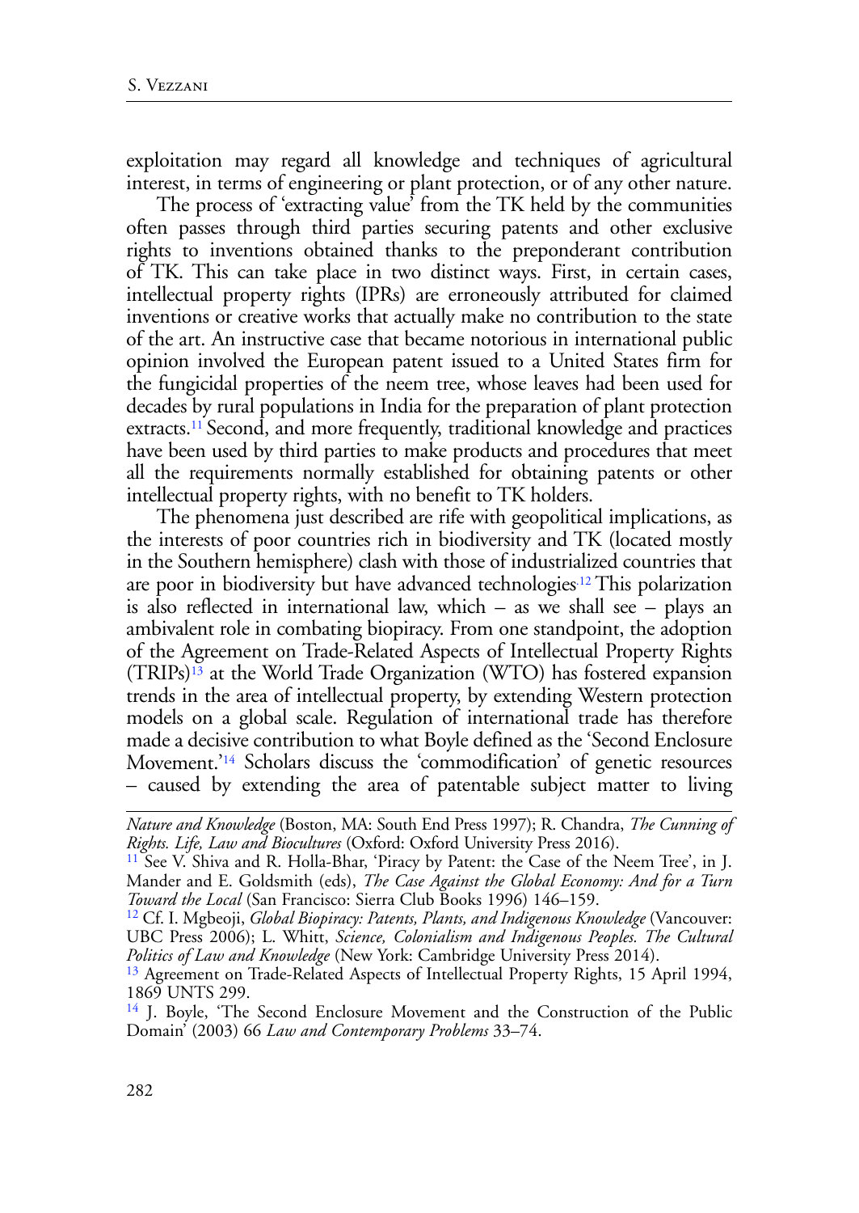exploitation may regard all knowledge and techniques of agricultural interest, in terms of engineering or plant protection, or of any other nature.

The process of 'extracting value' from the TK held by the communities often passes through third parties securing patents and other exclusive rights to inventions obtained thanks to the preponderant contribution of TK. This can take place in two distinct ways. First, in certain cases, intellectual property rights (IPRs) are erroneously attributed for claimed inventions or creative works that actually make no contribution to the state of the art. An instructive case that became notorious in international public opinion involved the European patent issued to a United States firm for the fungicidal properties of the neem tree, whose leaves had been used for decades by rural populations in India for the preparation of plant protection extracts.[11] Second, and more frequently, traditional knowledge and practices have been used by third parties to make products and procedures that meet all the requirements normally established for obtaining patents or other intellectual property rights, with no benefit to TK holders.

The phenomena just described are rife with geopolitical implications, as the interests of poor countries rich in biodiversity and TK (located mostly in the Southern hemisphere) clash with those of industrialized countries that are poor in biodiversity but have advanced technologies.[12] This polarization is also reflected in international law, which – as we shall see – plays an ambivalent role in combating biopiracy. From one standpoint, the adoption of the Agreement on Trade-Related Aspects of Intellectual Property Rights (TRIPs)[13] at the World Trade Organization (WTO) has fostered expansion trends in the area of intellectual property, by extending Western protection models on a global scale. Regulation of international trade has therefore made a decisive contribution to what Boyle defined as the 'Second Enclosure Movement.'[14] Scholars discuss the 'commodification' of genetic resources – caused by extending the area of patentable subject matter to living

---

*Nature and Knowledge* (Boston, MA: South End Press 1997); R. Chandra, *The Cunning of Rights. Life, Law and Biocultures* (Oxford: Oxford University Press 2016).

[11] See V. Shiva and R. Holla-Bhar, 'Piracy by Patent: the Case of the Neem Tree', in J. Mander and E. Goldsmith (eds), *The Case Against the Global Economy: And for a Turn Toward the Local* (San Francisco: Sierra Club Books 1996) 146–159.

[12] Cf. I. Mgbeoji, *Global Biopiracy: Patents, Plants, and Indigenous Knowledge* (Vancouver: UBC Press 2006); L. Whitt, *Science, Colonialism and Indigenous Peoples. The Cultural Politics of Law and Knowledge* (New York: Cambridge University Press 2014).

[13] Agreement on Trade-Related Aspects of Intellectual Property Rights, 15 April 1994, 1869 UNTS 299.

[14] J. Boyle, 'The Second Enclosure Movement and the Construction of the Public Domain' (2003) 66 *Law and Contemporary Problems* 33–74.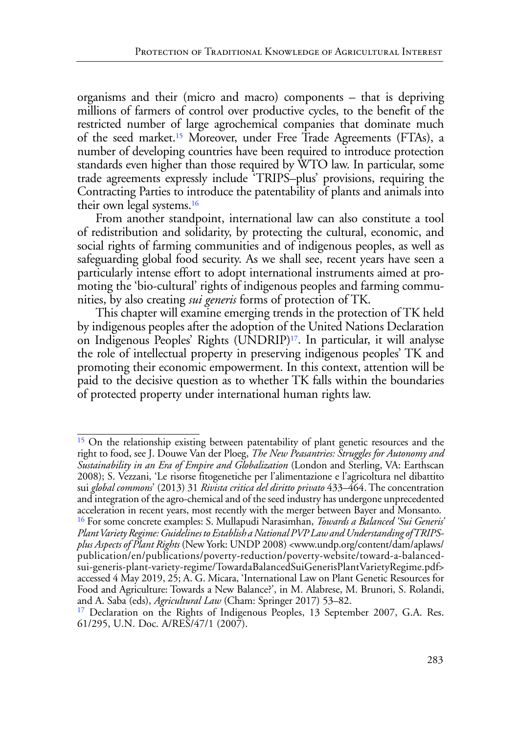organisms and their (micro and macro) components – that is depriving millions of farmers of control over productive cycles, to the benefit of the restricted number of large agrochemical companies that dominate much of the seed market.[15] Moreover, under Free Trade Agreements (FTAs), a number of developing countries have been required to introduce protection standards even higher than those required by WTO law. In particular, some trade agreements expressly include 'TRIPS–plus' provisions, requiring the Contracting Parties to introduce the patentability of plants and animals into their own legal systems.[16]

From another standpoint, international law can also constitute a tool of redistribution and solidarity, by protecting the cultural, economic, and social rights of farming communities and of indigenous peoples, as well as safeguarding global food security. As we shall see, recent years have seen a particularly intense effort to adopt international instruments aimed at promoting the 'bio-cultural' rights of indigenous peoples and farming communities, by also creating *sui generis* forms of protection of TK.

This chapter will examine emerging trends in the protection of TK held by indigenous peoples after the adoption of the United Nations Declaration on Indigenous Peoples' Rights (UNDRIP)[17]. In particular, it will analyse the role of intellectual property in preserving indigenous peoples' TK and promoting their economic empowerment. In this context, attention will be paid to the decisive question as to whether TK falls within the boundaries of protected property under international human rights law.

---

[15] On the relationship existing between patentability of plant genetic resources and the right to food, see J. Douwe Van der Ploeg, *The New Peasantries: Struggles for Autonomy and Sustainability in an Era of Empire and Globalization* (London and Sterling, VA: Earthscan 2008); S. Vezzani, 'Le risorse fitogenetiche per l'alimentazione e l'agricoltura nel dibattito sui *global commons*' (2013) 31 *Rivista critica del diritto privato* 433–464. The concentration and integration of the agro-chemical and of the seed industry has undergone unprecedented acceleration in recent years, most recently with the merger between Bayer and Monsanto.

[16] For some concrete examples: S. Mullapudi Narasimhan, *Towards a Balanced 'Sui Generis' Plant Variety Regime: Guidelines to Establish a National PVP Law and Understanding of TRIPS-plus Aspects of Plant Rights* (New York: UNDP 2008) <www.undp.org/content/dam/aplaws/publication/en/publications/poverty-reduction/poverty-website/toward-a-balanced-sui-generis-plant-variety-regime/TowardaBalancedSuiGenerisPlantVarietyRegime.pdf> accessed 4 May 2019, 25; A. G. Micara, 'International Law on Plant Genetic Resources for Food and Agriculture: Towards a New Balance?', in M. Alabrese, M. Brunori, S. Rolandi, and A. Saba (eds), *Agricultural Law* (Cham: Springer 2017) 53–82.

[17] Declaration on the Rights of Indigenous Peoples, 13 September 2007, G.A. Res. 61/295, U.N. Doc. A/RES/47/1 (2007).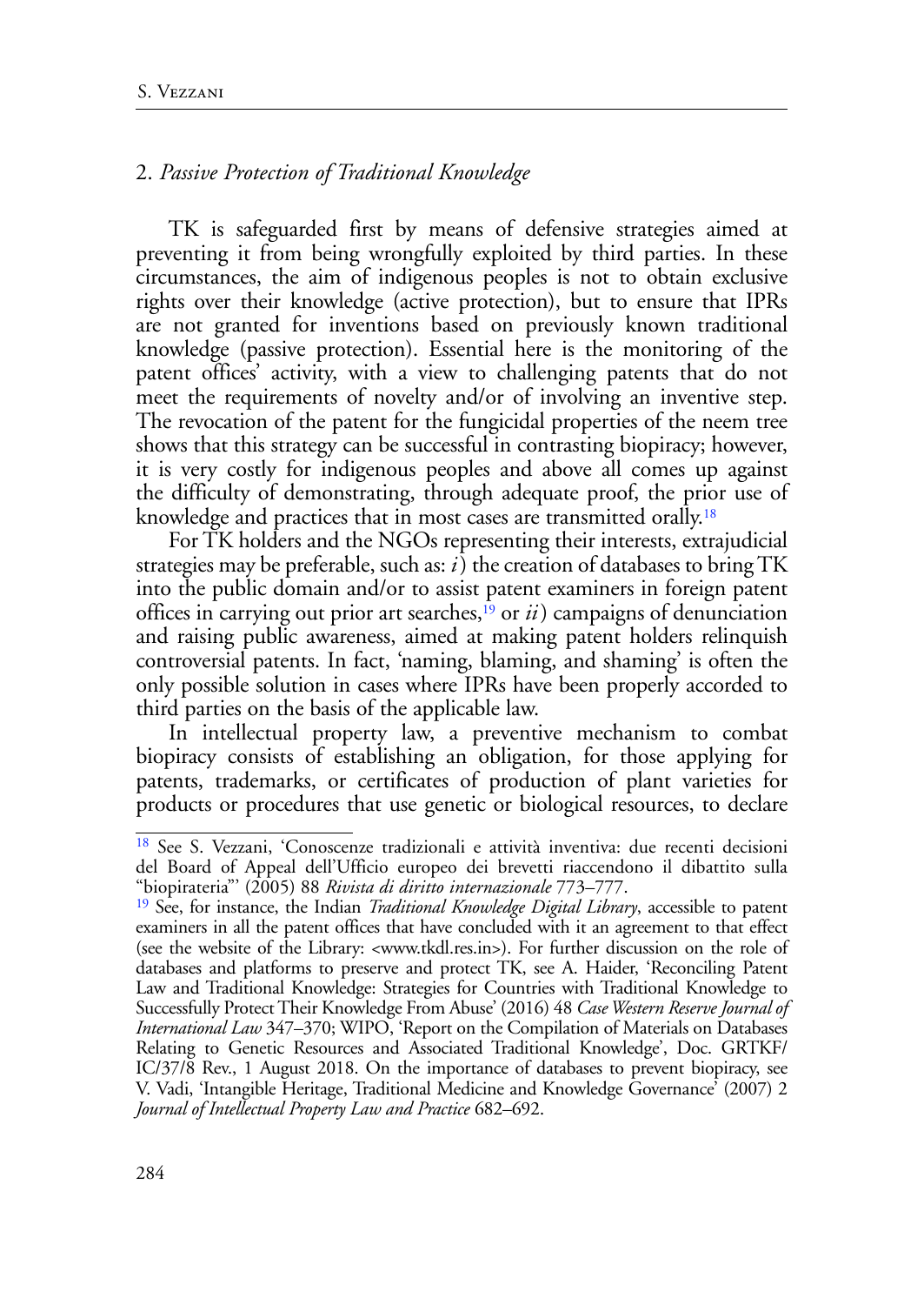## 2. *Passive Protection of Traditional Knowledge*

TK is safeguarded first by means of defensive strategies aimed at preventing it from being wrongfully exploited by third parties. In these circumstances, the aim of indigenous peoples is not to obtain exclusive rights over their knowledge (active protection), but to ensure that IPRs are not granted for inventions based on previously known traditional knowledge (passive protection). Essential here is the monitoring of the patent offices' activity, with a view to challenging patents that do not meet the requirements of novelty and/or of involving an inventive step. The revocation of the patent for the fungicidal properties of the neem tree shows that this strategy can be successful in contrasting biopiracy; however, it is very costly for indigenous peoples and above all comes up against the difficulty of demonstrating, through adequate proof, the prior use of knowledge and practices that in most cases are transmitted orally.[18]

For TK holders and the NGOs representing their interests, extrajudicial strategies may be preferable, such as: *i*) the creation of databases to bring TK into the public domain and/or to assist patent examiners in foreign patent offices in carrying out prior art searches,[19] or *ii*) campaigns of denunciation and raising public awareness, aimed at making patent holders relinquish controversial patents. In fact, 'naming, blaming, and shaming' is often the only possible solution in cases where IPRs have been properly accorded to third parties on the basis of the applicable law.

In intellectual property law, a preventive mechanism to combat biopiracy consists of establishing an obligation, for those applying for patents, trademarks, or certificates of production of plant varieties for products or procedures that use genetic or biological resources, to declare

---

[18] See S. Vezzani, 'Conoscenze tradizionali e attività inventiva: due recenti decisioni del Board of Appeal dell'Ufficio europeo dei brevetti riaccendono il dibattito sulla "biopirateria"' (2005) 88 *Rivista di diritto internazionale* 773–777.

[19] See, for instance, the Indian *Traditional Knowledge Digital Library*, accessible to patent examiners in all the patent offices that have concluded with it an agreement to that effect (see the website of the Library: <www.tkdl.res.in>). For further discussion on the role of databases and platforms to preserve and protect TK, see A. Haider, 'Reconciling Patent Law and Traditional Knowledge: Strategies for Countries with Traditional Knowledge to Successfully Protect Their Knowledge From Abuse' (2016) 48 *Case Western Reserve Journal of International Law* 347–370; WIPO, 'Report on the Compilation of Materials on Databases Relating to Genetic Resources and Associated Traditional Knowledge', Doc. GRTKF/IC/37/8 Rev., 1 August 2018. On the importance of databases to prevent biopiracy, see V. Vadi, 'Intangible Heritage, Traditional Medicine and Knowledge Governance' (2007) 2 *Journal of Intellectual Property Law and Practice* 682–692.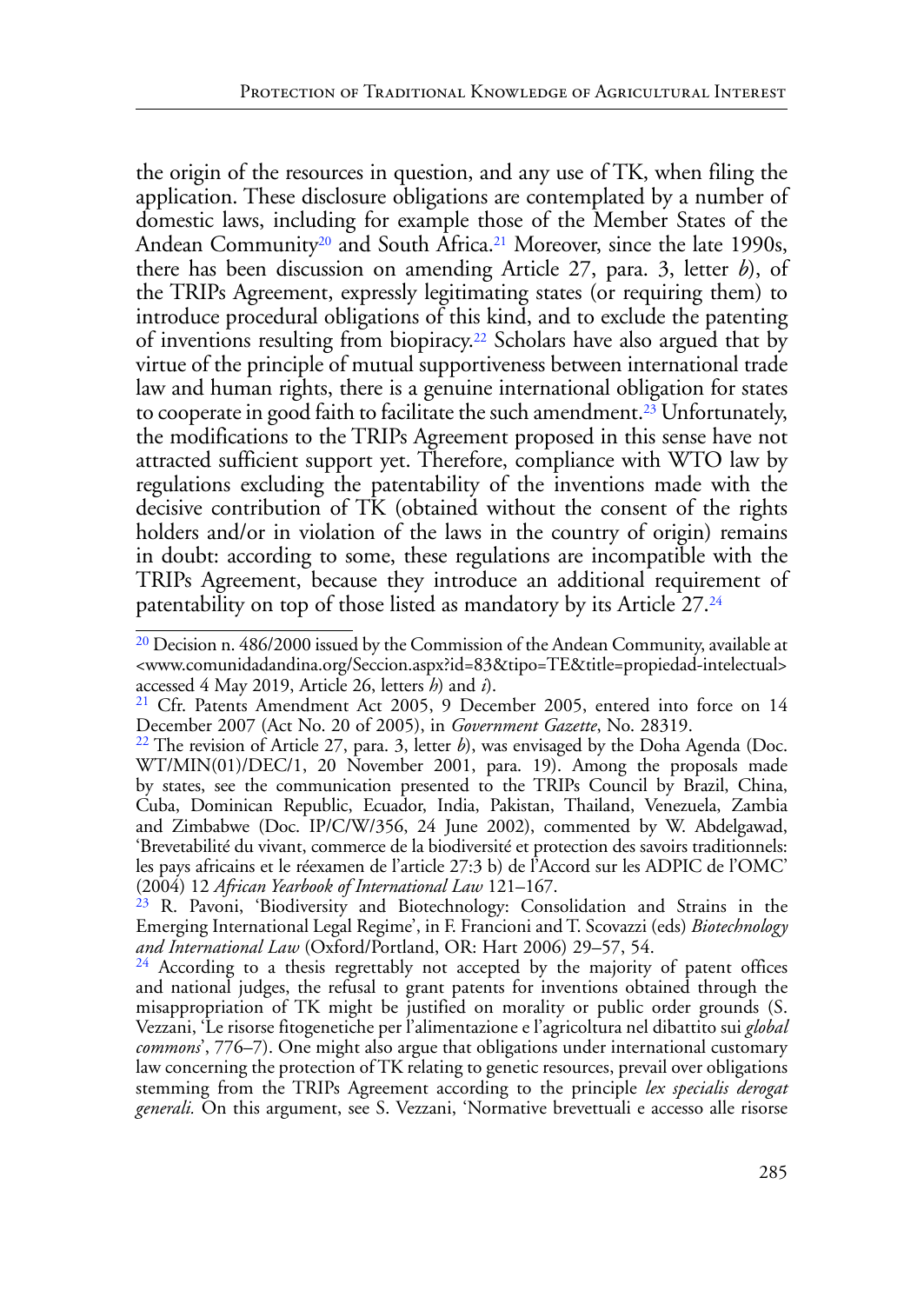the origin of the resources in question, and any use of TK, when filing the application. These disclosure obligations are contemplated by a number of domestic laws, including for example those of the Member States of the Andean Community[20] and South Africa.[21] Moreover, since the late 1990s, there has been discussion on amending Article 27, para. 3, letter *b*), of the TRIPs Agreement, expressly legitimating states (or requiring them) to introduce procedural obligations of this kind, and to exclude the patenting of inventions resulting from biopiracy.[22] Scholars have also argued that by virtue of the principle of mutual supportiveness between international trade law and human rights, there is a genuine international obligation for states to cooperate in good faith to facilitate the such amendment.[23] Unfortunately, the modifications to the TRIPs Agreement proposed in this sense have not attracted sufficient support yet. Therefore, compliance with WTO law by regulations excluding the patentability of the inventions made with the decisive contribution of TK (obtained without the consent of the rights holders and/or in violation of the laws in the country of origin) remains in doubt: according to some, these regulations are incompatible with the TRIPs Agreement, because they introduce an additional requirement of patentability on top of those listed as mandatory by its Article 27.[24]

---

[20] Decision n. 486/2000 issued by the Commission of the Andean Community, available at <www.comunidadandina.org/Seccion.aspx?id=83&tipo=TE&title=propiedad-intelectual> accessed 4 May 2019, Article 26, letters *h*) and *i*).

[21] Cfr. Patents Amendment Act 2005, 9 December 2005, entered into force on 14 December 2007 (Act No. 20 of 2005), in *Government Gazette*, No. 28319.

[22] The revision of Article 27, para. 3, letter *b*), was envisaged by the Doha Agenda (Doc. WT/MIN(01)/DEC/1, 20 November 2001, para. 19). Among the proposals made by states, see the communication presented to the TRIPs Council by Brazil, China, Cuba, Dominican Republic, Ecuador, India, Pakistan, Thailand, Venezuela, Zambia and Zimbabwe (Doc. IP/C/W/356, 24 June 2002), commented by W. Abdelgawad, 'Brevetabilité du vivant, commerce de la biodiversité et protection des savoirs traditionnels: les pays africains et le réexamen de l'article 27:3 b) de l'Accord sur les ADPIC de l'OMC' (2004) 12 *African Yearbook of International Law* 121–167.

[23] R. Pavoni, 'Biodiversity and Biotechnology: Consolidation and Strains in the Emerging International Legal Regime', in F. Francioni and T. Scovazzi (eds) *Biotechnology and International Law* (Oxford/Portland, OR: Hart 2006) 29–57, 54.

[24] According to a thesis regrettably not accepted by the majority of patent offices and national judges, the refusal to grant patents for inventions obtained through the misappropriation of TK might be justified on morality or public order grounds (S. Vezzani, 'Le risorse fitogenetiche per l'alimentazione e l'agricoltura nel dibattito sui *global commons*', 776–7). One might also argue that obligations under international customary law concerning the protection of TK relating to genetic resources, prevail over obligations stemming from the TRIPs Agreement according to the principle *lex specialis derogat generali.* On this argument, see S. Vezzani, 'Normative brevettuali e accesso alle risorse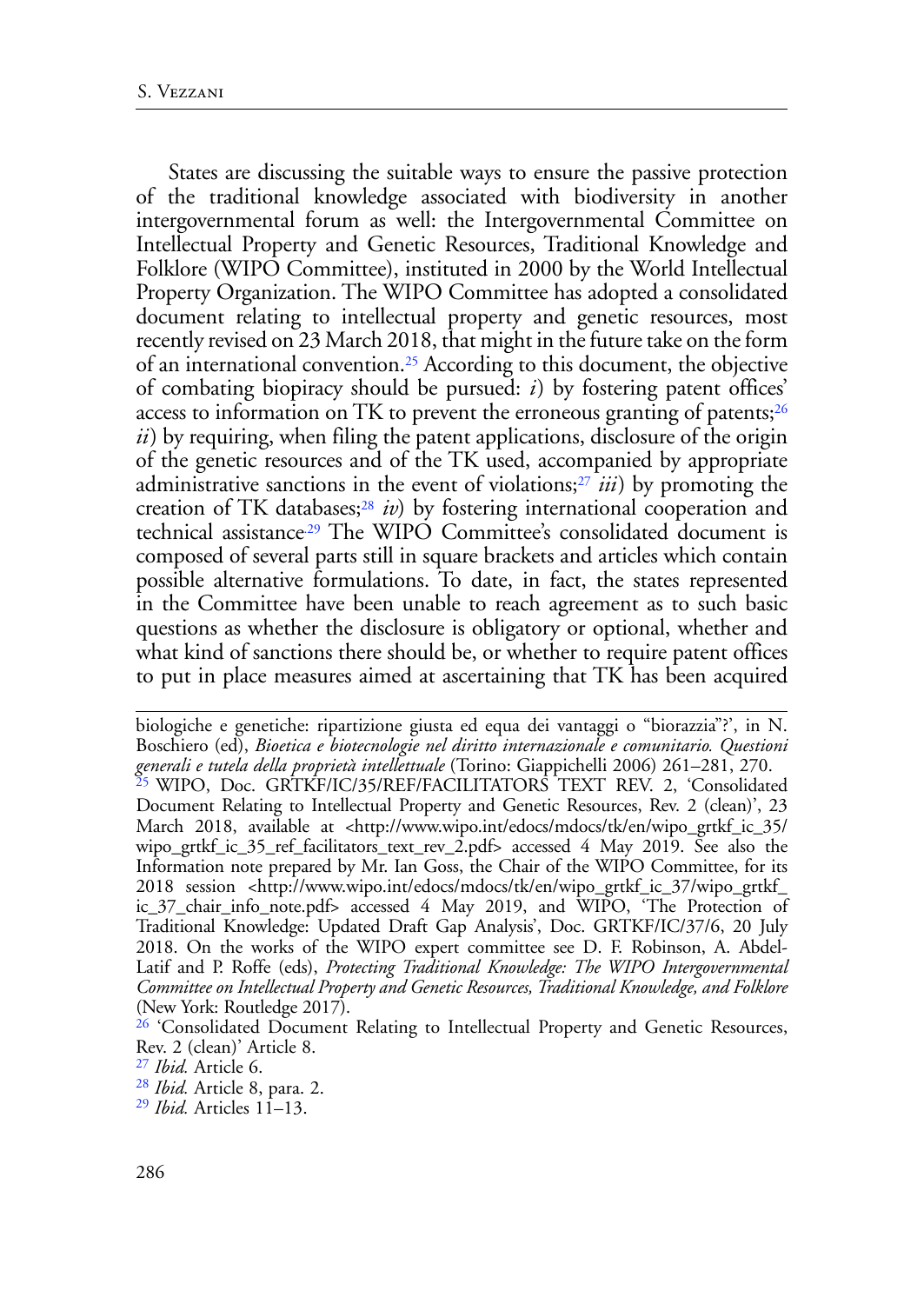States are discussing the suitable ways to ensure the passive protection of the traditional knowledge associated with biodiversity in another intergovernmental forum as well: the Intergovernmental Committee on Intellectual Property and Genetic Resources, Traditional Knowledge and Folklore (WIPO Committee), instituted in 2000 by the World Intellectual Property Organization. The WIPO Committee has adopted a consolidated document relating to intellectual property and genetic resources, most recently revised on 23 March 2018, that might in the future take on the form of an international convention.[25] According to this document, the objective of combating biopiracy should be pursued: *i*) by fostering patent offices' access to information on TK to prevent the erroneous granting of patents;[26] *ii*) by requiring, when filing the patent applications, disclosure of the origin of the genetic resources and of the TK used, accompanied by appropriate administrative sanctions in the event of violations;[27] *iii*) by promoting the creation of TK databases;[28] *iv*) by fostering international cooperation and technical assistance.[29] The WIPO Committee's consolidated document is composed of several parts still in square brackets and articles which contain possible alternative formulations. To date, in fact, the states represented in the Committee have been unable to reach agreement as to such basic questions as whether the disclosure is obligatory or optional, whether and what kind of sanctions there should be, or whether to require patent offices to put in place measures aimed at ascertaining that TK has been acquired

---

biologiche e genetiche: ripartizione giusta ed equa dei vantaggi o "biorazzia"?', in N. Boschiero (ed), *Bioetica e biotecnologie nel diritto internazionale e comunitario. Questioni generali e tutela della proprietà intellettuale* (Torino: Giappichelli 2006) 261–281, 270.

[25] WIPO, Doc. GRTKF/IC/35/REF/FACILITATORS TEXT REV. 2, 'Consolidated Document Relating to Intellectual Property and Genetic Resources, Rev. 2 (clean)', 23 March 2018, available at <http://www.wipo.int/edocs/mdocs/tk/en/wipo_grtkf_ic_35/wipo_grtkf_ic_35_ref_facilitators_text_rev_2.pdf> accessed 4 May 2019. See also the Information note prepared by Mr. Ian Goss, the Chair of the WIPO Committee, for its 2018 session <http://www.wipo.int/edocs/mdocs/tk/en/wipo_grtkf_ic_37/wipo_grtkf_ic_37_chair_info_note.pdf> accessed 4 May 2019, and WIPO, 'The Protection of Traditional Knowledge: Updated Draft Gap Analysis', Doc. GRTKF/IC/37/6, 20 July 2018. On the works of the WIPO expert committee see D. F. Robinson, A. Abdel-Latif and P. Roffe (eds), *Protecting Traditional Knowledge: The WIPO Intergovernmental Committee on Intellectual Property and Genetic Resources, Traditional Knowledge, and Folklore* (New York: Routledge 2017).

[26] 'Consolidated Document Relating to Intellectual Property and Genetic Resources, Rev. 2 (clean)' Article 8.

[27] *Ibid.* Article 6.

[28] *Ibid.* Article 8, para. 2.

[29] *Ibid.* Articles 11–13.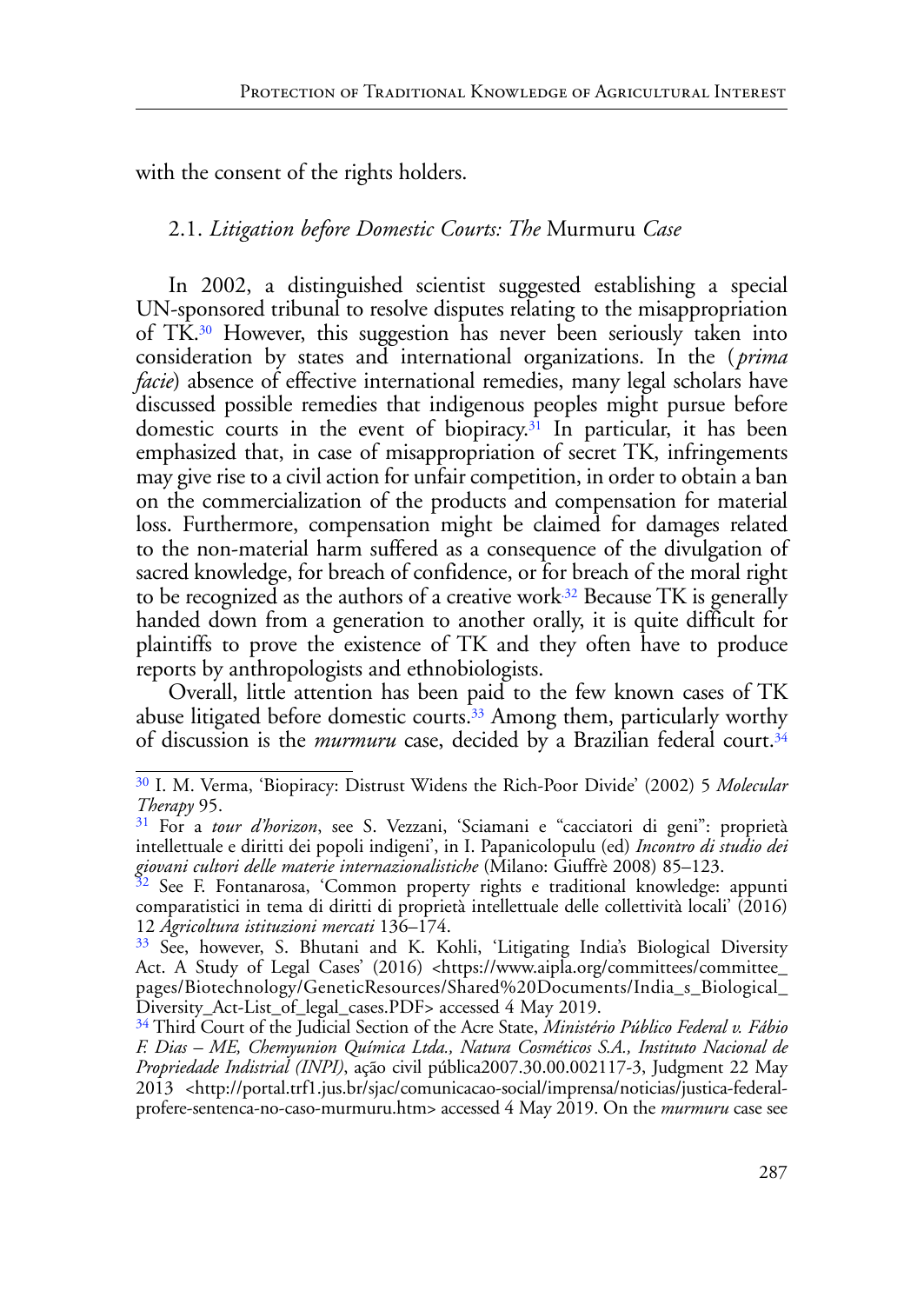with the consent of the rights holders.

### 2.1. *Litigation before Domestic Courts: The* Murmuru *Case*

In 2002, a distinguished scientist suggested establishing a special UN-sponsored tribunal to resolve disputes relating to the misappropriation of TK.[30] However, this suggestion has never been seriously taken into consideration by states and international organizations. In the (*prima facie*) absence of effective international remedies, many legal scholars have discussed possible remedies that indigenous peoples might pursue before domestic courts in the event of biopiracy.[31] In particular, it has been emphasized that, in case of misappropriation of secret TK, infringements may give rise to a civil action for unfair competition, in order to obtain a ban on the commercialization of the products and compensation for material loss. Furthermore, compensation might be claimed for damages related to the non-material harm suffered as a consequence of the divulgation of sacred knowledge, for breach of confidence, or for breach of the moral right to be recognized as the authors of a creative work.[32] Because TK is generally handed down from a generation to another orally, it is quite difficult for plaintiffs to prove the existence of TK and they often have to produce reports by anthropologists and ethnobiologists.

Overall, little attention has been paid to the few known cases of TK abuse litigated before domestic courts.[33] Among them, particularly worthy of discussion is the *murmuru* case, decided by a Brazilian federal court.[34]

---

[30] I. M. Verma, 'Biopiracy: Distrust Widens the Rich-Poor Divide' (2002) 5 *Molecular Therapy* 95.

[31] For a *tour d'horizon*, see S. Vezzani, 'Sciamani e "cacciatori di geni": proprietà intellettuale e diritti dei popoli indigeni', in I. Papanicolopulu (ed) *Incontro di studio dei giovani cultori delle materie internazionalistiche* (Milano: Giuffrè 2008) 85–123.

[32] See F. Fontanarosa, 'Common property rights e traditional knowledge: appunti comparatistici in tema di diritti di proprietà intellettuale delle collettività locali' (2016) 12 *Agricoltura istituzioni mercati* 136–174.

[33] See, however, S. Bhutani and K. Kohli, 'Litigating India's Biological Diversity Act. A Study of Legal Cases' (2016) <https://www.aipla.org/committees/committee_pages/Biotechnology/GeneticResources/Shared%20Documents/India_s_Biological_Diversity_Act-List_of_legal_cases.PDF> accessed 4 May 2019.

[34] Third Court of the Judicial Section of the Acre State, *Ministério Público Federal v. Fábio F. Dias – ME, Chemyunion Química Ltda., Natura Cosméticos S.A., Instituto Nacional de Propriedade Indistrial (INPI)*, ação civil pública2007.30.00.002117-3, Judgment 22 May 2013 <http://portal.trf1.jus.br/sjac/comunicacao-social/imprensa/noticias/justica-federal-profere-sentenca-no-caso-murmuru.htm> accessed 4 May 2019. On the *murmuru* case see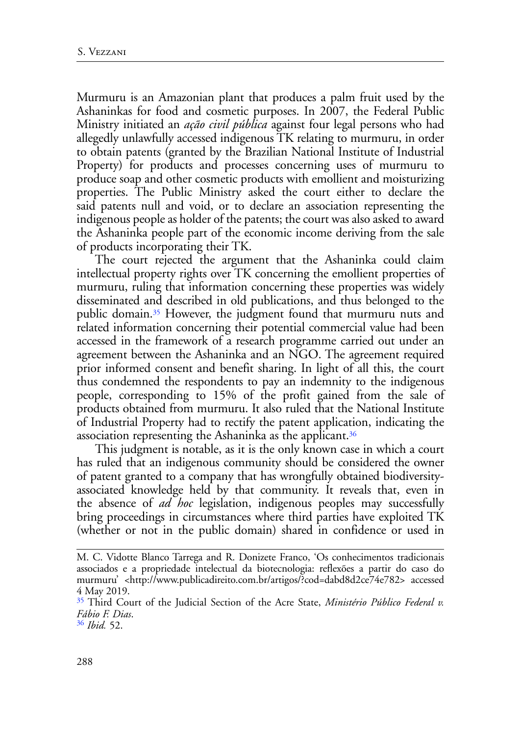Murmuru is an Amazonian plant that produces a palm fruit used by the Ashaninkas for food and cosmetic purposes. In 2007, the Federal Public Ministry initiated an *ação civil pública* against four legal persons who had allegedly unlawfully accessed indigenous TK relating to murmuru, in order to obtain patents (granted by the Brazilian National Institute of Industrial Property) for products and processes concerning uses of murmuru to produce soap and other cosmetic products with emollient and moisturizing properties. The Public Ministry asked the court either to declare the said patents null and void, or to declare an association representing the indigenous people as holder of the patents; the court was also asked to award the Ashaninka people part of the economic income deriving from the sale of products incorporating their TK.

The court rejected the argument that the Ashaninka could claim intellectual property rights over TK concerning the emollient properties of murmuru, ruling that information concerning these properties was widely disseminated and described in old publications, and thus belonged to the public domain.[35] However, the judgment found that murmuru nuts and related information concerning their potential commercial value had been accessed in the framework of a research programme carried out under an agreement between the Ashaninka and an NGO. The agreement required prior informed consent and benefit sharing. In light of all this, the court thus condemned the respondents to pay an indemnity to the indigenous people, corresponding to 15% of the profit gained from the sale of products obtained from murmuru. It also ruled that the National Institute of Industrial Property had to rectify the patent application, indicating the association representing the Ashaninka as the applicant.[36]

This judgment is notable, as it is the only known case in which a court has ruled that an indigenous community should be considered the owner of patent granted to a company that has wrongfully obtained biodiversity-associated knowledge held by that community. It reveals that, even in the absence of *ad hoc* legislation, indigenous peoples may successfully bring proceedings in circumstances where third parties have exploited TK (whether or not in the public domain) shared in confidence or used in

---

M. C. Vidotte Blanco Tarrega and R. Donizete Franco, 'Os conhecimentos tradicionais associados e a propriedade intelectual da biotecnologia: reflexões a partir do caso do murmuru' <http://www.publicadireito.com.br/artigos/?cod=dabd8d2ce74e782> accessed 4 May 2019.

[35] Third Court of the Judicial Section of the Acre State, *Ministério Público Federal v. Fábio F. Dias*.

[36] *Ibid.* 52.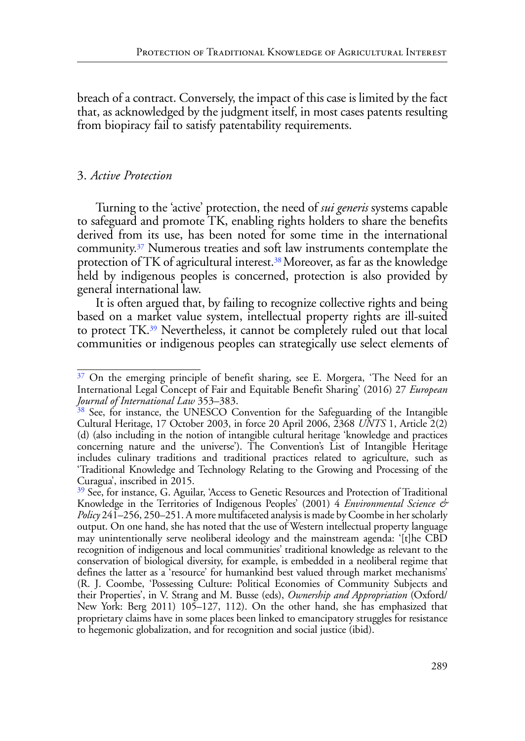breach of a contract. Conversely, the impact of this case is limited by the fact that, as acknowledged by the judgment itself, in most cases patents resulting from biopiracy fail to satisfy patentability requirements.

### 3. *Active Protection*

Turning to the 'active' protection, the need of *sui generis* systems capable to safeguard and promote TK, enabling rights holders to share the benefits derived from its use, has been noted for some time in the international community.[37] Numerous treaties and soft law instruments contemplate the protection of TK of agricultural interest.[38] Moreover, as far as the knowledge held by indigenous peoples is concerned, protection is also provided by general international law.

It is often argued that, by failing to recognize collective rights and being based on a market value system, intellectual property rights are ill-suited to protect TK.[39] Nevertheless, it cannot be completely ruled out that local communities or indigenous peoples can strategically use select elements of

---

[37] On the emerging principle of benefit sharing, see E. Morgera, 'The Need for an International Legal Concept of Fair and Equitable Benefit Sharing' (2016) 27 *European Journal of International Law* 353–383.

[38] See, for instance, the UNESCO Convention for the Safeguarding of the Intangible Cultural Heritage, 17 October 2003, in force 20 April 2006, 2368 *UNTS* 1, Article 2(2)(d) (also including in the notion of intangible cultural heritage 'knowledge and practices concerning nature and the universe'). The Convention's List of Intangible Heritage includes culinary traditions and traditional practices related to agriculture, such as 'Traditional Knowledge and Technology Relating to the Growing and Processing of the Curagua', inscribed in 2015.

[39] See, for instance, G. Aguilar, 'Access to Genetic Resources and Protection of Traditional Knowledge in the Territories of Indigenous Peoples' (2001) 4 *Environmental Science & Policy* 241–256, 250–251. A more multifaceted analysis is made by Coombe in her scholarly output. On one hand, she has noted that the use of Western intellectual property language may unintentionally serve neoliberal ideology and the mainstream agenda: '[t]he CBD recognition of indigenous and local communities' traditional knowledge as relevant to the conservation of biological diversity, for example, is embedded in a neoliberal regime that defines the latter as a 'resource' for humankind best valued through market mechanisms' (R. J. Coombe, 'Possessing Culture: Political Economies of Community Subjects and their Properties', in V. Strang and M. Busse (eds), *Ownership and Appropriation* (Oxford/New York: Berg 2011) 105–127, 112). On the other hand, she has emphasized that proprietary claims have in some places been linked to emancipatory struggles for resistance to hegemonic globalization, and for recognition and social justice (ibid).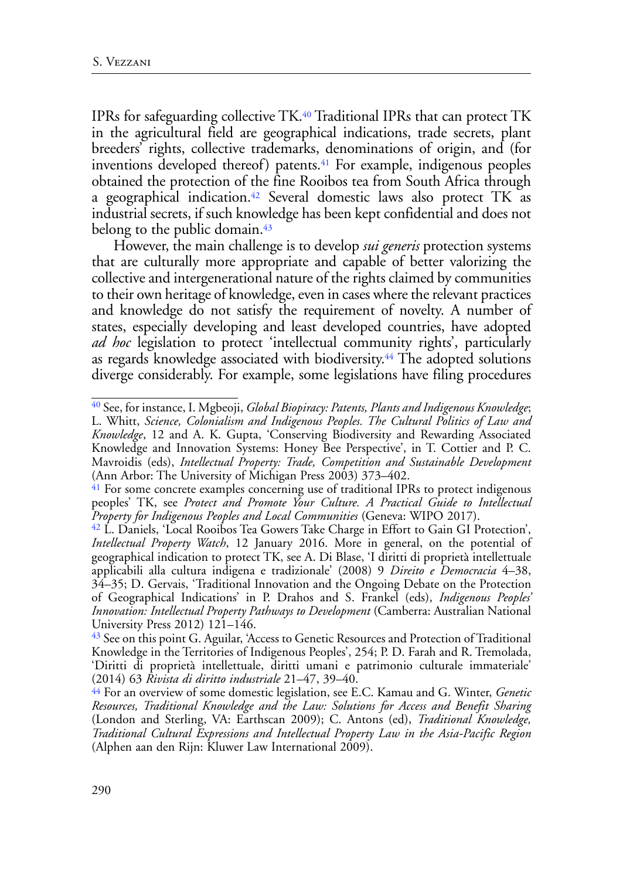IPRs for safeguarding collective TK.[40] Traditional IPRs that can protect TK in the agricultural field are geographical indications, trade secrets, plant breeders' rights, collective trademarks, denominations of origin, and (for inventions developed thereof) patents.[41] For example, indigenous peoples obtained the protection of the fine Rooibos tea from South Africa through a geographical indication.[42] Several domestic laws also protect TK as industrial secrets, if such knowledge has been kept confidential and does not belong to the public domain.[43]

However, the main challenge is to develop *sui generis* protection systems that are culturally more appropriate and capable of better valorizing the collective and intergenerational nature of the rights claimed by communities to their own heritage of knowledge, even in cases where the relevant practices and knowledge do not satisfy the requirement of novelty. A number of states, especially developing and least developed countries, have adopted *ad hoc* legislation to protect 'intellectual community rights', particularly as regards knowledge associated with biodiversity.[44] The adopted solutions diverge considerably. For example, some legislations have filing procedures

---

[40] See, for instance, I. Mgbeoji, *Global Biopiracy: Patents, Plants and Indigenous Knowledge*; L. Whitt, *Science, Colonialism and Indigenous Peoples. The Cultural Politics of Law and Knowledge*, 12 and A. K. Gupta, 'Conserving Biodiversity and Rewarding Associated Knowledge and Innovation Systems: Honey Bee Perspective', in T. Cottier and P. C. Mavroidis (eds), *Intellectual Property: Trade, Competition and Sustainable Development* (Ann Arbor: The University of Michigan Press 2003) 373–402.

[41] For some concrete examples concerning use of traditional IPRs to protect indigenous peoples' TK, see *Protect and Promote Your Culture. A Practical Guide to Intellectual Property for Indigenous Peoples and Local Communities* (Geneva: WIPO 2017).

[42] L. Daniels, 'Local Rooibos Tea Gowers Take Charge in Effort to Gain GI Protection', *Intellectual Property Watch*, 12 January 2016. More in general, on the potential of geographical indication to protect TK, see A. Di Blase, 'I diritti di proprietà intellettuale applicabili alla cultura indigena e tradizionale' (2008) 9 *Direito e Democracia* 4–38, 34–35; D. Gervais, 'Traditional Innovation and the Ongoing Debate on the Protection of Geographical Indications' in P. Drahos and S. Frankel (eds), *Indigenous Peoples' Innovation: Intellectual Property Pathways to Development* (Camberra: Australian National University Press 2012) 121–146.

[43] See on this point G. Aguilar, 'Access to Genetic Resources and Protection of Traditional Knowledge in the Territories of Indigenous Peoples', 254; P. D. Farah and R. Tremolada, 'Diritti di proprietà intellettuale, diritti umani e patrimonio culturale immateriale' (2014) 63 *Rivista di diritto industriale* 21–47, 39–40.

[44] For an overview of some domestic legislation, see E.C. Kamau and G. Winter, *Genetic Resources, Traditional Knowledge and the Law: Solutions for Access and Benefit Sharing* (London and Sterling, VA: Earthscan 2009); C. Antons (ed), *Traditional Knowledge, Traditional Cultural Expressions and Intellectual Property Law in the Asia-Pacific Region* (Alphen aan den Rijn: Kluwer Law International 2009).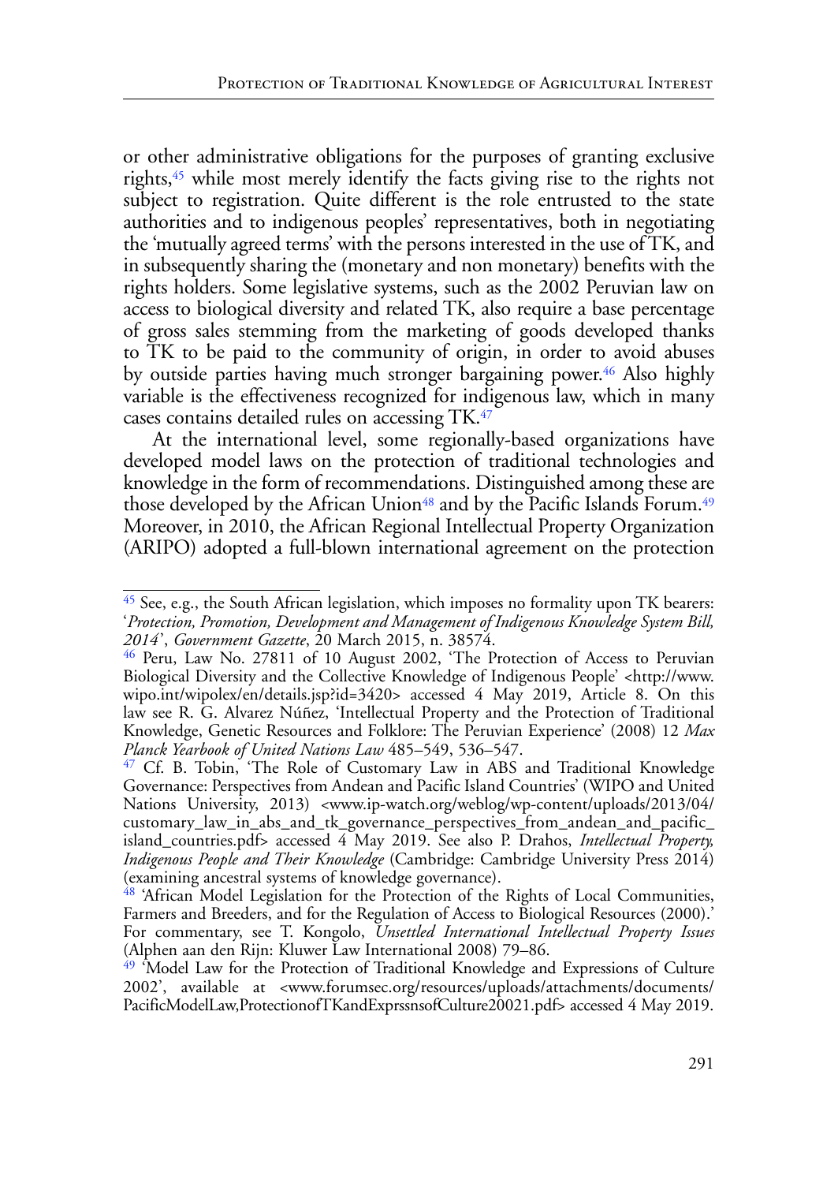or other administrative obligations for the purposes of granting exclusive rights,[45] while most merely identify the facts giving rise to the rights not subject to registration. Quite different is the role entrusted to the state authorities and to indigenous peoples' representatives, both in negotiating the 'mutually agreed terms' with the persons interested in the use of TK, and in subsequently sharing the (monetary and non monetary) benefits with the rights holders. Some legislative systems, such as the 2002 Peruvian law on access to biological diversity and related TK, also require a base percentage of gross sales stemming from the marketing of goods developed thanks to TK to be paid to the community of origin, in order to avoid abuses by outside parties having much stronger bargaining power.[46] Also highly variable is the effectiveness recognized for indigenous law, which in many cases contains detailed rules on accessing TK.[47]

At the international level, some regionally-based organizations have developed model laws on the protection of traditional technologies and knowledge in the form of recommendations. Distinguished among these are those developed by the African Union[48] and by the Pacific Islands Forum.[49] Moreover, in 2010, the African Regional Intellectual Property Organization (ARIPO) adopted a full-blown international agreement on the protection

---

[45] See, e.g., the South African legislation, which imposes no formality upon TK bearers: '*Protection, Promotion, Development and Management of Indigenous Knowledge System Bill, 2014*', *Government Gazette*, 20 March 2015, n. 38574.

[46] Peru, Law No. 27811 of 10 August 2002, 'The Protection of Access to Peruvian Biological Diversity and the Collective Knowledge of Indigenous People' <http://www.wipo.int/wipolex/en/details.jsp?id=3420> accessed 4 May 2019, Article 8. On this law see R. G. Alvarez Núñez, 'Intellectual Property and the Protection of Traditional Knowledge, Genetic Resources and Folklore: The Peruvian Experience' (2008) 12 *Max Planck Yearbook of United Nations Law* 485–549, 536–547.

[47] Cf. B. Tobin, 'The Role of Customary Law in ABS and Traditional Knowledge Governance: Perspectives from Andean and Pacific Island Countries' (WIPO and United Nations University, 2013) <www.ip-watch.org/weblog/wp-content/uploads/2013/04/customary_law_in_abs_and_tk_governance_perspectives_from_andean_and_pacific_island_countries.pdf> accessed 4 May 2019. See also P. Drahos, *Intellectual Property, Indigenous People and Their Knowledge* (Cambridge: Cambridge University Press 2014) (examining ancestral systems of knowledge governance).

[48] 'African Model Legislation for the Protection of the Rights of Local Communities, Farmers and Breeders, and for the Regulation of Access to Biological Resources (2000).' For commentary, see T. Kongolo, *Unsettled International Intellectual Property Issues* (Alphen aan den Rijn: Kluwer Law International 2008) 79–86.

[49] 'Model Law for the Protection of Traditional Knowledge and Expressions of Culture 2002', available at <www.forumsec.org/resources/uploads/attachments/documents/PacificModelLaw,ProtectionofTKandExprssnsofCulture20021.pdf> accessed 4 May 2019.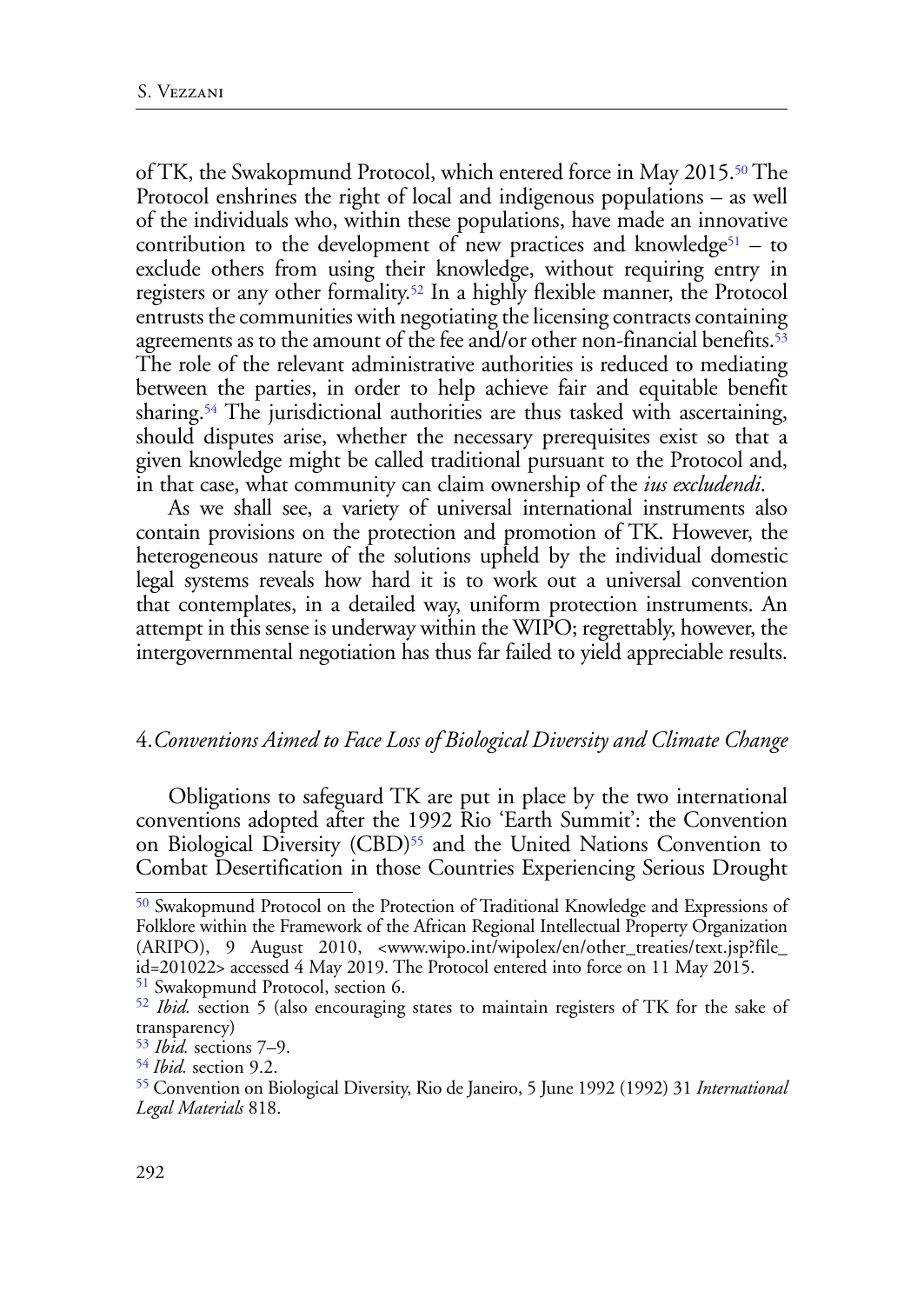of TK, the Swakopmund Protocol, which entered force in May 2015.[50] The Protocol enshrines the right of local and indigenous populations – as well of the individuals who, within these populations, have made an innovative contribution to the development of new practices and knowledge[51] – to exclude others from using their knowledge, without requiring entry in registers or any other formality.[52] In a highly flexible manner, the Protocol entrusts the communities with negotiating the licensing contracts containing agreements as to the amount of the fee and/or other non-financial benefits.[53] The role of the relevant administrative authorities is reduced to mediating between the parties, in order to help achieve fair and equitable benefit sharing.[54] The jurisdictional authorities are thus tasked with ascertaining, should disputes arise, whether the necessary prerequisites exist so that a given knowledge might be called traditional pursuant to the Protocol and, in that case, what community can claim ownership of the *ius excludendi*.

As we shall see, a variety of universal international instruments also contain provisions on the protection and promotion of TK. However, the heterogeneous nature of the solutions upheld by the individual domestic legal systems reveals how hard it is to work out a universal convention that contemplates, in a detailed way, uniform protection instruments. An attempt in this sense is underway within the WIPO; regrettably, however, the intergovernmental negotiation has thus far failed to yield appreciable results.

## 4. *Conventions Aimed to Face Loss of Biological Diversity and Climate Change*

Obligations to safeguard TK are put in place by the two international conventions adopted after the 1992 Rio 'Earth Summit': the Convention on Biological Diversity (CBD)[55] and the United Nations Convention to Combat Desertification in those Countries Experiencing Serious Drought

---

[50] Swakopmund Protocol on the Protection of Traditional Knowledge and Expressions of Folklore within the Framework of the African Regional Intellectual Property Organization (ARIPO), 9 August 2010, <www.wipo.int/wipolex/en/other_treaties/text.jsp?file_id=201022> accessed 4 May 2019. The Protocol entered into force on 11 May 2015.

[51] Swakopmund Protocol, section 6.

[52] *Ibid.* section 5 (also encouraging states to maintain registers of TK for the sake of transparency)

[53] *Ibid.* sections 7–9.

[54] *Ibid.* section 9.2.

[55] Convention on Biological Diversity, Rio de Janeiro, 5 June 1992 (1992) 31 *International Legal Materials* 818.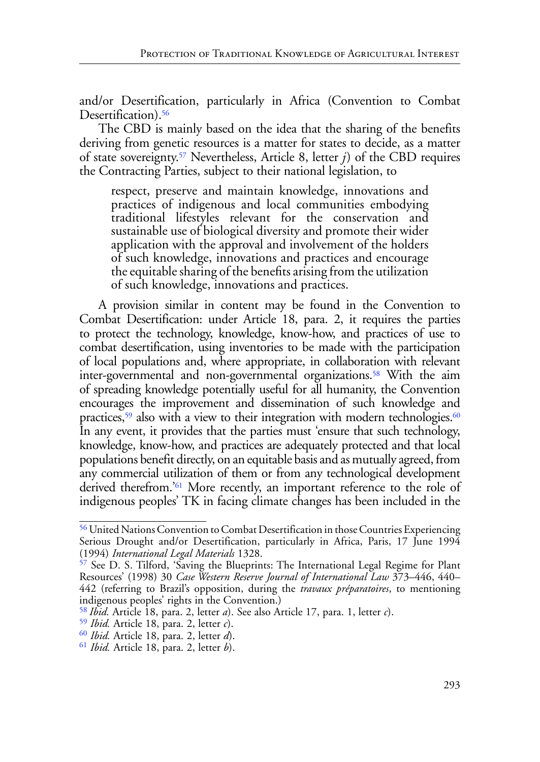and/or Desertification, particularly in Africa (Convention to Combat Desertification).[56]

The CBD is mainly based on the idea that the sharing of the benefits deriving from genetic resources is a matter for states to decide, as a matter of state sovereignty.[57] Nevertheless, Article 8, letter *j*) of the CBD requires the Contracting Parties, subject to their national legislation, to

> respect, preserve and maintain knowledge, innovations and practices of indigenous and local communities embodying traditional lifestyles relevant for the conservation and sustainable use of biological diversity and promote their wider application with the approval and involvement of the holders of such knowledge, innovations and practices and encourage the equitable sharing of the benefits arising from the utilization of such knowledge, innovations and practices.

A provision similar in content may be found in the Convention to Combat Desertification: under Article 18, para. 2, it requires the parties to protect the technology, knowledge, know-how, and practices of use to combat desertification, using inventories to be made with the participation of local populations and, where appropriate, in collaboration with relevant inter-governmental and non-governmental organizations.[58] With the aim of spreading knowledge potentially useful for all humanity, the Convention encourages the improvement and dissemination of such knowledge and practices,[59] also with a view to their integration with modern technologies.[60] In any event, it provides that the parties must 'ensure that such technology, knowledge, know-how, and practices are adequately protected and that local populations benefit directly, on an equitable basis and as mutually agreed, from any commercial utilization of them or from any technological development derived therefrom.'[61] More recently, an important reference to the role of indigenous peoples' TK in facing climate changes has been included in the

---

[56] United Nations Convention to Combat Desertification in those Countries Experiencing Serious Drought and/or Desertification, particularly in Africa, Paris, 17 June 1994 (1994) *International Legal Materials* 1328.

[57] See D. S. Tilford, 'Saving the Blueprints: The International Legal Regime for Plant Resources' (1998) 30 *Case Western Reserve Journal of International Law* 373–446, 440–442 (referring to Brazil's opposition, during the *travaux préparatoires*, to mentioning indigenous peoples' rights in the Convention.)

[58] *Ibid.* Article 18, para. 2, letter *a*). See also Article 17, para. 1, letter *c*).

[59] *Ibid.* Article 18, para. 2, letter *c*).

[60] *Ibid.* Article 18, para. 2, letter *d*).

[61] *Ibid.* Article 18, para. 2, letter *b*).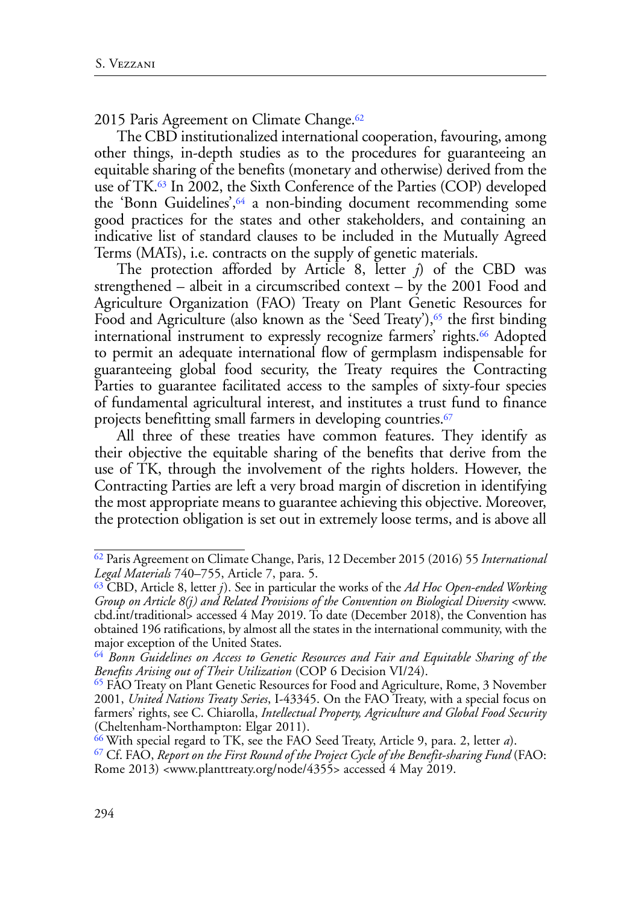2015 Paris Agreement on Climate Change.[62]

The CBD institutionalized international cooperation, favouring, among other things, in-depth studies as to the procedures for guaranteeing an equitable sharing of the benefits (monetary and otherwise) derived from the use of TK.[63] In 2002, the Sixth Conference of the Parties (COP) developed the 'Bonn Guidelines',[64] a non-binding document recommending some good practices for the states and other stakeholders, and containing an indicative list of standard clauses to be included in the Mutually Agreed Terms (MATs), i.e. contracts on the supply of genetic materials.

The protection afforded by Article 8, letter *j*) of the CBD was strengthened – albeit in a circumscribed context – by the 2001 Food and Agriculture Organization (FAO) Treaty on Plant Genetic Resources for Food and Agriculture (also known as the 'Seed Treaty'),[65] the first binding international instrument to expressly recognize farmers' rights.[66] Adopted to permit an adequate international flow of germplasm indispensable for guaranteeing global food security, the Treaty requires the Contracting Parties to guarantee facilitated access to the samples of sixty-four species of fundamental agricultural interest, and institutes a trust fund to finance projects benefitting small farmers in developing countries.[67]

All three of these treaties have common features. They identify as their objective the equitable sharing of the benefits that derive from the use of TK, through the involvement of the rights holders. However, the Contracting Parties are left a very broad margin of discretion in identifying the most appropriate means to guarantee achieving this objective. Moreover, the protection obligation is set out in extremely loose terms, and is above all

---

[62] Paris Agreement on Climate Change, Paris, 12 December 2015 (2016) 55 *International Legal Materials* 740–755, Article 7, para. 5.

[63] CBD, Article 8, letter *j*). See in particular the works of the *Ad Hoc Open-ended Working Group on Article 8(j) and Related Provisions of the Convention on Biological Diversity* <www.cbd.int/traditional> accessed 4 May 2019. To date (December 2018), the Convention has obtained 196 ratifications, by almost all the states in the international community, with the major exception of the United States.

[64] *Bonn Guidelines on Access to Genetic Resources and Fair and Equitable Sharing of the Benefits Arising out of Their Utilization* (COP 6 Decision VI/24).

[65] FAO Treaty on Plant Genetic Resources for Food and Agriculture, Rome, 3 November 2001, *United Nations Treaty Series*, I-43345. On the FAO Treaty, with a special focus on farmers' rights, see C. Chiarolla, *Intellectual Property, Agriculture and Global Food Security* (Cheltenham-Northampton: Elgar 2011).

[66] With special regard to TK, see the FAO Seed Treaty, Article 9, para. 2, letter *a*).

[67] Cf. FAO, *Report on the First Round of the Project Cycle of the Benefit-sharing Fund* (FAO: Rome 2013) <www.planttreaty.org/node/4355> accessed 4 May 2019.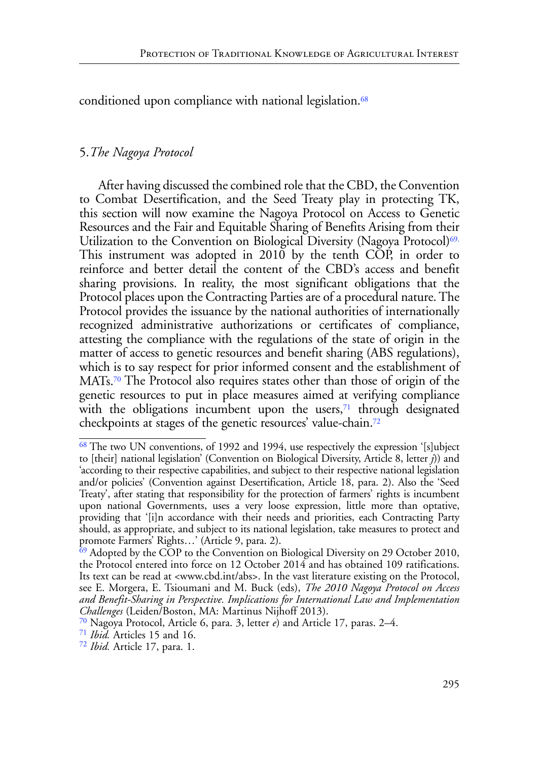conditioned upon compliance with national legislation.[68]

## 5. *The Nagoya Protocol*

After having discussed the combined role that the CBD, the Convention to Combat Desertification, and the Seed Treaty play in protecting TK, this section will now examine the Nagoya Protocol on Access to Genetic Resources and the Fair and Equitable Sharing of Benefits Arising from their Utilization to the Convention on Biological Diversity (Nagoya Protocol)[69]. This instrument was adopted in 2010 by the tenth COP, in order to reinforce and better detail the content of the CBD's access and benefit sharing provisions. In reality, the most significant obligations that the Protocol places upon the Contracting Parties are of a procedural nature. The Protocol provides the issuance by the national authorities of internationally recognized administrative authorizations or certificates of compliance, attesting the compliance with the regulations of the state of origin in the matter of access to genetic resources and benefit sharing (ABS regulations), which is to say respect for prior informed consent and the establishment of MATs.[70] The Protocol also requires states other than those of origin of the genetic resources to put in place measures aimed at verifying compliance with the obligations incumbent upon the users,[71] through designated checkpoints at stages of the genetic resources' value-chain.[72]

---

[68] The two UN conventions, of 1992 and 1994, use respectively the expression '[s]ubject to [their] national legislation' (Convention on Biological Diversity, Article 8, letter *j*)) and 'according to their respective capabilities, and subject to their respective national legislation and/or policies' (Convention against Desertification, Article 18, para. 2). Also the 'Seed Treaty', after stating that responsibility for the protection of farmers' rights is incumbent upon national Governments, uses a very loose expression, little more than optative, providing that '[i]n accordance with their needs and priorities, each Contracting Party should, as appropriate, and subject to its national legislation, take measures to protect and promote Farmers' Rights…' (Article 9, para. 2).

[69] Adopted by the COP to the Convention on Biological Diversity on 29 October 2010, the Protocol entered into force on 12 October 2014 and has obtained 109 ratifications. Its text can be read at <www.cbd.int/abs>. In the vast literature existing on the Protocol, see E. Morgera, E. Tsioumani and M. Buck (eds), *The 2010 Nagoya Protocol on Access and Benefit-Sharing in Perspective. Implications for International Law and Implementation Challenges* (Leiden/Boston, MA: Martinus Nijhoff 2013).

[70] Nagoya Protocol, Article 6, para. 3, letter *e*) and Article 17, paras. 2–4.

[71] *Ibid.* Articles 15 and 16.

[72] *Ibid.* Article 17, para. 1.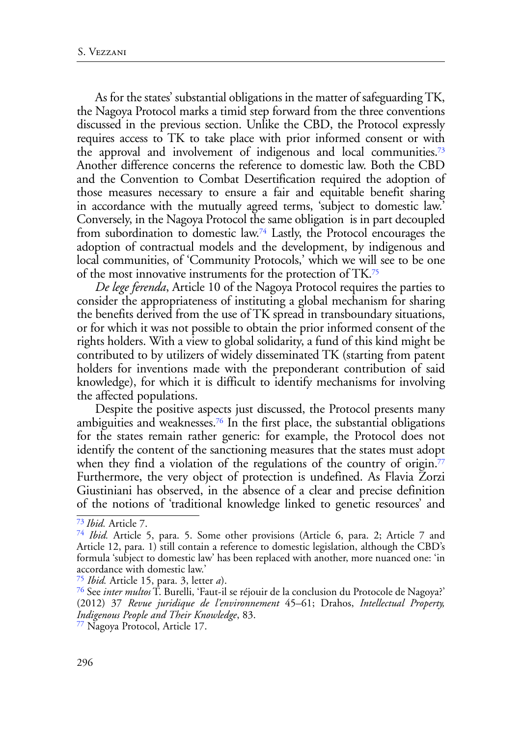As for the states' substantial obligations in the matter of safeguarding TK, the Nagoya Protocol marks a timid step forward from the three conventions discussed in the previous section. Unlike the CBD, the Protocol expressly requires access to TK to take place with prior informed consent or with the approval and involvement of indigenous and local communities.[73] Another difference concerns the reference to domestic law. Both the CBD and the Convention to Combat Desertification required the adoption of those measures necessary to ensure a fair and equitable benefit sharing in accordance with the mutually agreed terms, 'subject to domestic law.' Conversely, in the Nagoya Protocol the same obligation is in part decoupled from subordination to domestic law.[74] Lastly, the Protocol encourages the adoption of contractual models and the development, by indigenous and local communities, of 'Community Protocols,' which we will see to be one of the most innovative instruments for the protection of TK.[75]

*De lege ferenda*, Article 10 of the Nagoya Protocol requires the parties to consider the appropriateness of instituting a global mechanism for sharing the benefits derived from the use of TK spread in transboundary situations, or for which it was not possible to obtain the prior informed consent of the rights holders. With a view to global solidarity, a fund of this kind might be contributed to by utilizers of widely disseminated TK (starting from patent holders for inventions made with the preponderant contribution of said knowledge), for which it is difficult to identify mechanisms for involving the affected populations.

Despite the positive aspects just discussed, the Protocol presents many ambiguities and weaknesses.[76] In the first place, the substantial obligations for the states remain rather generic: for example, the Protocol does not identify the content of the sanctioning measures that the states must adopt when they find a violation of the regulations of the country of origin.[77] Furthermore, the very object of protection is undefined. As Flavia Zorzi Giustiniani has observed, in the absence of a clear and precise definition of the notions of 'traditional knowledge linked to genetic resources' and

---

[73] *Ibid.* Article 7.

[74] *Ibid.* Article 5, para. 5. Some other provisions (Article 6, para. 2; Article 7 and Article 12, para. 1) still contain a reference to domestic legislation, although the CBD's formula 'subject to domestic law' has been replaced with another, more nuanced one: 'in accordance with domestic law.'

[75] *Ibid.* Article 15, para. 3, letter *a*).

[76] See *inter multos* T. Burelli, 'Faut-il se réjouir de la conclusion du Protocole de Nagoya?' (2012) 37 *Revue juridique de l'environnement* 45–61; Drahos, *Intellectual Property, Indigenous People and Their Knowledge*, 83.

[77] Nagoya Protocol, Article 17.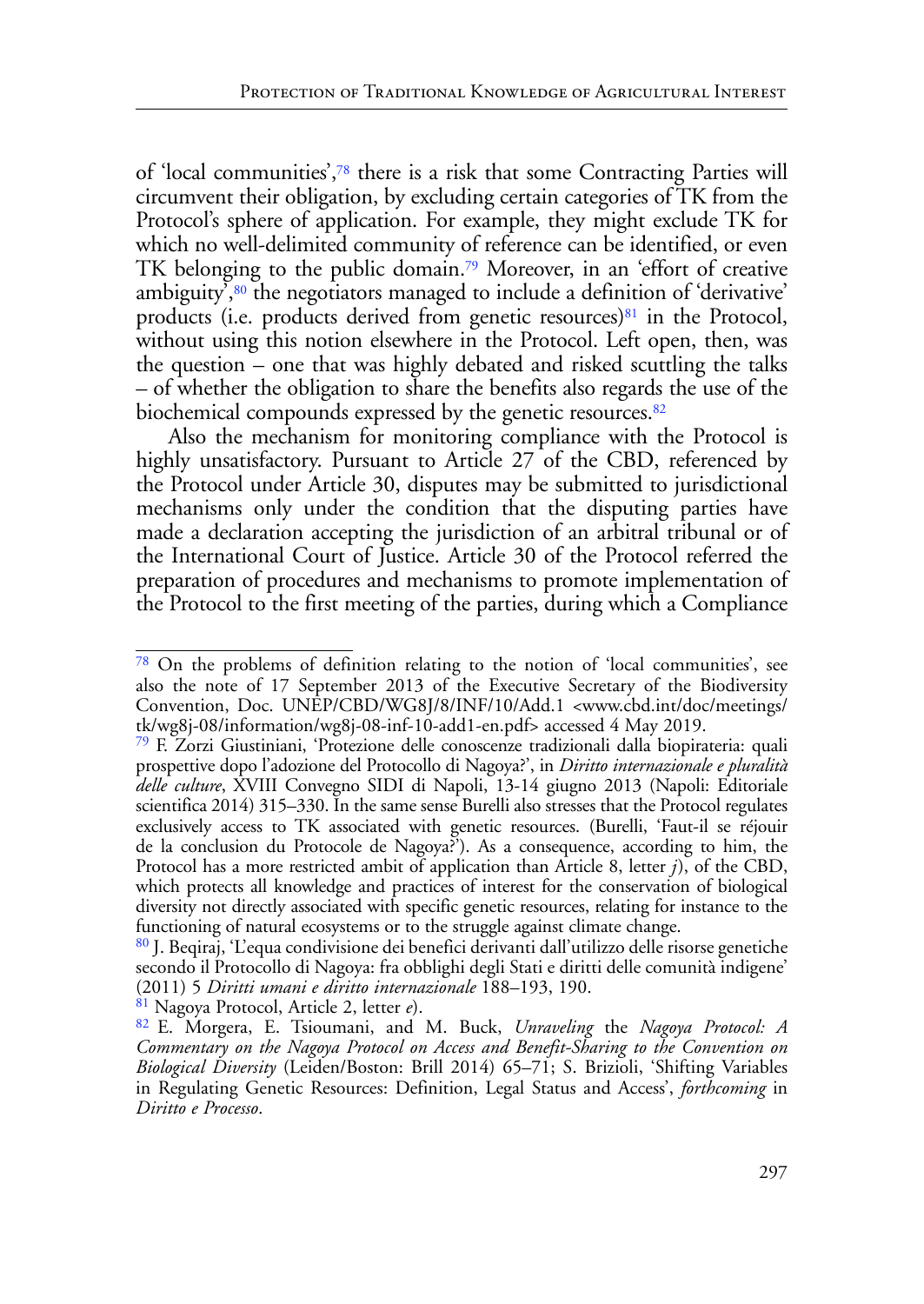of 'local communities',[78] there is a risk that some Contracting Parties will circumvent their obligation, by excluding certain categories of TK from the Protocol's sphere of application. For example, they might exclude TK for which no well-delimited community of reference can be identified, or even TK belonging to the public domain.[79] Moreover, in an 'effort of creative ambiguity',[80] the negotiators managed to include a definition of 'derivative' products (i.e. products derived from genetic resources)[81] in the Protocol, without using this notion elsewhere in the Protocol. Left open, then, was the question – one that was highly debated and risked scuttling the talks – of whether the obligation to share the benefits also regards the use of the biochemical compounds expressed by the genetic resources.[82]

Also the mechanism for monitoring compliance with the Protocol is highly unsatisfactory. Pursuant to Article 27 of the CBD, referenced by the Protocol under Article 30, disputes may be submitted to jurisdictional mechanisms only under the condition that the disputing parties have made a declaration accepting the jurisdiction of an arbitral tribunal or of the International Court of Justice. Article 30 of the Protocol referred the preparation of procedures and mechanisms to promote implementation of the Protocol to the first meeting of the parties, during which a Compliance

---

[78] On the problems of definition relating to the notion of 'local communities', see also the note of 17 September 2013 of the Executive Secretary of the Biodiversity Convention, Doc. UNEP/CBD/WG8J/8/INF/10/Add.1 <www.cbd.int/doc/meetings/tk/wg8j-08/information/wg8j-08-inf-10-add1-en.pdf> accessed 4 May 2019.

[79] F. Zorzi Giustiniani, 'Protezione delle conoscenze tradizionali dalla biopirateria: quali prospettive dopo l'adozione del Protocollo di Nagoya?', in *Diritto internazionale e pluralità delle culture*, XVIII Convegno SIDI di Napoli, 13-14 giugno 2013 (Napoli: Editoriale scientifica 2014) 315–330. In the same sense Burelli also stresses that the Protocol regulates exclusively access to TK associated with genetic resources. (Burelli, 'Faut-il se réjouir de la conclusion du Protocole de Nagoya?'). As a consequence, according to him, the Protocol has a more restricted ambit of application than Article 8, letter *j*), of the CBD, which protects all knowledge and practices of interest for the conservation of biological diversity not directly associated with specific genetic resources, relating for instance to the functioning of natural ecosystems or to the struggle against climate change.

[80] J. Beqiraj, 'L'equa condivisione dei benefici derivanti dall'utilizzo delle risorse genetiche secondo il Protocollo di Nagoya: fra obblighi degli Stati e diritti delle comunità indigene' (2011) 5 *Diritti umani e diritto internazionale* 188–193, 190.

[81] Nagoya Protocol, Article 2, letter *e*).

[82] E. Morgera, E. Tsioumani, and M. Buck, *Unraveling* the *Nagoya Protocol: A Commentary on the Nagoya Protocol on Access and Benefit-Sharing to the Convention on Biological Diversity* (Leiden/Boston: Brill 2014) 65–71; S. Brizioli, 'Shifting Variables in Regulating Genetic Resources: Definition, Legal Status and Access', *forthcoming* in *Diritto e Processo*.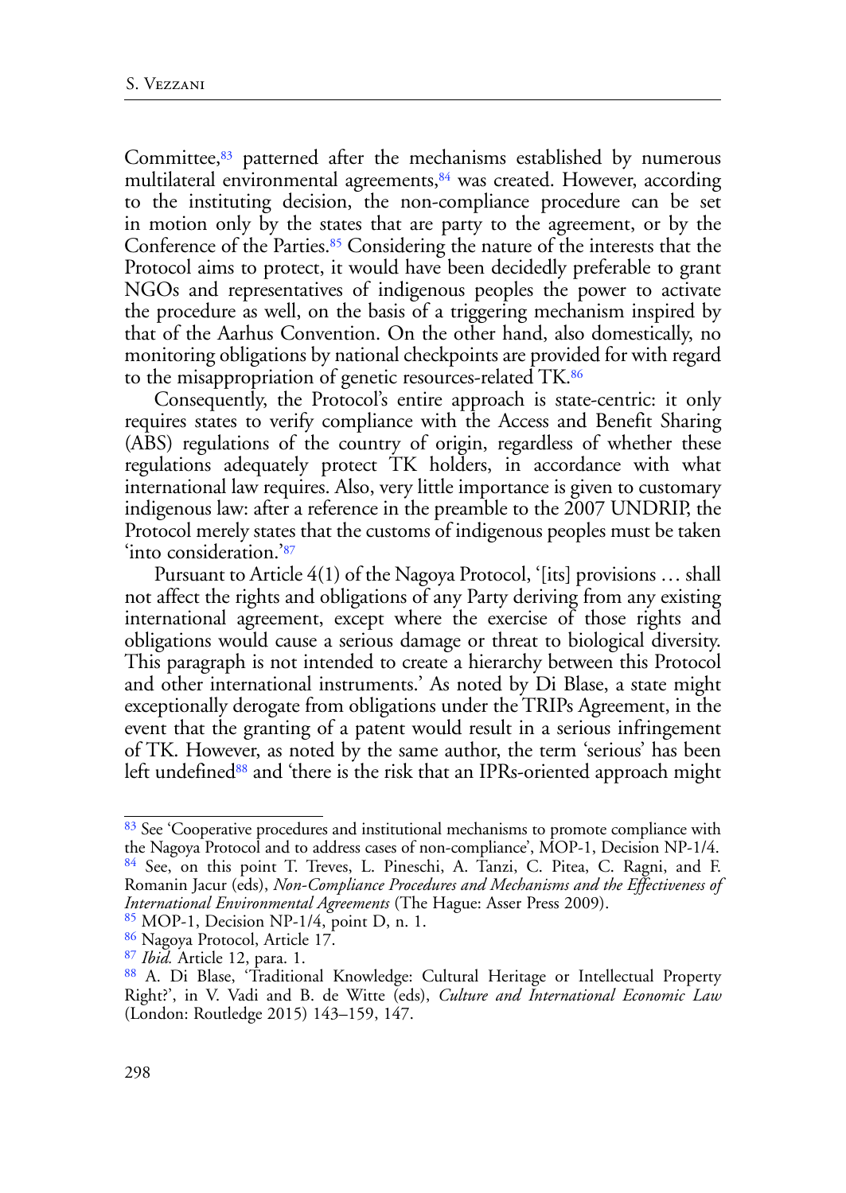Committee,[83] patterned after the mechanisms established by numerous multilateral environmental agreements,[84] was created. However, according to the instituting decision, the non-compliance procedure can be set in motion only by the states that are party to the agreement, or by the Conference of the Parties.[85] Considering the nature of the interests that the Protocol aims to protect, it would have been decidedly preferable to grant NGOs and representatives of indigenous peoples the power to activate the procedure as well, on the basis of a triggering mechanism inspired by that of the Aarhus Convention. On the other hand, also domestically, no monitoring obligations by national checkpoints are provided for with regard to the misappropriation of genetic resources-related TK.[86]

Consequently, the Protocol's entire approach is state-centric: it only requires states to verify compliance with the Access and Benefit Sharing (ABS) regulations of the country of origin, regardless of whether these regulations adequately protect TK holders, in accordance with what international law requires. Also, very little importance is given to customary indigenous law: after a reference in the preamble to the 2007 UNDRIP, the Protocol merely states that the customs of indigenous peoples must be taken 'into consideration.'[87]

Pursuant to Article 4(1) of the Nagoya Protocol, '[its] provisions … shall not affect the rights and obligations of any Party deriving from any existing international agreement, except where the exercise of those rights and obligations would cause a serious damage or threat to biological diversity. This paragraph is not intended to create a hierarchy between this Protocol and other international instruments.' As noted by Di Blase, a state might exceptionally derogate from obligations under the TRIPs Agreement, in the event that the granting of a patent would result in a serious infringement of TK. However, as noted by the same author, the term 'serious' has been left undefined[88] and 'there is the risk that an IPRs-oriented approach might

---

[83] See 'Cooperative procedures and institutional mechanisms to promote compliance with the Nagoya Protocol and to address cases of non-compliance', MOP-1, Decision NP-1/4.

[84] See, on this point T. Treves, L. Pineschi, A. Tanzi, C. Pitea, C. Ragni, and F. Romanin Jacur (eds), *Non-Compliance Procedures and Mechanisms and the Effectiveness of International Environmental Agreements* (The Hague: Asser Press 2009).

[85] MOP-1, Decision NP-1/4, point D, n. 1.

[86] Nagoya Protocol, Article 17.

[87] *Ibid.* Article 12, para. 1.

[88] A. Di Blase, 'Traditional Knowledge: Cultural Heritage or Intellectual Property Right?', in V. Vadi and B. de Witte (eds), *Culture and International Economic Law* (London: Routledge 2015) 143–159, 147.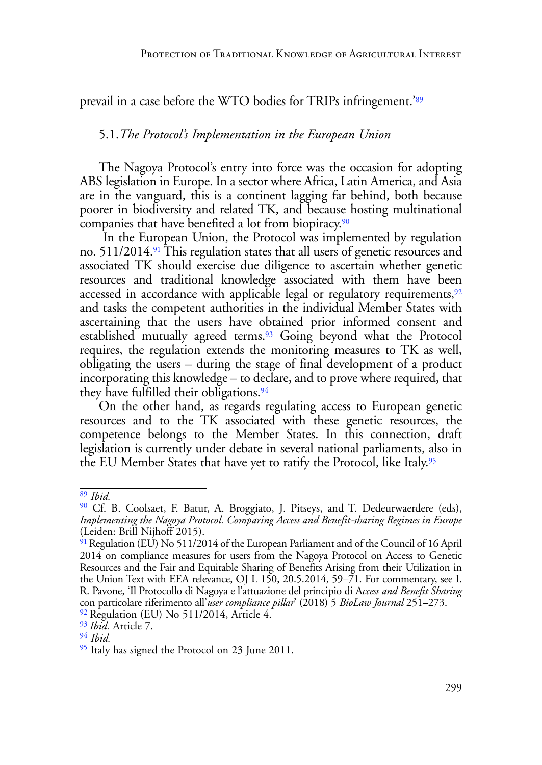prevail in a case before the WTO bodies for TRIPs infringement.'[89]

### 5.1. *The Protocol's Implementation in the European Union*

The Nagoya Protocol's entry into force was the occasion for adopting ABS legislation in Europe. In a sector where Africa, Latin America, and Asia are in the vanguard, this is a continent lagging far behind, both because poorer in biodiversity and related TK, and because hosting multinational companies that have benefited a lot from biopiracy.[90]

In the European Union, the Protocol was implemented by regulation no. 511/2014.[91] This regulation states that all users of genetic resources and associated TK should exercise due diligence to ascertain whether genetic resources and traditional knowledge associated with them have been accessed in accordance with applicable legal or regulatory requirements,[92] and tasks the competent authorities in the individual Member States with ascertaining that the users have obtained prior informed consent and established mutually agreed terms.[93] Going beyond what the Protocol requires, the regulation extends the monitoring measures to TK as well, obligating the users – during the stage of final development of a product incorporating this knowledge – to declare, and to prove where required, that they have fulfilled their obligations.[94]

On the other hand, as regards regulating access to European genetic resources and to the TK associated with these genetic resources, the competence belongs to the Member States. In this connection, draft legislation is currently under debate in several national parliaments, also in the EU Member States that have yet to ratify the Protocol, like Italy.[95]

---

[89] *Ibid.*

[90] Cf. B. Coolsaet, F. Batur, A. Broggiato, J. Pitseys, and T. Dedeurwaerdere (eds), *Implementing the Nagoya Protocol. Comparing Access and Benefit-sharing Regimes in Europe* (Leiden: Brill Nijhoff 2015).

[91] Regulation (EU) No 511/2014 of the European Parliament and of the Council of 16 April 2014 on compliance measures for users from the Nagoya Protocol on Access to Genetic Resources and the Fair and Equitable Sharing of Benefits Arising from their Utilization in the Union Text with EEA relevance, OJ L 150, 20.5.2014, 59–71. For commentary, see I. R. Pavone, 'Il Protocollo di Nagoya e l'attuazione del principio di *Access and Benefit Sharing* con particolare riferimento all'*user compliance pillar*' (2018) 5 *BioLaw Journal* 251–273.

[92] Regulation (EU) No 511/2014, Article 4.

[93] *Ibid.* Article 7.

[94] *Ibid.*

[95] Italy has signed the Protocol on 23 June 2011.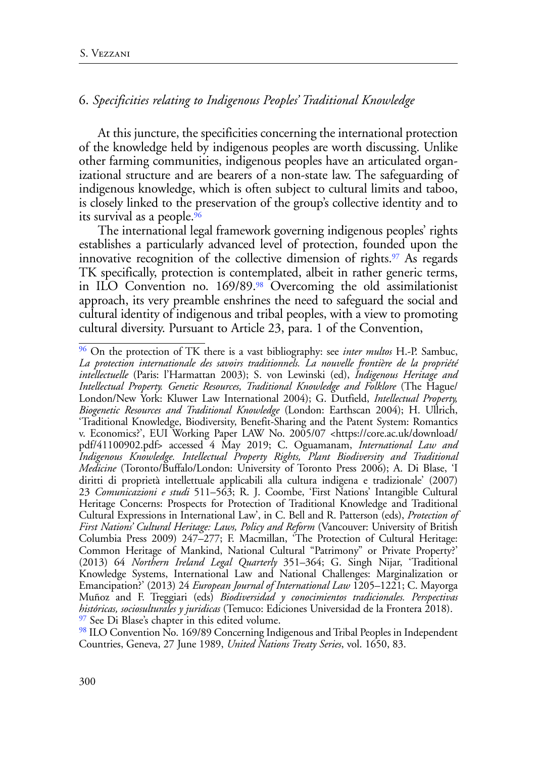## 6. *Specificities relating to Indigenous Peoples' Traditional Knowledge*

At this juncture, the specificities concerning the international protection of the knowledge held by indigenous peoples are worth discussing. Unlike other farming communities, indigenous peoples have an articulated organizational structure and are bearers of a non-state law. The safeguarding of indigenous knowledge, which is often subject to cultural limits and taboo, is closely linked to the preservation of the group's collective identity and to its survival as a people.[96]

The international legal framework governing indigenous peoples' rights establishes a particularly advanced level of protection, founded upon the innovative recognition of the collective dimension of rights.[97] As regards TK specifically, protection is contemplated, albeit in rather generic terms, in ILO Convention no. 169/89.[98] Overcoming the old assimilationist approach, its very preamble enshrines the need to safeguard the social and cultural identity of indigenous and tribal peoples, with a view to promoting cultural diversity. Pursuant to Article 23, para. 1 of the Convention,

---

[96] On the protection of TK there is a vast bibliography: see *inter multos* H.-P. Sambuc, *La protection internationale des savoirs traditionnels. La nouvelle frontière de la propriété intellectuelle* (Paris: l'Harmattan 2003); S. von Lewinski (ed), *Indigenous Heritage and Intellectual Property. Genetic Resources, Traditional Knowledge and Folklore* (The Hague/London/New York: Kluwer Law International 2004); G. Dutfield, *Intellectual Property, Biogenetic Resources and Traditional Knowledge* (London: Earthscan 2004); H. Ullrich, 'Traditional Knowledge, Biodiversity, Benefit-Sharing and the Patent System: Romantics v. Economics?', EUI Working Paper LAW No. 2005/07 <https://core.ac.uk/download/pdf/41100902.pdf> accessed 4 May 2019; C. Oguamanam, *International Law and Indigenous Knowledge. Intellectual Property Rights, Plant Biodiversity and Traditional Medicine* (Toronto/Buffalo/London: University of Toronto Press 2006); A. Di Blase, 'I diritti di proprietà intellettuale applicabili alla cultura indigena e tradizionale' (2007) 23 *Comunicazioni e studi* 511–563; R. J. Coombe, 'First Nations' Intangible Cultural Heritage Concerns: Prospects for Protection of Traditional Knowledge and Traditional Cultural Expressions in International Law', in C. Bell and R. Patterson (eds), *Protection of First Nations' Cultural Heritage: Laws, Policy and Reform* (Vancouver: University of British Columbia Press 2009) 247–277; F. Macmillan, 'The Protection of Cultural Heritage: Common Heritage of Mankind, National Cultural "Patrimony" or Private Property?' (2013) 64 *Northern Ireland Legal Quarterly* 351–364; G. Singh Nijar, 'Traditional Knowledge Systems, International Law and National Challenges: Marginalization or Emancipation?' (2013) 24 *European Journal of International Law* 1205–1221; C. Mayorga Muñoz and F. Treggiari (eds) *Biodiversidad y conocimientos tradicionales. Perspectivas históricas, sociosulturales y juridicas* (Temuco: Ediciones Universidad de la Frontera 2018).

[97] See Di Blase's chapter in this edited volume.

[98] ILO Convention No. 169/89 Concerning Indigenous and Tribal Peoples in Independent Countries, Geneva, 27 June 1989, *United Nations Treaty Series*, vol. 1650, 83.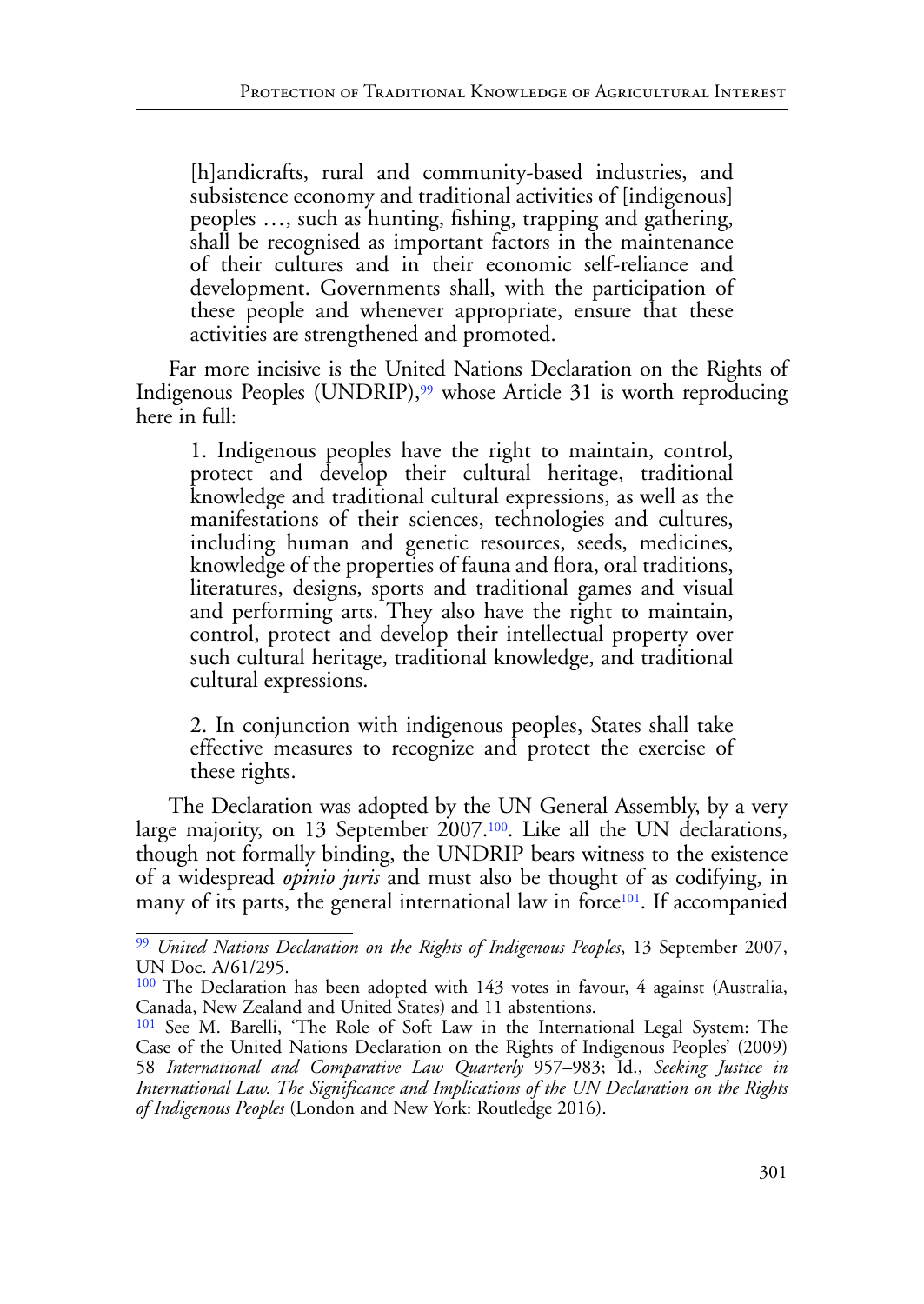> [h]andicrafts, rural and community-based industries, and subsistence economy and traditional activities of [indigenous] peoples …, such as hunting, fishing, trapping and gathering, shall be recognised as important factors in the maintenance of their cultures and in their economic self-reliance and development. Governments shall, with the participation of these people and whenever appropriate, ensure that these activities are strengthened and promoted.

Far more incisive is the United Nations Declaration on the Rights of Indigenous Peoples (UNDRIP),[99] whose Article 31 is worth reproducing here in full:

> 1. Indigenous peoples have the right to maintain, control, protect and develop their cultural heritage, traditional knowledge and traditional cultural expressions, as well as the manifestations of their sciences, technologies and cultures, including human and genetic resources, seeds, medicines, knowledge of the properties of fauna and flora, oral traditions, literatures, designs, sports and traditional games and visual and performing arts. They also have the right to maintain, control, protect and develop their intellectual property over such cultural heritage, traditional knowledge, and traditional cultural expressions.
>
> 2. In conjunction with indigenous peoples, States shall take effective measures to recognize and protect the exercise of these rights.

The Declaration was adopted by the UN General Assembly, by a very large majority, on 13 September 2007.[100]. Like all the UN declarations, though not formally binding, the UNDRIP bears witness to the existence of a widespread *opinio juris* and must also be thought of as codifying, in many of its parts, the general international law in force[101]. If accompanied

---

[99] *United Nations Declaration on the Rights of Indigenous Peoples*, 13 September 2007, UN Doc. A/61/295.

[100] The Declaration has been adopted with 143 votes in favour, 4 against (Australia, Canada, New Zealand and United States) and 11 abstentions.

[101] See M. Barelli, 'The Role of Soft Law in the International Legal System: The Case of the United Nations Declaration on the Rights of Indigenous Peoples' (2009) 58 *International and Comparative Law Quarterly* 957–983; Id., *Seeking Justice in International Law. The Significance and Implications of the UN Declaration on the Rights of Indigenous Peoples* (London and New York: Routledge 2016).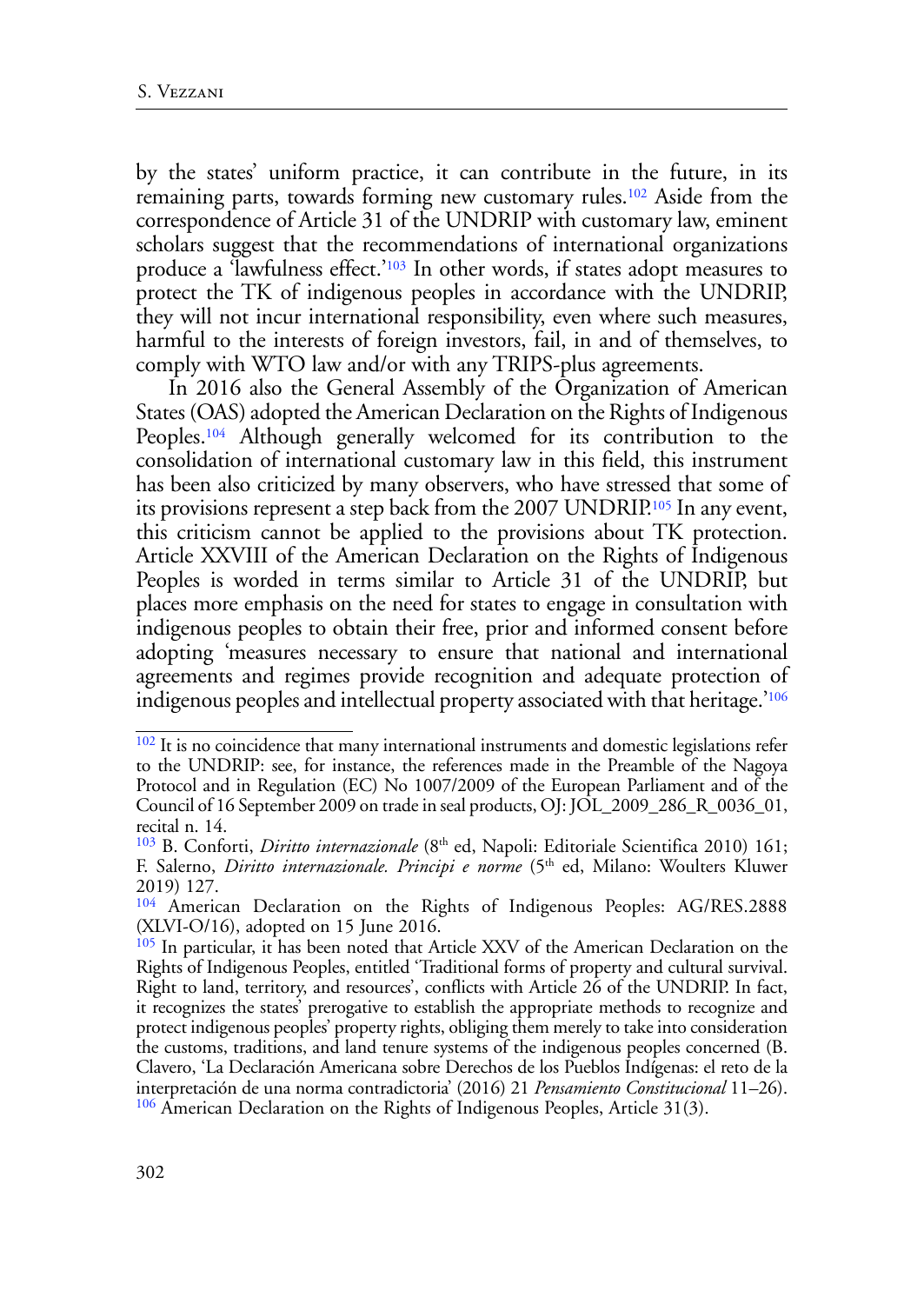by the states' uniform practice, it can contribute in the future, in its remaining parts, towards forming new customary rules.[102] Aside from the correspondence of Article 31 of the UNDRIP with customary law, eminent scholars suggest that the recommendations of international organizations produce a 'lawfulness effect.'[103] In other words, if states adopt measures to protect the TK of indigenous peoples in accordance with the UNDRIP, they will not incur international responsibility, even where such measures, harmful to the interests of foreign investors, fail, in and of themselves, to comply with WTO law and/or with any TRIPS-plus agreements.

In 2016 also the General Assembly of the Organization of American States (OAS) adopted the American Declaration on the Rights of Indigenous Peoples.[104] Although generally welcomed for its contribution to the consolidation of international customary law in this field, this instrument has been also criticized by many observers, who have stressed that some of its provisions represent a step back from the 2007 UNDRIP.[105] In any event, this criticism cannot be applied to the provisions about TK protection. Article XXVIII of the American Declaration on the Rights of Indigenous Peoples is worded in terms similar to Article 31 of the UNDRIP, but places more emphasis on the need for states to engage in consultation with indigenous peoples to obtain their free, prior and informed consent before adopting 'measures necessary to ensure that national and international agreements and regimes provide recognition and adequate protection of indigenous peoples and intellectual property associated with that heritage.'[106]

---

[102] It is no coincidence that many international instruments and domestic legislations refer to the UNDRIP: see, for instance, the references made in the Preamble of the Nagoya Protocol and in Regulation (EC) No 1007/2009 of the European Parliament and of the Council of 16 September 2009 on trade in seal products, OJ: JOL_2009_286_R_0036_01, recital n. 14.

[103] B. Conforti, *Diritto internazionale* (8th ed, Napoli: Editoriale Scientifica 2010) 161; F. Salerno, *Diritto internazionale. Principi e norme* (5th ed, Milano: Woulters Kluwer 2019) 127.

[104] American Declaration on the Rights of Indigenous Peoples: AG/RES.2888 (XLVI-O/16), adopted on 15 June 2016.

[105] In particular, it has been noted that Article XXV of the American Declaration on the Rights of Indigenous Peoples, entitled 'Traditional forms of property and cultural survival. Right to land, territory, and resources', conflicts with Article 26 of the UNDRIP. In fact, it recognizes the states' prerogative to establish the appropriate methods to recognize and protect indigenous peoples' property rights, obliging them merely to take into consideration the customs, traditions, and land tenure systems of the indigenous peoples concerned (B. Clavero, 'La Declaración Americana sobre Derechos de los Pueblos Indígenas: el reto de la interpretación de una norma contradictoria' (2016) 21 *Pensamiento Constitucional* 11–26).

[106] American Declaration on the Rights of Indigenous Peoples, Article 31(3).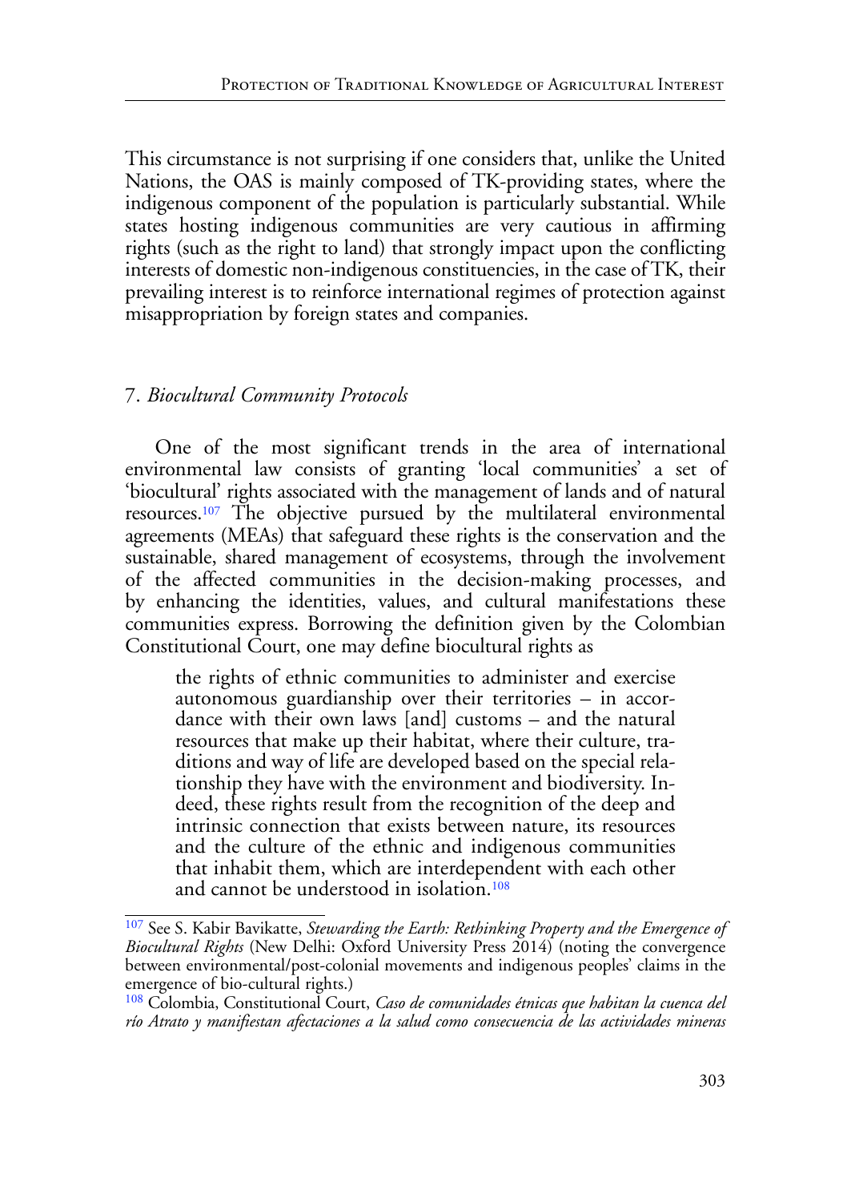This circumstance is not surprising if one considers that, unlike the United Nations, the OAS is mainly composed of TK-providing states, where the indigenous component of the population is particularly substantial. While states hosting indigenous communities are very cautious in affirming rights (such as the right to land) that strongly impact upon the conflicting interests of domestic non-indigenous constituencies, in the case of TK, their prevailing interest is to reinforce international regimes of protection against misappropriation by foreign states and companies.

## 7. *Biocultural Community Protocols*

One of the most significant trends in the area of international environmental law consists of granting 'local communities' a set of 'biocultural' rights associated with the management of lands and of natural resources.[107] The objective pursued by the multilateral environmental agreements (MEAs) that safeguard these rights is the conservation and the sustainable, shared management of ecosystems, through the involvement of the affected communities in the decision-making processes, and by enhancing the identities, values, and cultural manifestations these communities express. Borrowing the definition given by the Colombian Constitutional Court, one may define biocultural rights as

> the rights of ethnic communities to administer and exercise autonomous guardianship over their territories – in accordance with their own laws [and] customs – and the natural resources that make up their habitat, where their culture, traditions and way of life are developed based on the special relationship they have with the environment and biodiversity. Indeed, these rights result from the recognition of the deep and intrinsic connection that exists between nature, its resources and the culture of the ethnic and indigenous communities that inhabit them, which are interdependent with each other and cannot be understood in isolation.[108]

---

[107] See S. Kabir Bavikatte, *Stewarding the Earth: Rethinking Property and the Emergence of Biocultural Rights* (New Delhi: Oxford University Press 2014) (noting the convergence between environmental/post-colonial movements and indigenous peoples' claims in the emergence of bio-cultural rights.)

[108] Colombia, Constitutional Court, *Caso de comunidades étnicas que habitan la cuenca del río Atrato y manifiestan afectaciones a la salud como consecuencia de las actividades mineras*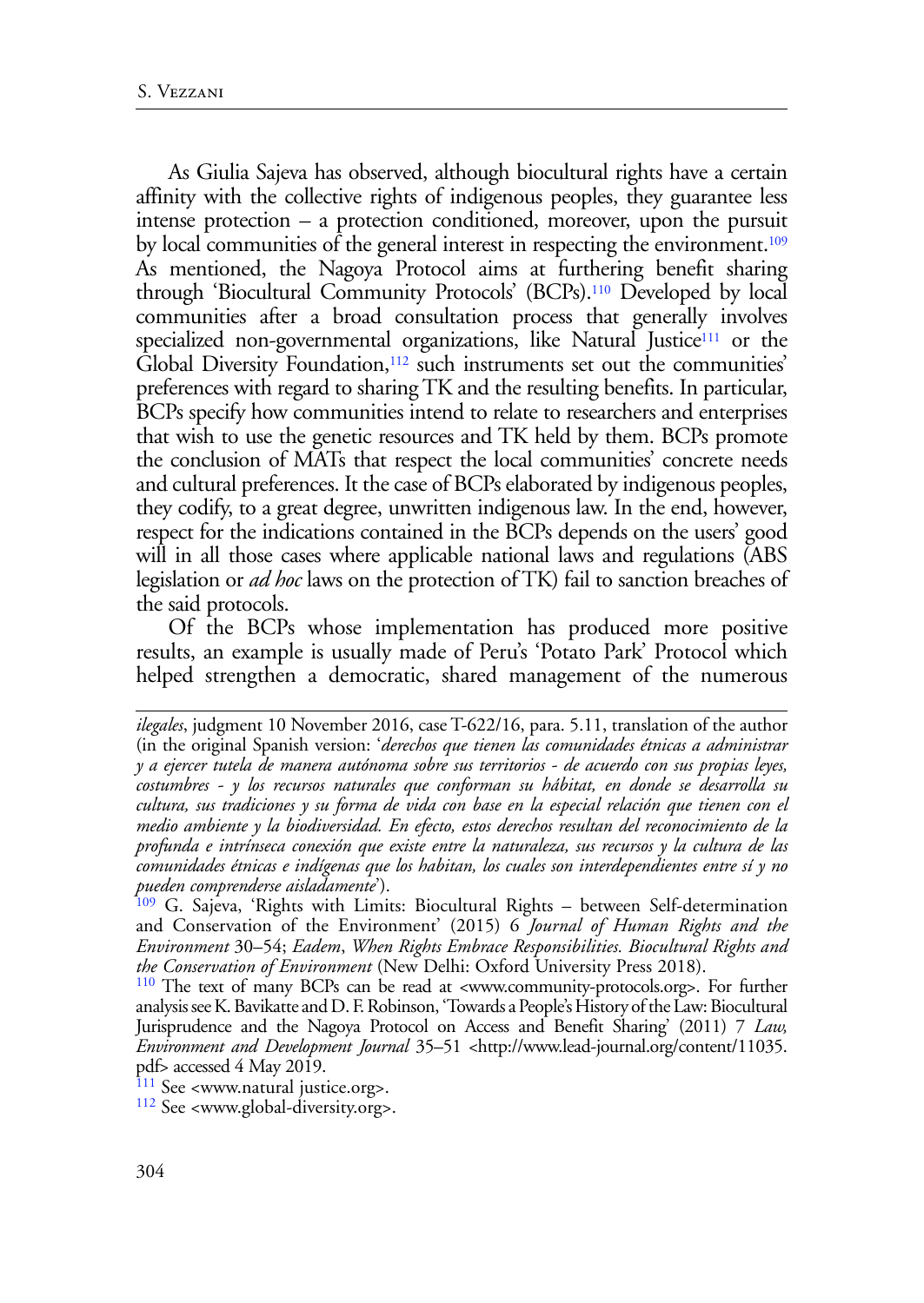As Giulia Sajeva has observed, although biocultural rights have a certain affinity with the collective rights of indigenous peoples, they guarantee less intense protection – a protection conditioned, moreover, upon the pursuit by local communities of the general interest in respecting the environment.[109] As mentioned, the Nagoya Protocol aims at furthering benefit sharing through 'Biocultural Community Protocols' (BCPs).[110] Developed by local communities after a broad consultation process that generally involves specialized non-governmental organizations, like Natural Justice[111] or the Global Diversity Foundation,[112] such instruments set out the communities' preferences with regard to sharing TK and the resulting benefits. In particular, BCPs specify how communities intend to relate to researchers and enterprises that wish to use the genetic resources and TK held by them. BCPs promote the conclusion of MATs that respect the local communities' concrete needs and cultural preferences. It the case of BCPs elaborated by indigenous peoples, they codify, to a great degree, unwritten indigenous law. In the end, however, respect for the indications contained in the BCPs depends on the users' good will in all those cases where applicable national laws and regulations (ABS legislation or *ad hoc* laws on the protection of TK) fail to sanction breaches of the said protocols.

Of the BCPs whose implementation has produced more positive results, an example is usually made of Peru's 'Potato Park' Protocol which helped strengthen a democratic, shared management of the numerous

---

*ilegales*, judgment 10 November 2016, case T-622/16, para. 5.11, translation of the author (in the original Spanish version: '*derechos que tienen las comunidades étnicas a administrar y a ejercer tutela de manera autónoma sobre sus territorios - de acuerdo con sus propias leyes, costumbres - y los recursos naturales que conforman su hábitat, en donde se desarrolla su cultura, sus tradiciones y su forma de vida con base en la especial relación que tienen con el medio ambiente y la biodiversidad. En efecto, estos derechos resultan del reconocimiento de la profunda e intrínseca conexión que existe entre la naturaleza, sus recursos y la cultura de las comunidades étnicas e indígenas que los habitan, los cuales son interdependientes entre sí y no pueden comprenderse aisladamente*').

[109] G. Sajeva, 'Rights with Limits: Biocultural Rights – between Self-determination and Conservation of the Environment' (2015) 6 *Journal of Human Rights and the Environment* 30–54; *Eadem*, *When Rights Embrace Responsibilities. Biocultural Rights and the Conservation of Environment* (New Delhi: Oxford University Press 2018).

[110] The text of many BCPs can be read at <www.community-protocols.org>. For further analysis see K. Bavikatte and D. F. Robinson, 'Towards a People's History of the Law: Biocultural Jurisprudence and the Nagoya Protocol on Access and Benefit Sharing' (2011) 7 *Law, Environment and Development Journal* 35–51 <http://www.lead-journal.org/content/11035.pdf> accessed 4 May 2019.

[111] See <www.natural justice.org>.

[112] See <www.global-diversity.org>.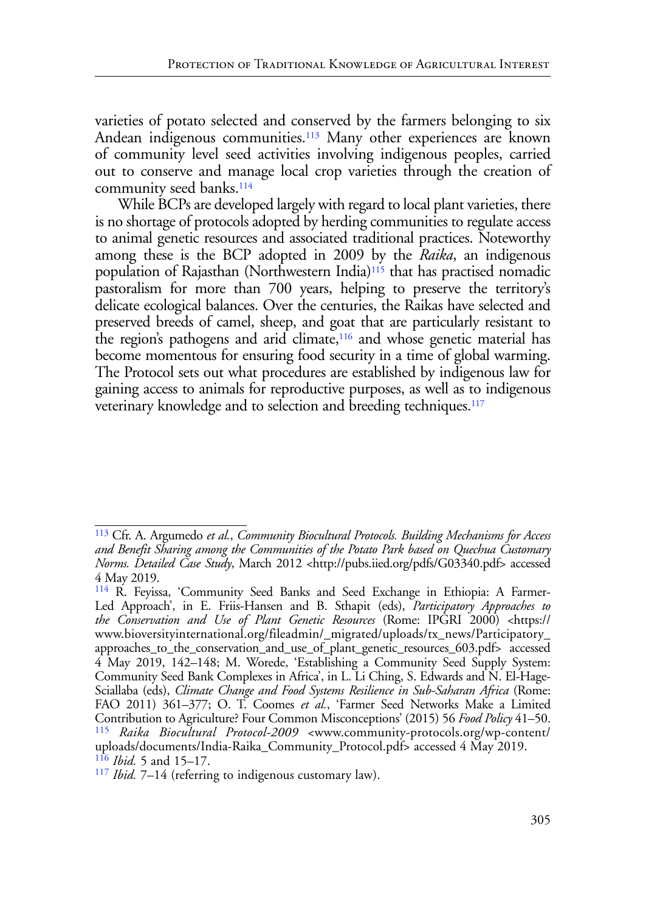varieties of potato selected and conserved by the farmers belonging to six Andean indigenous communities.[113] Many other experiences are known of community level seed activities involving indigenous peoples, carried out to conserve and manage local crop varieties through the creation of community seed banks.[114]

While BCPs are developed largely with regard to local plant varieties, there is no shortage of protocols adopted by herding communities to regulate access to animal genetic resources and associated traditional practices. Noteworthy among these is the BCP adopted in 2009 by the *Raika*, an indigenous population of Rajasthan (Northwestern India)[115] that has practised nomadic pastoralism for more than 700 years, helping to preserve the territory's delicate ecological balances. Over the centuries, the Raikas have selected and preserved breeds of camel, sheep, and goat that are particularly resistant to the region's pathogens and arid climate,[116] and whose genetic material has become momentous for ensuring food security in a time of global warming. The Protocol sets out what procedures are established by indigenous law for gaining access to animals for reproductive purposes, as well as to indigenous veterinary knowledge and to selection and breeding techniques.[117]

---

[113] Cfr. A. Argumedo *et al.*, *Community Biocultural Protocols. Building Mechanisms for Access and Benefit Sharing among the Communities of the Potato Park based on Quechua Customary Norms. Detailed Case Study*, March 2012 <http://pubs.iied.org/pdfs/G03340.pdf> accessed 4 May 2019.

[114] R. Feyissa, 'Community Seed Banks and Seed Exchange in Ethiopia: A Farmer-Led Approach', in E. Friis-Hansen and B. Sthapit (eds), *Participatory Approaches to the Conservation and Use of Plant Genetic Resources* (Rome: IPGRI 2000) <https://www.bioversityinternational.org/fileadmin/_migrated/uploads/tx_news/Participatory_approaches_to_the_conservation_and_use_of_plant_genetic_resources_603.pdf> accessed 4 May 2019, 142–148; M. Worede, 'Establishing a Community Seed Supply System: Community Seed Bank Complexes in Africa', in L. Li Ching, S. Edwards and N. El-Hage-Sciallaba (eds), *Climate Change and Food Systems Resilience in Sub-Saharan Africa* (Rome: FAO 2011) 361–377; O. T. Coomes *et al.*, 'Farmer Seed Networks Make a Limited Contribution to Agriculture? Four Common Misconceptions' (2015) 56 *Food Policy* 41–50.

[115] *Raika Biocultural Protocol-2009* <www.community-protocols.org/wp-content/uploads/documents/India-Raika_Community_Protocol.pdf> accessed 4 May 2019.

[116] *Ibid.* 5 and 15–17.

[117] *Ibid.* 7–14 (referring to indigenous customary law).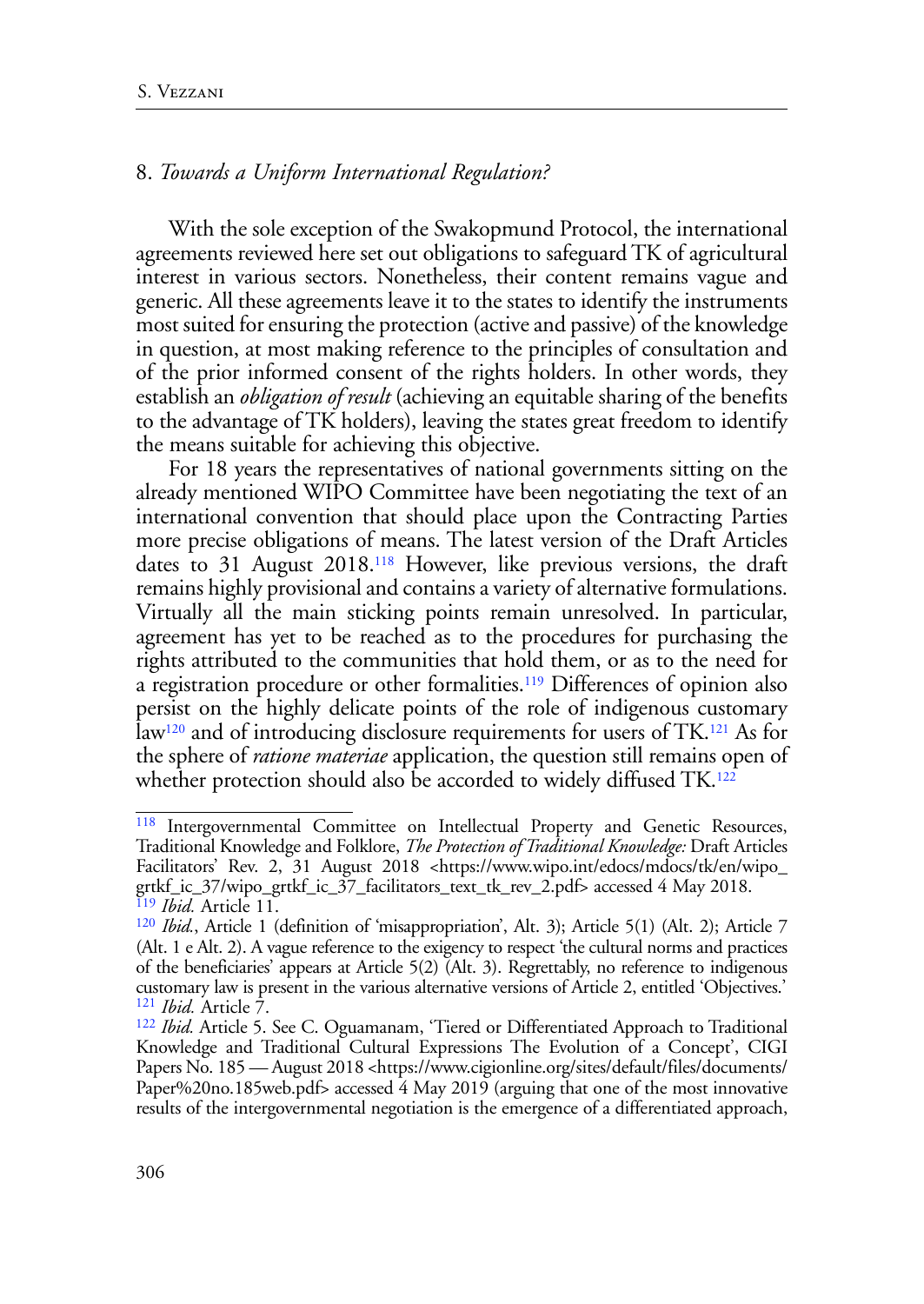## 8. *Towards a Uniform International Regulation?*

With the sole exception of the Swakopmund Protocol, the international agreements reviewed here set out obligations to safeguard TK of agricultural interest in various sectors. Nonetheless, their content remains vague and generic. All these agreements leave it to the states to identify the instruments most suited for ensuring the protection (active and passive) of the knowledge in question, at most making reference to the principles of consultation and of the prior informed consent of the rights holders. In other words, they establish an *obligation of result* (achieving an equitable sharing of the benefits to the advantage of TK holders), leaving the states great freedom to identify the means suitable for achieving this objective.

For 18 years the representatives of national governments sitting on the already mentioned WIPO Committee have been negotiating the text of an international convention that should place upon the Contracting Parties more precise obligations of means. The latest version of the Draft Articles dates to 31 August 2018.[118] However, like previous versions, the draft remains highly provisional and contains a variety of alternative formulations. Virtually all the main sticking points remain unresolved. In particular, agreement has yet to be reached as to the procedures for purchasing the rights attributed to the communities that hold them, or as to the need for a registration procedure or other formalities.[119] Differences of opinion also persist on the highly delicate points of the role of indigenous customary law[120] and of introducing disclosure requirements for users of TK.[121] As for the sphere of *ratione materiae* application, the question still remains open of whether protection should also be accorded to widely diffused TK.[122]

---

[118] Intergovernmental Committee on Intellectual Property and Genetic Resources, Traditional Knowledge and Folklore, *The Protection of Traditional Knowledge:* Draft Articles Facilitators' Rev. 2, 31 August 2018 <https://www.wipo.int/edocs/mdocs/tk/en/wipo_grtkf_ic_37/wipo_grtkf_ic_37_facilitators_text_tk_rev_2.pdf> accessed 4 May 2018.

[119] *Ibid.* Article 11.

[120] *Ibid.*, Article 1 (definition of 'misappropriation', Alt. 3); Article 5(1) (Alt. 2); Article 7 (Alt. 1 e Alt. 2). A vague reference to the exigency to respect 'the cultural norms and practices of the beneficiaries' appears at Article 5(2) (Alt. 3). Regrettably, no reference to indigenous customary law is present in the various alternative versions of Article 2, entitled 'Objectives.'

[121] *Ibid.* Article 7.

[122] *Ibid.* Article 5. See C. Oguamanam, 'Tiered or Differentiated Approach to Traditional Knowledge and Traditional Cultural Expressions The Evolution of a Concept', CIGI Papers No. 185 — August 2018 <https://www.cigionline.org/sites/default/files/documents/Paper%20no.185web.pdf> accessed 4 May 2019 (arguing that one of the most innovative results of the intergovernmental negotiation is the emergence of a differentiated approach,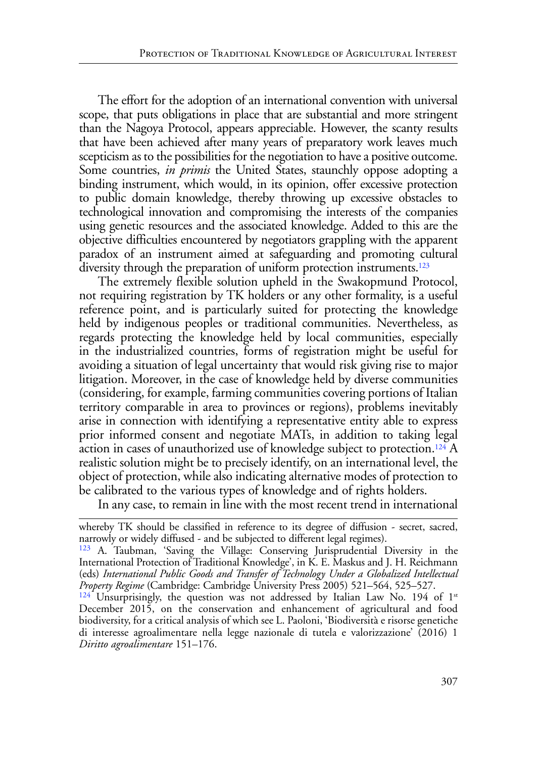The effort for the adoption of an international convention with universal scope, that puts obligations in place that are substantial and more stringent than the Nagoya Protocol, appears appreciable. However, the scanty results that have been achieved after many years of preparatory work leaves much scepticism as to the possibilities for the negotiation to have a positive outcome. Some countries, *in primis* the United States, staunchly oppose adopting a binding instrument, which would, in its opinion, offer excessive protection to public domain knowledge, thereby throwing up excessive obstacles to technological innovation and compromising the interests of the companies using genetic resources and the associated knowledge. Added to this are the objective difficulties encountered by negotiators grappling with the apparent paradox of an instrument aimed at safeguarding and promoting cultural diversity through the preparation of uniform protection instruments.[123]

The extremely flexible solution upheld in the Swakopmund Protocol, not requiring registration by TK holders or any other formality, is a useful reference point, and is particularly suited for protecting the knowledge held by indigenous peoples or traditional communities. Nevertheless, as regards protecting the knowledge held by local communities, especially in the industrialized countries, forms of registration might be useful for avoiding a situation of legal uncertainty that would risk giving rise to major litigation. Moreover, in the case of knowledge held by diverse communities (considering, for example, farming communities covering portions of Italian territory comparable in area to provinces or regions), problems inevitably arise in connection with identifying a representative entity able to express prior informed consent and negotiate MATs, in addition to taking legal action in cases of unauthorized use of knowledge subject to protection.[124] A realistic solution might be to precisely identify, on an international level, the object of protection, while also indicating alternative modes of protection to be calibrated to the various types of knowledge and of rights holders.

In any case, to remain in line with the most recent trend in international

---

whereby TK should be classified in reference to its degree of diffusion - secret, sacred, narrowly or widely diffused - and be subjected to different legal regimes).

[123] A. Taubman, 'Saving the Village: Conserving Jurisprudential Diversity in the International Protection of Traditional Knowledge', in K. E. Maskus and J. H. Reichmann (eds) *International Public Goods and Transfer of Technology Under a Globalized Intellectual Property Regime* (Cambridge: Cambridge University Press 2005) 521–564, 525–527.

[124] Unsurprisingly, the question was not addressed by Italian Law No. 194 of 1st December 2015, on the conservation and enhancement of agricultural and food biodiversity, for a critical analysis of which see L. Paoloni, 'Biodiversità e risorse genetiche di interesse agroalimentare nella legge nazionale di tutela e valorizzazione' (2016) 1 *Diritto agroalimentare* 151–176.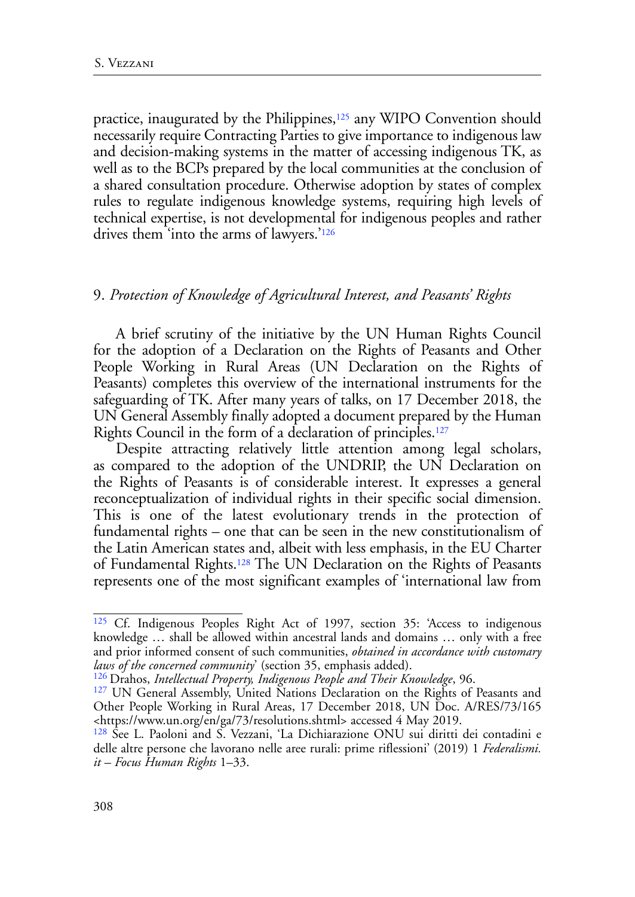practice, inaugurated by the Philippines,[125] any WIPO Convention should necessarily require Contracting Parties to give importance to indigenous law and decision-making systems in the matter of accessing indigenous TK, as well as to the BCPs prepared by the local communities at the conclusion of a shared consultation procedure. Otherwise adoption by states of complex rules to regulate indigenous knowledge systems, requiring high levels of technical expertise, is not developmental for indigenous peoples and rather drives them 'into the arms of lawyers.'[126]

## 9. *Protection of Knowledge of Agricultural Interest, and Peasants' Rights*

A brief scrutiny of the initiative by the UN Human Rights Council for the adoption of a Declaration on the Rights of Peasants and Other People Working in Rural Areas (UN Declaration on the Rights of Peasants) completes this overview of the international instruments for the safeguarding of TK. After many years of talks, on 17 December 2018, the UN General Assembly finally adopted a document prepared by the Human Rights Council in the form of a declaration of principles.[127]

Despite attracting relatively little attention among legal scholars, as compared to the adoption of the UNDRIP, the UN Declaration on the Rights of Peasants is of considerable interest. It expresses a general reconceptualization of individual rights in their specific social dimension. This is one of the latest evolutionary trends in the protection of fundamental rights – one that can be seen in the new constitutionalism of the Latin American states and, albeit with less emphasis, in the EU Charter of Fundamental Rights.[128] The UN Declaration on the Rights of Peasants represents one of the most significant examples of 'international law from

---

[125] Cf. Indigenous Peoples Right Act of 1997, section 35: 'Access to indigenous knowledge … shall be allowed within ancestral lands and domains … only with a free and prior informed consent of such communities, *obtained in accordance with customary laws of the concerned community*' (section 35, emphasis added).

[126] Drahos, *Intellectual Property, Indigenous People and Their Knowledge*, 96.

[127] UN General Assembly, United Nations Declaration on the Rights of Peasants and Other People Working in Rural Areas, 17 December 2018, UN Doc. A/RES/73/165 <https://www.un.org/en/ga/73/resolutions.shtml> accessed 4 May 2019.

[128] See L. Paoloni and S. Vezzani, 'La Dichiarazione ONU sui diritti dei contadini e delle altre persone che lavorano nelle aree rurali: prime riflessioni' (2019) 1 *Federalismi.it – Focus Human Rights* 1–33.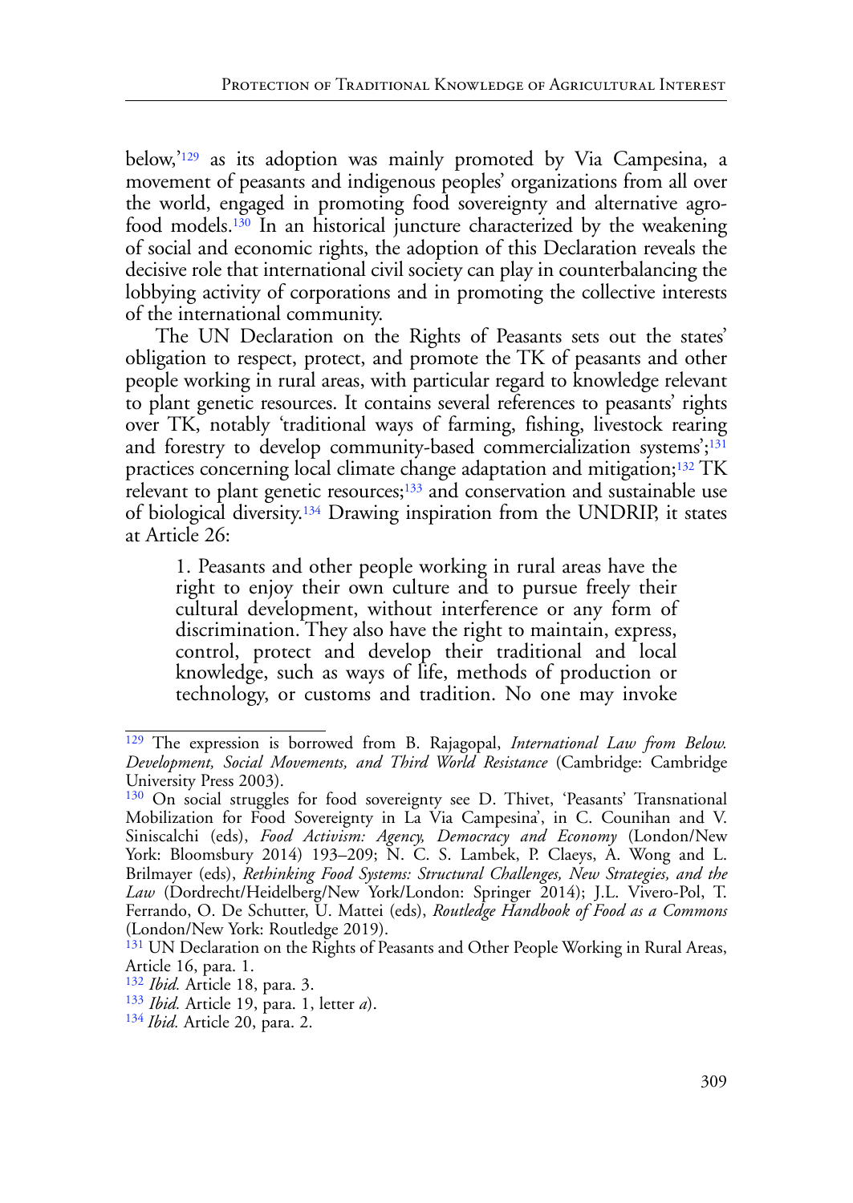below,'[129] as its adoption was mainly promoted by Via Campesina, a movement of peasants and indigenous peoples' organizations from all over the world, engaged in promoting food sovereignty and alternative agro-food models.[130] In an historical juncture characterized by the weakening of social and economic rights, the adoption of this Declaration reveals the decisive role that international civil society can play in counterbalancing the lobbying activity of corporations and in promoting the collective interests of the international community.

The UN Declaration on the Rights of Peasants sets out the states' obligation to respect, protect, and promote the TK of peasants and other people working in rural areas, with particular regard to knowledge relevant to plant genetic resources. It contains several references to peasants' rights over TK, notably 'traditional ways of farming, fishing, livestock rearing and forestry to develop community-based commercialization systems';[131] practices concerning local climate change adaptation and mitigation;[132] TK relevant to plant genetic resources;[133] and conservation and sustainable use of biological diversity.[134] Drawing inspiration from the UNDRIP, it states at Article 26:

> 1. Peasants and other people working in rural areas have the right to enjoy their own culture and to pursue freely their cultural development, without interference or any form of discrimination. They also have the right to maintain, express, control, protect and develop their traditional and local knowledge, such as ways of life, methods of production or technology, or customs and tradition. No one may invoke

---

[129] The expression is borrowed from B. Rajagopal, *International Law from Below. Development, Social Movements, and Third World Resistance* (Cambridge: Cambridge University Press 2003).

[130] On social struggles for food sovereignty see D. Thivet, 'Peasants' Transnational Mobilization for Food Sovereignty in La Via Campesina', in C. Counihan and V. Siniscalchi (eds), *Food Activism: Agency, Democracy and Economy* (London/New York: Bloomsbury 2014) 193–209; N. C. S. Lambek, P. Claeys, A. Wong and L. Brilmayer (eds), *Rethinking Food Systems: Structural Challenges, New Strategies, and the Law* (Dordrecht/Heidelberg/New York/London: Springer 2014); J.L. Vivero-Pol, T. Ferrando, O. De Schutter, U. Mattei (eds), *Routledge Handbook of Food as a Commons* (London/New York: Routledge 2019).

[131] UN Declaration on the Rights of Peasants and Other People Working in Rural Areas, Article 16, para. 1.

[132] *Ibid.* Article 18, para. 3.

[133] *Ibid.* Article 19, para. 1, letter *a*).

[134] *Ibid.* Article 20, para. 2.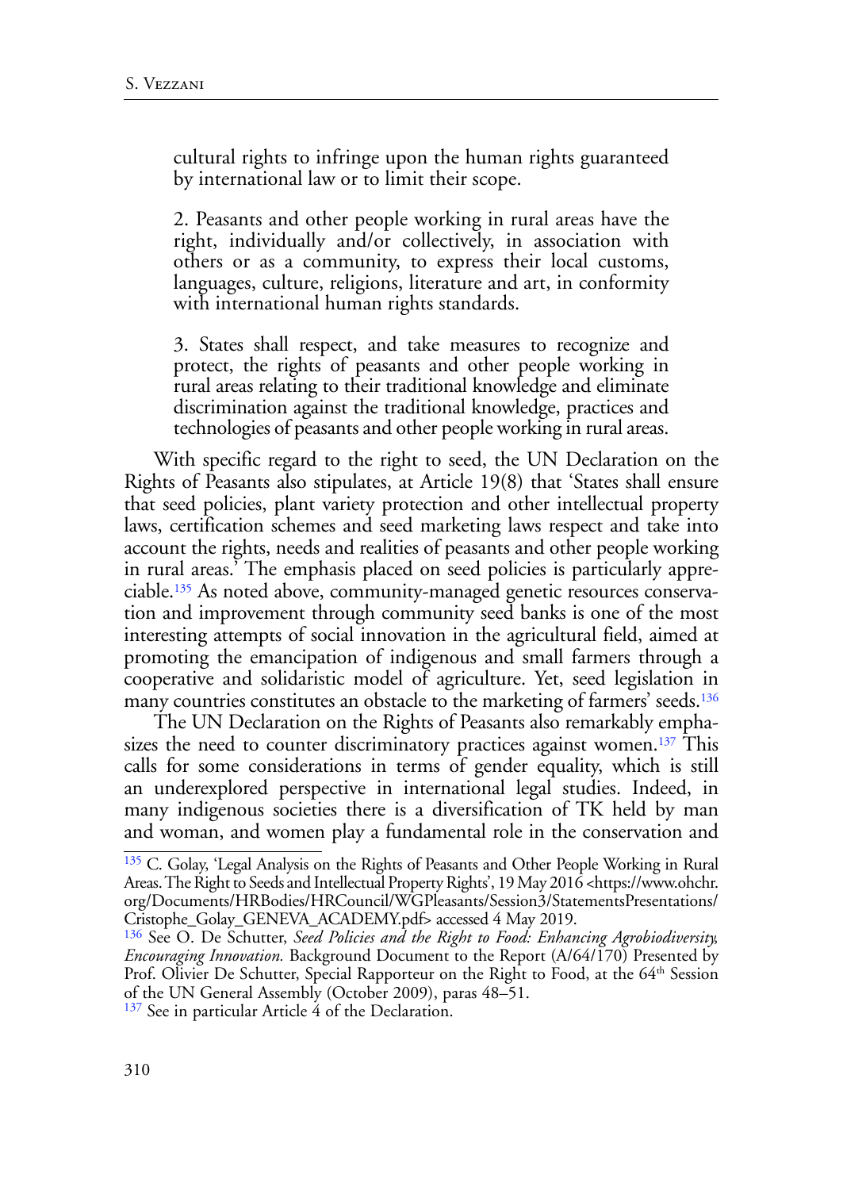> cultural rights to infringe upon the human rights guaranteed by international law or to limit their scope.
>
> 2. Peasants and other people working in rural areas have the right, individually and/or collectively, in association with others or as a community, to express their local customs, languages, culture, religions, literature and art, in conformity with international human rights standards.
>
> 3. States shall respect, and take measures to recognize and protect, the rights of peasants and other people working in rural areas relating to their traditional knowledge and eliminate discrimination against the traditional knowledge, practices and technologies of peasants and other people working in rural areas.

With specific regard to the right to seed, the UN Declaration on the Rights of Peasants also stipulates, at Article 19(8) that 'States shall ensure that seed policies, plant variety protection and other intellectual property laws, certification schemes and seed marketing laws respect and take into account the rights, needs and realities of peasants and other people working in rural areas.' The emphasis placed on seed policies is particularly appreciable.[135] As noted above, community-managed genetic resources conservation and improvement through community seed banks is one of the most interesting attempts of social innovation in the agricultural field, aimed at promoting the emancipation of indigenous and small farmers through a cooperative and solidaristic model of agriculture. Yet, seed legislation in many countries constitutes an obstacle to the marketing of farmers' seeds.[136]

The UN Declaration on the Rights of Peasants also remarkably emphasizes the need to counter discriminatory practices against women.[137] This calls for some considerations in terms of gender equality, which is still an underexplored perspective in international legal studies. Indeed, in many indigenous societies there is a diversification of TK held by man and woman, and women play a fundamental role in the conservation and

---

[135] C. Golay, 'Legal Analysis on the Rights of Peasants and Other People Working in Rural Areas. The Right to Seeds and Intellectual Property Rights', 19 May 2016 <https://www.ohchr.org/Documents/HRBodies/HRCouncil/WGPleasants/Session3/StatementsPresentations/Cristophe_Golay_GENEVA_ACADEMY.pdf> accessed 4 May 2019.

[136] See O. De Schutter, *Seed Policies and the Right to Food: Enhancing Agrobiodiversity, Encouraging Innovation.* Background Document to the Report (A/64/170) Presented by Prof. Olivier De Schutter, Special Rapporteur on the Right to Food, at the 64th Session of the UN General Assembly (October 2009), paras 48–51.

[137] See in particular Article 4 of the Declaration.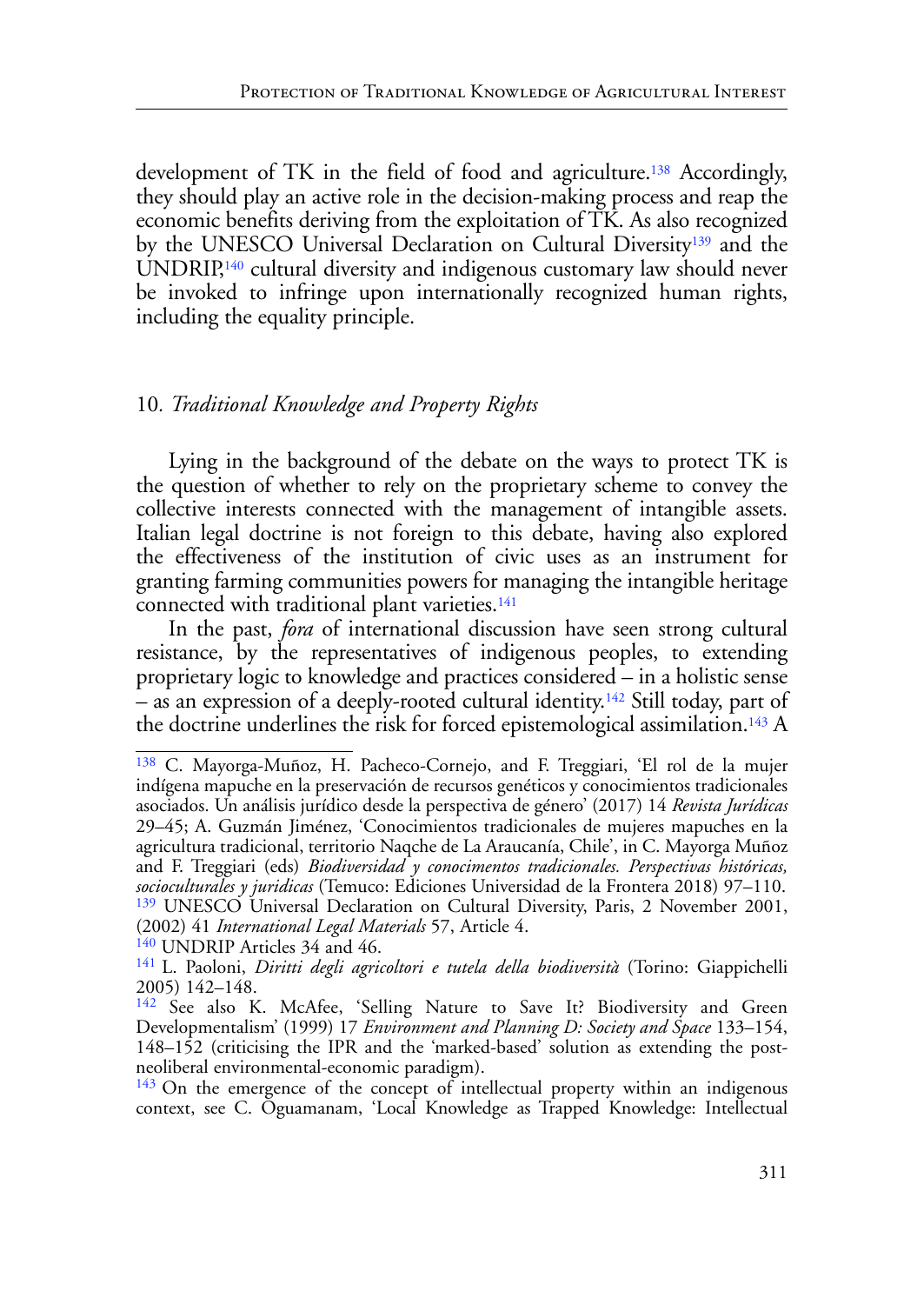development of TK in the field of food and agriculture.[138] Accordingly, they should play an active role in the decision-making process and reap the economic benefits deriving from the exploitation of TK. As also recognized by the UNESCO Universal Declaration on Cultural Diversity[139] and the UNDRIP,[140] cultural diversity and indigenous customary law should never be invoked to infringe upon internationally recognized human rights, including the equality principle.

## 10. *Traditional Knowledge and Property Rights*

Lying in the background of the debate on the ways to protect TK is the question of whether to rely on the proprietary scheme to convey the collective interests connected with the management of intangible assets. Italian legal doctrine is not foreign to this debate, having also explored the effectiveness of the institution of civic uses as an instrument for granting farming communities powers for managing the intangible heritage connected with traditional plant varieties.[141]

In the past, *fora* of international discussion have seen strong cultural resistance, by the representatives of indigenous peoples, to extending proprietary logic to knowledge and practices considered – in a holistic sense – as an expression of a deeply-rooted cultural identity.[142] Still today, part of the doctrine underlines the risk for forced epistemological assimilation.[143] A

---

[138] C. Mayorga-Muñoz, H. Pacheco-Cornejo, and F. Treggiari, 'El rol de la mujer indígena mapuche en la preservación de recursos genéticos y conocimientos tradicionales asociados. Un análisis jurídico desde la perspectiva de género' (2017) 14 *Revista Jurídicas* 29–45; A. Guzmán Jiménez, 'Conocimientos tradicionales de mujeres mapuches en la agricultura tradicional, territorio Naqche de La Araucanía, Chile', in C. Mayorga Muñoz and F. Treggiari (eds) *Biodiversidad y conocimentos tradicionales. Perspectivas históricas, socioculturales y juridicas* (Temuco: Ediciones Universidad de la Frontera 2018) 97–110.

[139] UNESCO Universal Declaration on Cultural Diversity, Paris, 2 November 2001, (2002) 41 *International Legal Materials* 57, Article 4.

[140] UNDRIP Articles 34 and 46.

[141] L. Paoloni, *Diritti degli agricoltori e tutela della biodiversità* (Torino: Giappichelli 2005) 142–148.

[142] See also K. McAfee, 'Selling Nature to Save It? Biodiversity and Green Developmentalism' (1999) 17 *Environment and Planning D: Society and Space* 133–154, 148–152 (criticising the IPR and the 'marked-based' solution as extending the post-neoliberal environmental-economic paradigm).

[143] On the emergence of the concept of intellectual property within an indigenous context, see C. Oguamanam, 'Local Knowledge as Trapped Knowledge: Intellectual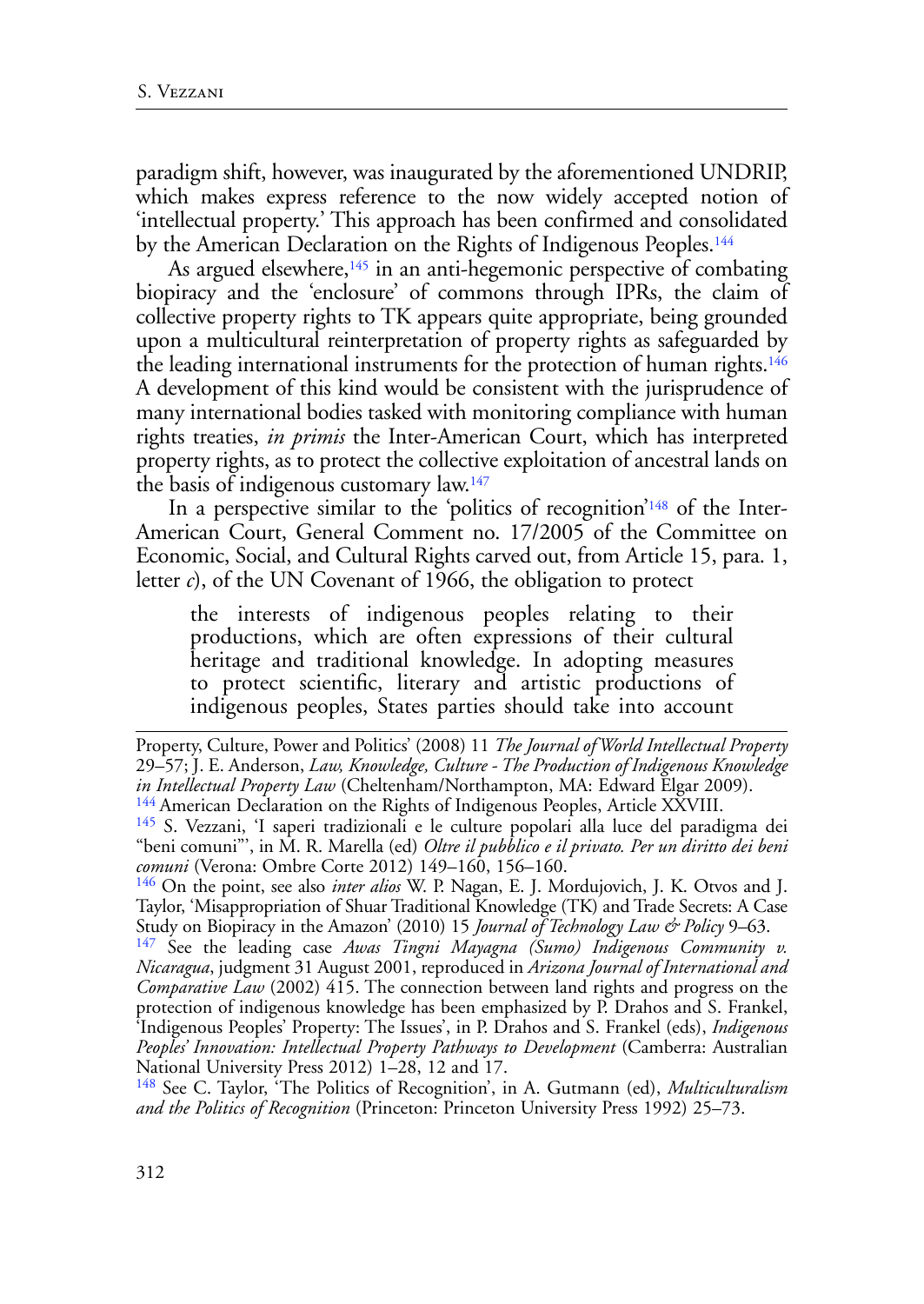paradigm shift, however, was inaugurated by the aforementioned UNDRIP, which makes express reference to the now widely accepted notion of 'intellectual property.' This approach has been confirmed and consolidated by the American Declaration on the Rights of Indigenous Peoples.[144]

As argued elsewhere,[145] in an anti-hegemonic perspective of combating biopiracy and the 'enclosure' of commons through IPRs, the claim of collective property rights to TK appears quite appropriate, being grounded upon a multicultural reinterpretation of property rights as safeguarded by the leading international instruments for the protection of human rights.[146] A development of this kind would be consistent with the jurisprudence of many international bodies tasked with monitoring compliance with human rights treaties, *in primis* the Inter-American Court, which has interpreted property rights, as to protect the collective exploitation of ancestral lands on the basis of indigenous customary law.[147]

In a perspective similar to the 'politics of recognition'[148] of the Inter-American Court, General Comment no. 17/2005 of the Committee on Economic, Social, and Cultural Rights carved out, from Article 15, para. 1, letter *c*), of the UN Covenant of 1966, the obligation to protect

> the interests of indigenous peoples relating to their productions, which are often expressions of their cultural heritage and traditional knowledge. In adopting measures to protect scientific, literary and artistic productions of indigenous peoples, States parties should take into account

---

Property, Culture, Power and Politics' (2008) 11 *The Journal of World Intellectual Property* 29–57; J. E. Anderson, *Law, Knowledge, Culture - The Production of Indigenous Knowledge in Intellectual Property Law* (Cheltenham/Northampton, MA: Edward Elgar 2009).

[144] American Declaration on the Rights of Indigenous Peoples, Article XXVIII.

[145] S. Vezzani, 'I saperi tradizionali e le culture popolari alla luce del paradigma dei "beni comuni"', in M. R. Marella (ed) *Oltre il pubblico e il privato. Per un diritto dei beni comuni* (Verona: Ombre Corte 2012) 149–160, 156–160.

[146] On the point, see also *inter alios* W. P. Nagan, E. J. Mordujovich, J. K. Otvos and J. Taylor, 'Misappropriation of Shuar Traditional Knowledge (TK) and Trade Secrets: A Case Study on Biopiracy in the Amazon' (2010) 15 *Journal of Technology Law & Policy* 9–63.

[147] See the leading case *Awas Tingni Mayagna (Sumo) Indigenous Community v. Nicaragua*, judgment 31 August 2001, reproduced in *Arizona Journal of International and Comparative Law* (2002) 415. The connection between land rights and progress on the protection of indigenous knowledge has been emphasized by P. Drahos and S. Frankel, 'Indigenous Peoples' Property: The Issues', in P. Drahos and S. Frankel (eds), *Indigenous Peoples' Innovation: Intellectual Property Pathways to Development* (Camberra: Australian National University Press 2012) 1–28, 12 and 17.

[148] See C. Taylor, 'The Politics of Recognition', in A. Gutmann (ed), *Multiculturalism and the Politics of Recognition* (Princeton: Princeton University Press 1992) 25–73.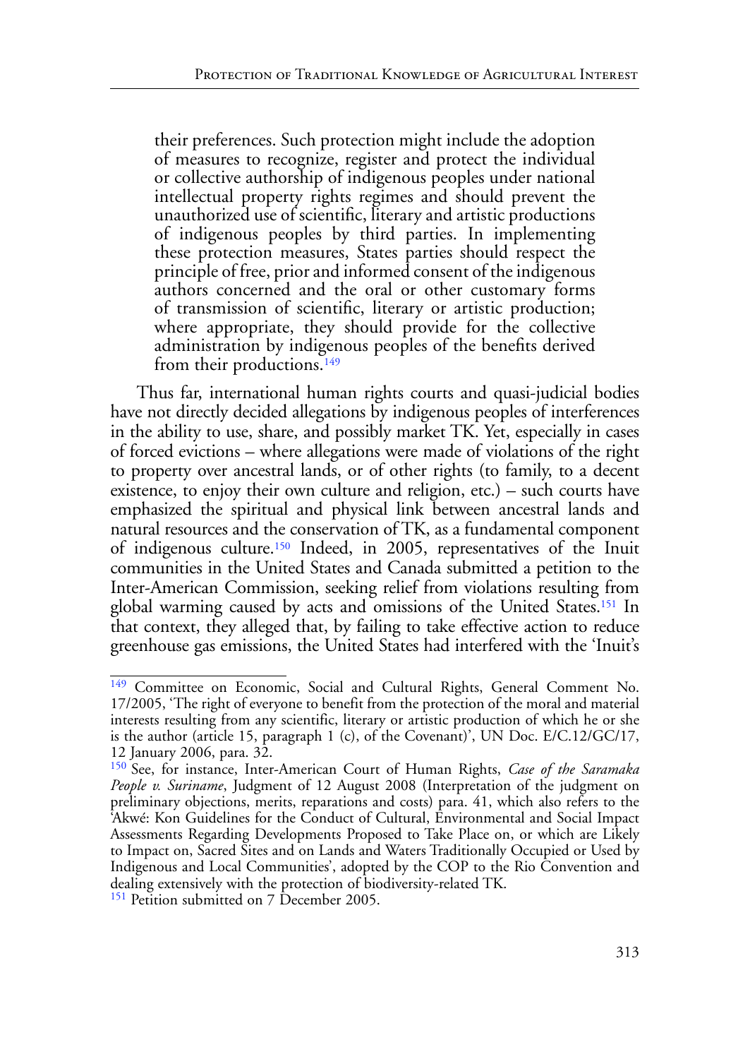> their preferences. Such protection might include the adoption of measures to recognize, register and protect the individual or collective authorship of indigenous peoples under national intellectual property rights regimes and should prevent the unauthorized use of scientific, literary and artistic productions of indigenous peoples by third parties. In implementing these protection measures, States parties should respect the principle of free, prior and informed consent of the indigenous authors concerned and the oral or other customary forms of transmission of scientific, literary or artistic production; where appropriate, they should provide for the collective administration by indigenous peoples of the benefits derived from their productions.[149]

Thus far, international human rights courts and quasi-judicial bodies have not directly decided allegations by indigenous peoples of interferences in the ability to use, share, and possibly market TK. Yet, especially in cases of forced evictions – where allegations were made of violations of the right to property over ancestral lands, or of other rights (to family, to a decent existence, to enjoy their own culture and religion, etc.) – such courts have emphasized the spiritual and physical link between ancestral lands and natural resources and the conservation of TK, as a fundamental component of indigenous culture.[150] Indeed, in 2005, representatives of the Inuit communities in the United States and Canada submitted a petition to the Inter-American Commission, seeking relief from violations resulting from global warming caused by acts and omissions of the United States.[151] In that context, they alleged that, by failing to take effective action to reduce greenhouse gas emissions, the United States had interfered with the 'Inuit's

---

[149] Committee on Economic, Social and Cultural Rights, General Comment No. 17/2005, 'The right of everyone to benefit from the protection of the moral and material interests resulting from any scientific, literary or artistic production of which he or she is the author (article 15, paragraph 1 (c), of the Covenant)', UN Doc. E/C.12/GC/17, 12 January 2006, para. 32.

[150] See, for instance, Inter-American Court of Human Rights, *Case of the Saramaka People v. Suriname*, Judgment of 12 August 2008 (Interpretation of the judgment on preliminary objections, merits, reparations and costs) para. 41, which also refers to the 'Akwé: Kon Guidelines for the Conduct of Cultural, Environmental and Social Impact Assessments Regarding Developments Proposed to Take Place on, or which are Likely to Impact on, Sacred Sites and on Lands and Waters Traditionally Occupied or Used by Indigenous and Local Communities', adopted by the COP to the Rio Convention and dealing extensively with the protection of biodiversity-related TK.

[151] Petition submitted on 7 December 2005.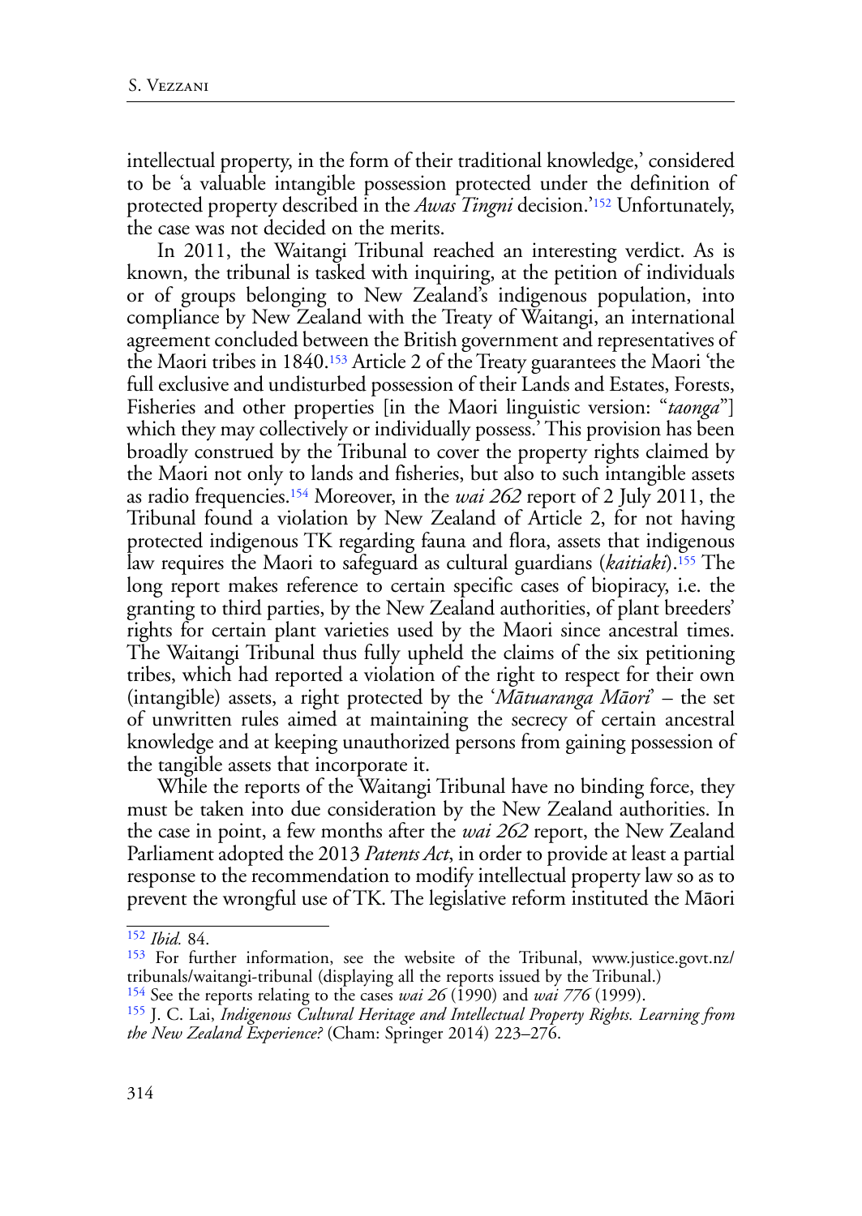intellectual property, in the form of their traditional knowledge,' considered to be 'a valuable intangible possession protected under the definition of protected property described in the *Awas Tingni* decision.'[152] Unfortunately, the case was not decided on the merits.

In 2011, the Waitangi Tribunal reached an interesting verdict. As is known, the tribunal is tasked with inquiring, at the petition of individuals or of groups belonging to New Zealand's indigenous population, into compliance by New Zealand with the Treaty of Waitangi, an international agreement concluded between the British government and representatives of the Maori tribes in 1840.[153] Article 2 of the Treaty guarantees the Maori 'the full exclusive and undisturbed possession of their Lands and Estates, Forests, Fisheries and other properties [in the Maori linguistic version: "*taonga*"] which they may collectively or individually possess.' This provision has been broadly construed by the Tribunal to cover the property rights claimed by the Maori not only to lands and fisheries, but also to such intangible assets as radio frequencies.[154] Moreover, in the *wai 262* report of 2 July 2011, the Tribunal found a violation by New Zealand of Article 2, for not having protected indigenous TK regarding fauna and flora, assets that indigenous law requires the Maori to safeguard as cultural guardians (*kaitiaki*).[155] The long report makes reference to certain specific cases of biopiracy, i.e. the granting to third parties, by the New Zealand authorities, of plant breeders' rights for certain plant varieties used by the Maori since ancestral times. The Waitangi Tribunal thus fully upheld the claims of the six petitioning tribes, which had reported a violation of the right to respect for their own (intangible) assets, a right protected by the '*Mātuaranga Māori*' – the set of unwritten rules aimed at maintaining the secrecy of certain ancestral knowledge and at keeping unauthorized persons from gaining possession of the tangible assets that incorporate it.

While the reports of the Waitangi Tribunal have no binding force, they must be taken into due consideration by the New Zealand authorities. In the case in point, a few months after the *wai 262* report, the New Zealand Parliament adopted the 2013 *Patents Act*, in order to provide at least a partial response to the recommendation to modify intellectual property law so as to prevent the wrongful use of TK. The legislative reform instituted the Māori

---

[152] *Ibid.* 84.

[153] For further information, see the website of the Tribunal, www.justice.govt.nz/tribunals/waitangi-tribunal (displaying all the reports issued by the Tribunal.)

[154] See the reports relating to the cases *wai 26* (1990) and *wai 776* (1999).

[155] J. C. Lai, *Indigenous Cultural Heritage and Intellectual Property Rights. Learning from the New Zealand Experience?* (Cham: Springer 2014) 223–276.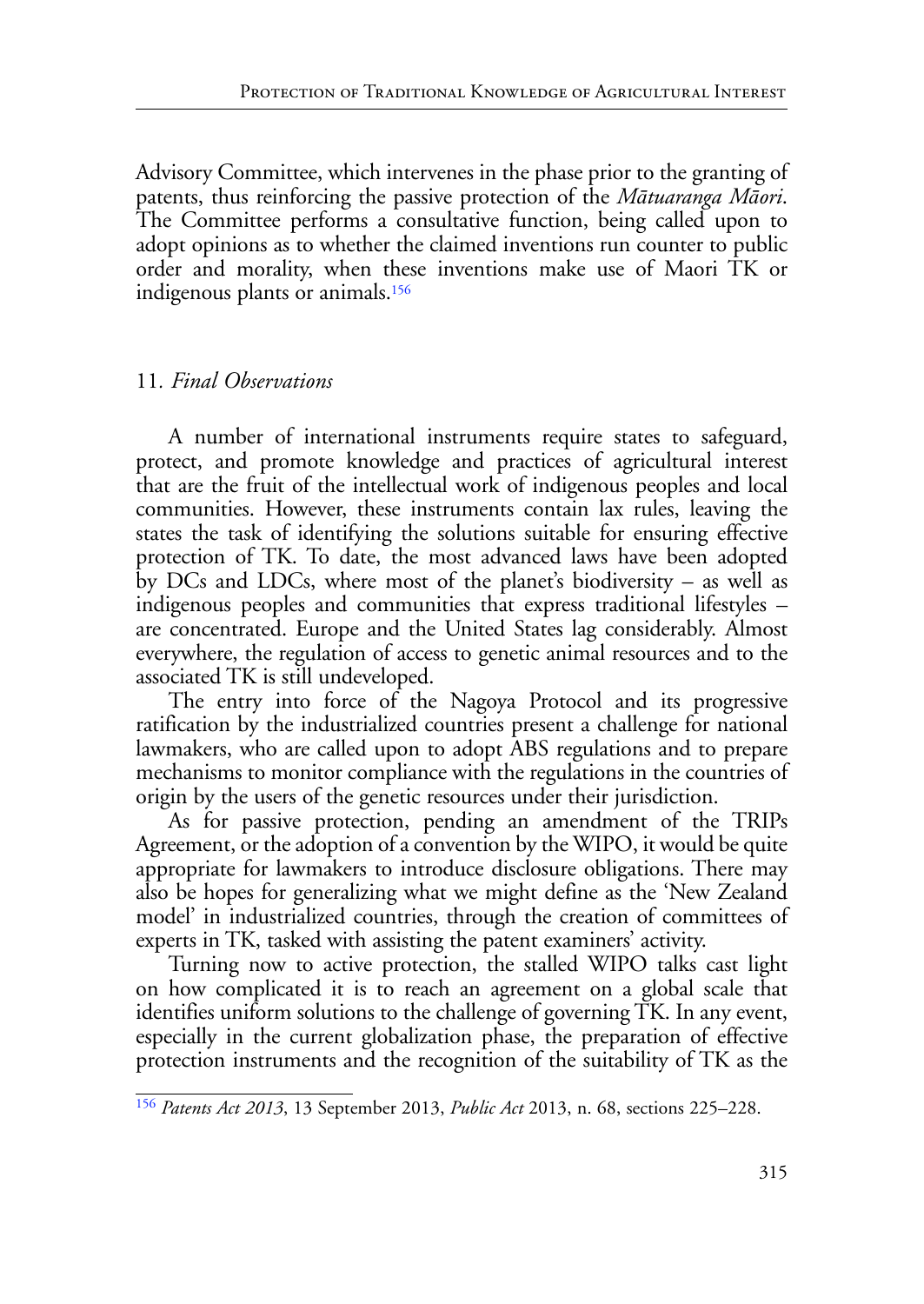Advisory Committee, which intervenes in the phase prior to the granting of patents, thus reinforcing the passive protection of the *Mātuaranga Māori*. The Committee performs a consultative function, being called upon to adopt opinions as to whether the claimed inventions run counter to public order and morality, when these inventions make use of Maori TK or indigenous plants or animals.[156]

## 11. *Final Observations*

A number of international instruments require states to safeguard, protect, and promote knowledge and practices of agricultural interest that are the fruit of the intellectual work of indigenous peoples and local communities. However, these instruments contain lax rules, leaving the states the task of identifying the solutions suitable for ensuring effective protection of TK. To date, the most advanced laws have been adopted by DCs and LDCs, where most of the planet's biodiversity – as well as indigenous peoples and communities that express traditional lifestyles – are concentrated. Europe and the United States lag considerably. Almost everywhere, the regulation of access to genetic animal resources and to the associated TK is still undeveloped.

The entry into force of the Nagoya Protocol and its progressive ratification by the industrialized countries present a challenge for national lawmakers, who are called upon to adopt ABS regulations and to prepare mechanisms to monitor compliance with the regulations in the countries of origin by the users of the genetic resources under their jurisdiction.

As for passive protection, pending an amendment of the TRIPs Agreement, or the adoption of a convention by the WIPO, it would be quite appropriate for lawmakers to introduce disclosure obligations. There may also be hopes for generalizing what we might define as the 'New Zealand model' in industrialized countries, through the creation of committees of experts in TK, tasked with assisting the patent examiners' activity.

Turning now to active protection, the stalled WIPO talks cast light on how complicated it is to reach an agreement on a global scale that identifies uniform solutions to the challenge of governing TK. In any event, especially in the current globalization phase, the preparation of effective protection instruments and the recognition of the suitability of TK as the

---

[156] *Patents Act 2013*, 13 September 2013, *Public Act* 2013, n. 68, sections 225–228.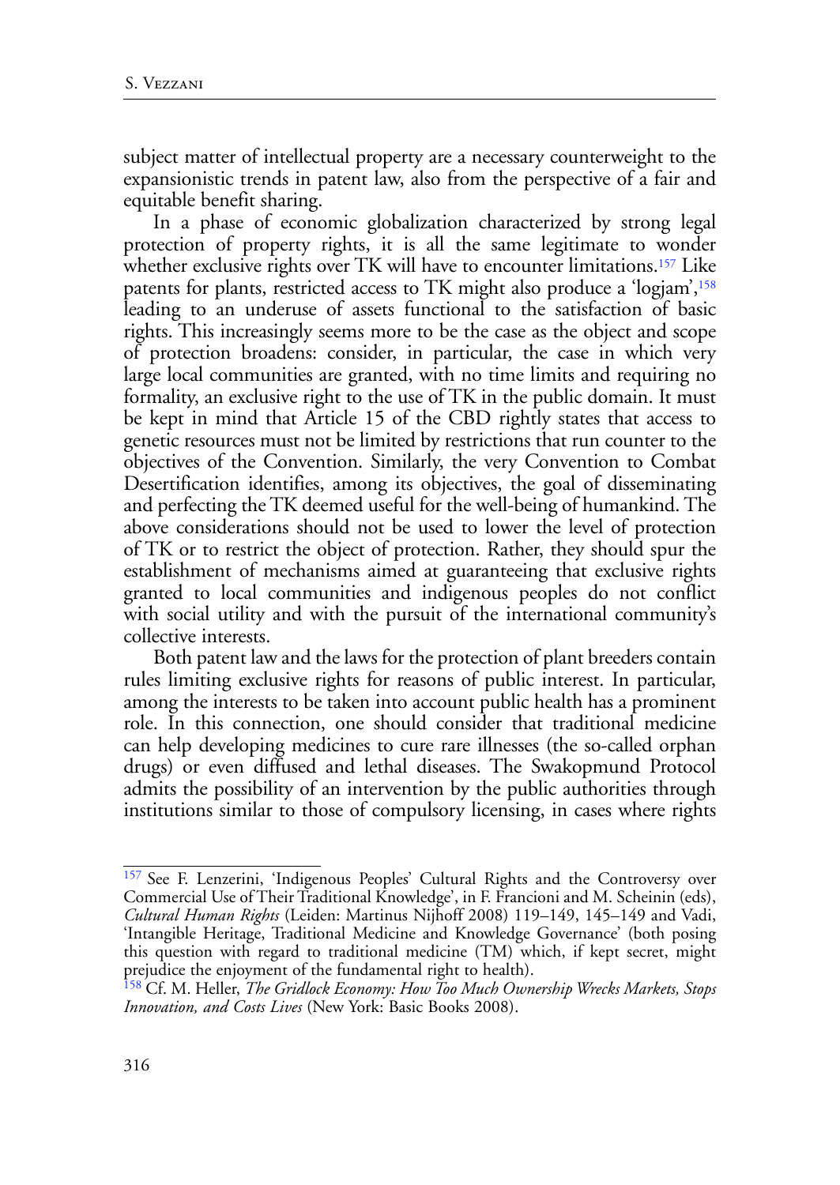subject matter of intellectual property are a necessary counterweight to the expansionistic trends in patent law, also from the perspective of a fair and equitable benefit sharing.

In a phase of economic globalization characterized by strong legal protection of property rights, it is all the same legitimate to wonder whether exclusive rights over TK will have to encounter limitations.[157] Like patents for plants, restricted access to TK might also produce a 'logjam',[158] leading to an underuse of assets functional to the satisfaction of basic rights. This increasingly seems more to be the case as the object and scope of protection broadens: consider, in particular, the case in which very large local communities are granted, with no time limits and requiring no formality, an exclusive right to the use of TK in the public domain. It must be kept in mind that Article 15 of the CBD rightly states that access to genetic resources must not be limited by restrictions that run counter to the objectives of the Convention. Similarly, the very Convention to Combat Desertification identifies, among its objectives, the goal of disseminating and perfecting the TK deemed useful for the well-being of humankind. The above considerations should not be used to lower the level of protection of TK or to restrict the object of protection. Rather, they should spur the establishment of mechanisms aimed at guaranteeing that exclusive rights granted to local communities and indigenous peoples do not conflict with social utility and with the pursuit of the international community's collective interests.

Both patent law and the laws for the protection of plant breeders contain rules limiting exclusive rights for reasons of public interest. In particular, among the interests to be taken into account public health has a prominent role. In this connection, one should consider that traditional medicine can help developing medicines to cure rare illnesses (the so-called orphan drugs) or even diffused and lethal diseases. The Swakopmund Protocol admits the possibility of an intervention by the public authorities through institutions similar to those of compulsory licensing, in cases where rights

---

[157] See F. Lenzerini, 'Indigenous Peoples' Cultural Rights and the Controversy over Commercial Use of Their Traditional Knowledge', in F. Francioni and M. Scheinin (eds), *Cultural Human Rights* (Leiden: Martinus Nijhoff 2008) 119–149, 145–149 and Vadi, 'Intangible Heritage, Traditional Medicine and Knowledge Governance' (both posing this question with regard to traditional medicine (TM) which, if kept secret, might prejudice the enjoyment of the fundamental right to health).

[158] Cf. M. Heller, *The Gridlock Economy: How Too Much Ownership Wrecks Markets, Stops Innovation, and Costs Lives* (New York: Basic Books 2008).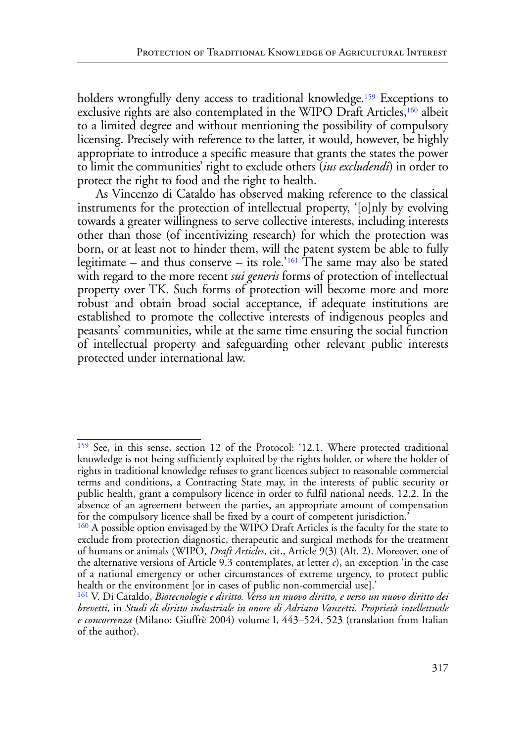holders wrongfully deny access to traditional knowledge.[159] Exceptions to exclusive rights are also contemplated in the WIPO Draft Articles,[160] albeit to a limited degree and without mentioning the possibility of compulsory licensing. Precisely with reference to the latter, it would, however, be highly appropriate to introduce a specific measure that grants the states the power to limit the communities' right to exclude others (*ius excludendi*) in order to protect the right to food and the right to health.

As Vincenzo di Cataldo has observed making reference to the classical instruments for the protection of intellectual property, '[o]nly by evolving towards a greater willingness to serve collective interests, including interests other than those (of incentivizing research) for which the protection was born, or at least not to hinder them, will the patent system be able to fully legitimate – and thus conserve – its role.'[161] The same may also be stated with regard to the more recent *sui generis* forms of protection of intellectual property over TK. Such forms of protection will become more and more robust and obtain broad social acceptance, if adequate institutions are established to promote the collective interests of indigenous peoples and peasants' communities, while at the same time ensuring the social function of intellectual property and safeguarding other relevant public interests protected under international law.

---

[159] See, in this sense, section 12 of the Protocol: '12.1. Where protected traditional knowledge is not being sufficiently exploited by the rights holder, or where the holder of rights in traditional knowledge refuses to grant licences subject to reasonable commercial terms and conditions, a Contracting State may, in the interests of public security or public health, grant a compulsory licence in order to fulfil national needs. 12.2. In the absence of an agreement between the parties, an appropriate amount of compensation for the compulsory licence shall be fixed by a court of competent jurisdiction.'

[160] A possible option envisaged by the WIPO Draft Articles is the faculty for the state to exclude from protection diagnostic, therapeutic and surgical methods for the treatment of humans or animals (WIPO, *Draft Articles*, cit., Article 9(3) (Alt. 2). Moreover, one of the alternative versions of Article 9.3 contemplates, at letter *c*), an exception 'in the case of a national emergency or other circumstances of extreme urgency, to protect public health or the environment [or in cases of public non-commercial use].'

[161] V. Di Cataldo, *Biotecnologie e diritto. Verso un nuovo diritto, e verso un nuovo diritto dei brevetti,* in *Studi di diritto industriale in onore di Adriano Vanzetti. Proprietà intellettuale e concorrenza* (Milano: Giuffrè 2004) volume I, 443–524, 523 (translation from Italian of the author).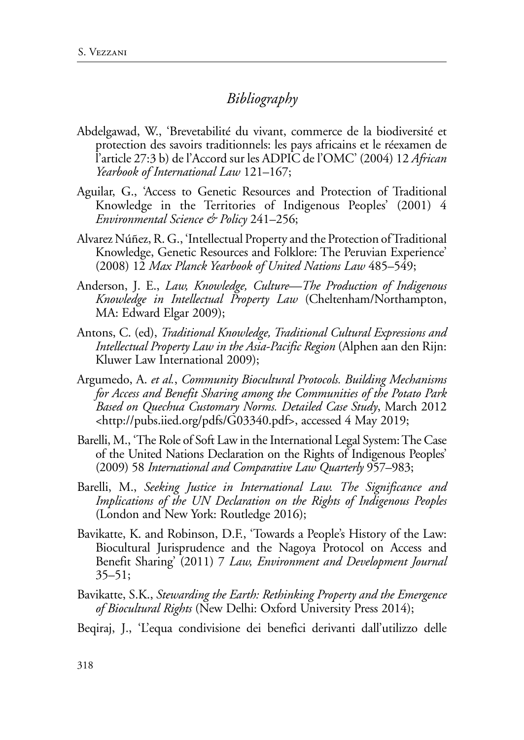## *Bibliography*

Abdelgawad, W., 'Brevetabilité du vivant, commerce de la biodiversité et protection des savoirs traditionnels: les pays africains et le réexamen de l'article 27:3 b) de l'Accord sur les ADPIC de l'OMC' (2004) 12 *African Yearbook of International Law* 121–167;

Aguilar, G., 'Access to Genetic Resources and Protection of Traditional Knowledge in the Territories of Indigenous Peoples' (2001) 4 *Environmental Science & Policy* 241–256;

Alvarez Núñez, R. G., 'Intellectual Property and the Protection of Traditional Knowledge, Genetic Resources and Folklore: The Peruvian Experience' (2008) 12 *Max Planck Yearbook of United Nations Law* 485–549;

Anderson, J. E., *Law, Knowledge, Culture—The Production of Indigenous Knowledge in Intellectual Property Law* (Cheltenham/Northampton, MA: Edward Elgar 2009);

Antons, C. (ed), *Traditional Knowledge, Traditional Cultural Expressions and Intellectual Property Law in the Asia-Pacific Region* (Alphen aan den Rijn: Kluwer Law International 2009);

Argumedo, A. *et al.*, *Community Biocultural Protocols. Building Mechanisms for Access and Benefit Sharing among the Communities of the Potato Park Based on Quechua Customary Norms. Detailed Case Study*, March 2012 <http://pubs.iied.org/pdfs/G03340.pdf>, accessed 4 May 2019;

Barelli, M., 'The Role of Soft Law in the International Legal System: The Case of the United Nations Declaration on the Rights of Indigenous Peoples' (2009) 58 *International and Comparative Law Quarterly* 957–983;

Barelli, M., *Seeking Justice in International Law. The Significance and Implications of the UN Declaration on the Rights of Indigenous Peoples* (London and New York: Routledge 2016);

Bavikatte, K. and Robinson, D.F., 'Towards a People's History of the Law: Biocultural Jurisprudence and the Nagoya Protocol on Access and Benefit Sharing' (2011) 7 *Law, Environment and Development Journal* 35–51;

Bavikatte, S.K., *Stewarding the Earth: Rethinking Property and the Emergence of Biocultural Rights* (New Delhi: Oxford University Press 2014);

Beqiraj, J., 'L'equa condivisione dei benefici derivanti dall'utilizzo delle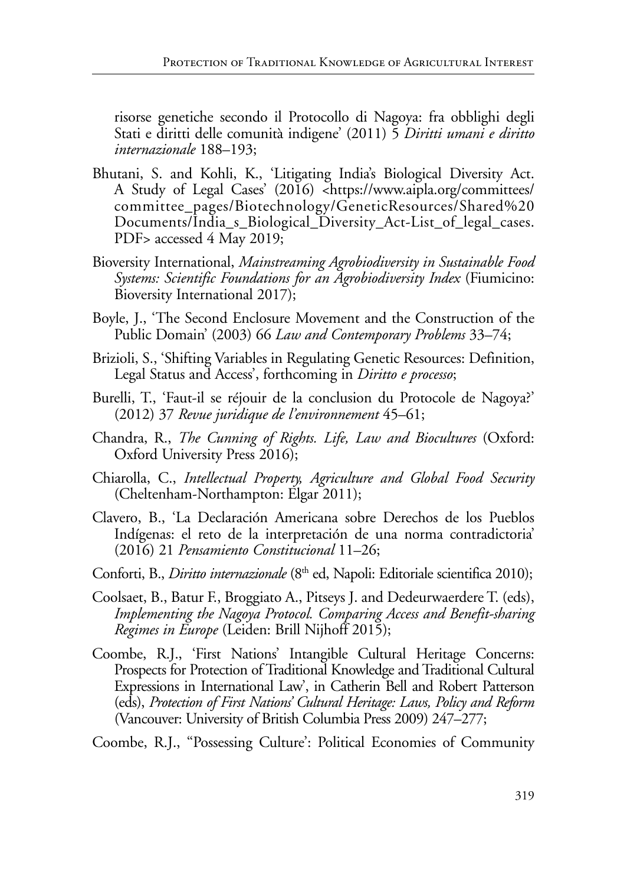risorse genetiche secondo il Protocollo di Nagoya: fra obblighi degli Stati e diritti delle comunità indigene' (2011) 5 *Diritti umani e diritto internazionale* 188–193;

Bhutani, S. and Kohli, K., 'Litigating India's Biological Diversity Act. A Study of Legal Cases' (2016) <https://www.aipla.org/committees/committee_pages/Biotechnology/GeneticResources/Shared%20Documents/India_s_Biological_Diversity_Act-List_of_legal_cases.PDF> accessed 4 May 2019;

Bioversity International, *Mainstreaming Agrobiodiversity in Sustainable Food Systems: Scientific Foundations for an Agrobiodiversity Index* (Fiumicino: Bioversity International 2017);

Boyle, J., 'The Second Enclosure Movement and the Construction of the Public Domain' (2003) 66 *Law and Contemporary Problems* 33–74;

Brizioli, S., 'Shifting Variables in Regulating Genetic Resources: Definition, Legal Status and Access', forthcoming in *Diritto e processo*;

Burelli, T., 'Faut-il se réjouir de la conclusion du Protocole de Nagoya?' (2012) 37 *Revue juridique de l'environnement* 45–61;

Chandra, R., *The Cunning of Rights. Life, Law and Biocultures* (Oxford: Oxford University Press 2016);

Chiarolla, C., *Intellectual Property, Agriculture and Global Food Security* (Cheltenham-Northampton: Elgar 2011);

Clavero, B., 'La Declaración Americana sobre Derechos de los Pueblos Indígenas: el reto de la interpretación de una norma contradictoria' (2016) 21 *Pensamiento Constitucional* 11–26;

Conforti, B., *Diritto internazionale* (8th ed, Napoli: Editoriale scientifica 2010);

Coolsaet, B., Batur F., Broggiato A., Pitseys J. and Dedeurwaerdere T. (eds), *Implementing the Nagoya Protocol. Comparing Access and Benefit-sharing Regimes in Europe* (Leiden: Brill Nijhoff 2015);

Coombe, R.J., 'First Nations' Intangible Cultural Heritage Concerns: Prospects for Protection of Traditional Knowledge and Traditional Cultural Expressions in International Law', in Catherin Bell and Robert Patterson (eds), *Protection of First Nations' Cultural Heritage: Laws, Policy and Reform* (Vancouver: University of British Columbia Press 2009) 247–277;

Coombe, R.J., ''Possessing Culture': Political Economies of Community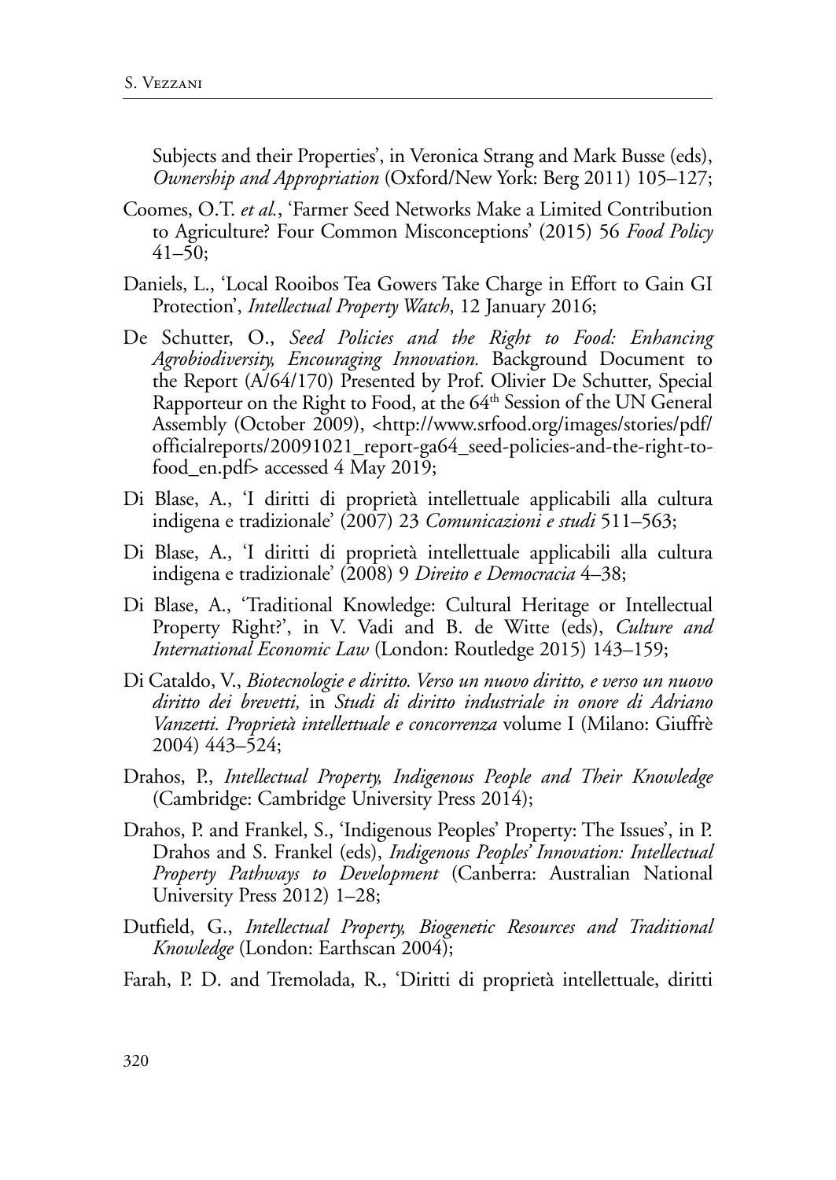Subjects and their Properties', in Veronica Strang and Mark Busse (eds), *Ownership and Appropriation* (Oxford/New York: Berg 2011) 105–127;

Coomes, O.T. *et al.*, 'Farmer Seed Networks Make a Limited Contribution to Agriculture? Four Common Misconceptions' (2015) 56 *Food Policy* 41–50;

Daniels, L., 'Local Rooibos Tea Gowers Take Charge in Effort to Gain GI Protection', *Intellectual Property Watch*, 12 January 2016;

De Schutter, O., *Seed Policies and the Right to Food: Enhancing Agrobiodiversity, Encouraging Innovation.* Background Document to the Report (A/64/170) Presented by Prof. Olivier De Schutter, Special Rapporteur on the Right to Food, at the 64th Session of the UN General Assembly (October 2009), <http://www.srfood.org/images/stories/pdf/officialreports/20091021_report-ga64_seed-policies-and-the-right-to-food_en.pdf> accessed 4 May 2019;

Di Blase, A., 'I diritti di proprietà intellettuale applicabili alla cultura indigena e tradizionale' (2007) 23 *Comunicazioni e studi* 511–563;

Di Blase, A., 'I diritti di proprietà intellettuale applicabili alla cultura indigena e tradizionale' (2008) 9 *Direito e Democracia* 4–38;

Di Blase, A., 'Traditional Knowledge: Cultural Heritage or Intellectual Property Right?', in V. Vadi and B. de Witte (eds), *Culture and International Economic Law* (London: Routledge 2015) 143–159;

Di Cataldo, V., *Biotecnologie e diritto. Verso un nuovo diritto, e verso un nuovo diritto dei brevetti,* in *Studi di diritto industriale in onore di Adriano Vanzetti. Proprietà intellettuale e concorrenza* volume I (Milano: Giuffrè 2004) 443–524;

Drahos, P., *Intellectual Property, Indigenous People and Their Knowledge* (Cambridge: Cambridge University Press 2014);

Drahos, P. and Frankel, S., 'Indigenous Peoples' Property: The Issues', in P. Drahos and S. Frankel (eds), *Indigenous Peoples' Innovation: Intellectual Property Pathways to Development* (Canberra: Australian National University Press 2012) 1–28;

Dutfield, G., *Intellectual Property, Biogenetic Resources and Traditional Knowledge* (London: Earthscan 2004);

Farah, P. D. and Tremolada, R., 'Diritti di proprietà intellettuale, diritti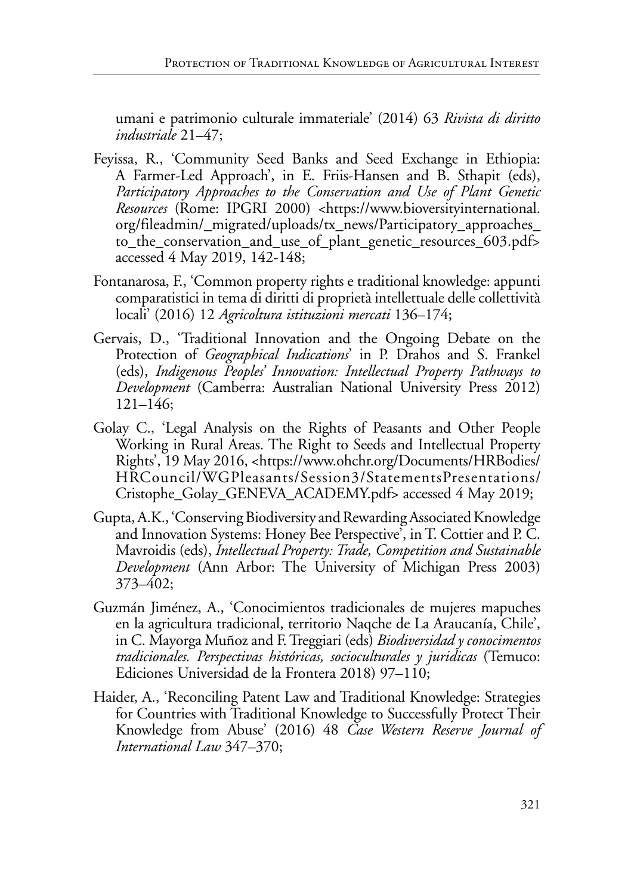umani e patrimonio culturale immateriale' (2014) 63 *Rivista di diritto industriale* 21–47;

Feyissa, R., 'Community Seed Banks and Seed Exchange in Ethiopia: A Farmer-Led Approach', in E. Friis-Hansen and B. Sthapit (eds), *Participatory Approaches to the Conservation and Use of Plant Genetic Resources* (Rome: IPGRI 2000) <https://www.bioversityinternational.org/fileadmin/_migrated/uploads/tx_news/Participatory_approaches_to_the_conservation_and_use_of_plant_genetic_resources_603.pdf> accessed 4 May 2019, 142-148;

Fontanarosa, F., 'Common property rights e traditional knowledge: appunti comparatistici in tema di diritti di proprietà intellettuale delle collettività locali' (2016) 12 *Agricoltura istituzioni mercati* 136–174;

Gervais, D., 'Traditional Innovation and the Ongoing Debate on the Protection of *Geographical Indications*' in P. Drahos and S. Frankel (eds), *Indigenous Peoples' Innovation: Intellectual Property Pathways to Development* (Camberra: Australian National University Press 2012) 121–146;

Golay C., 'Legal Analysis on the Rights of Peasants and Other People Working in Rural Areas. The Right to Seeds and Intellectual Property Rights', 19 May 2016, <https://www.ohchr.org/Documents/HRBodies/HRCouncil/WGPleasants/Session3/StatementsPresentations/Cristophe_Golay_GENEVA_ACADEMY.pdf> accessed 4 May 2019;

Gupta, A.K., 'Conserving Biodiversity and Rewarding Associated Knowledge and Innovation Systems: Honey Bee Perspective', in T. Cottier and P. C. Mavroidis (eds), *Intellectual Property: Trade, Competition and Sustainable Development* (Ann Arbor: The University of Michigan Press 2003) 373–402;

Guzmán Jiménez, A., 'Conocimientos tradicionales de mujeres mapuches en la agricultura tradicional, territorio Naqche de La Araucanía, Chile', in C. Mayorga Muñoz and F. Treggiari (eds) *Biodiversidad y conocimentos tradicionales. Perspectivas históricas, socioculturales y juridicas* (Temuco: Ediciones Universidad de la Frontera 2018) 97–110;

Haider, A., 'Reconciling Patent Law and Traditional Knowledge: Strategies for Countries with Traditional Knowledge to Successfully Protect Their Knowledge from Abuse' (2016) 48 *Case Western Reserve Journal of International Law* 347–370;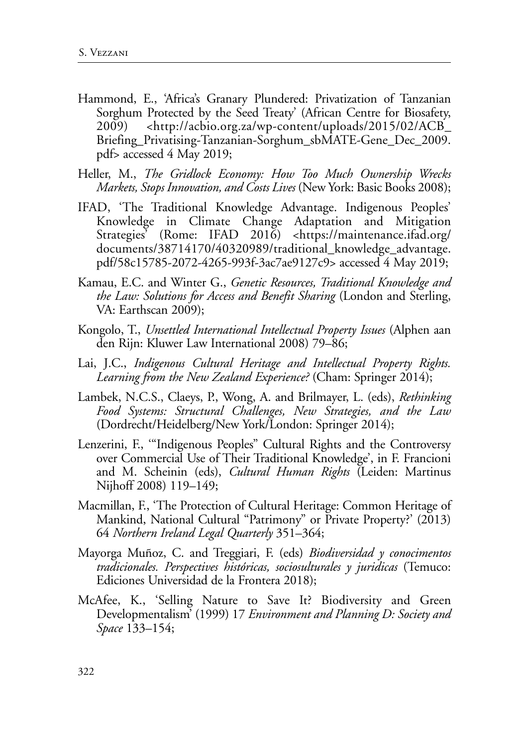Hammond, E., 'Africa's Granary Plundered: Privatization of Tanzanian Sorghum Protected by the Seed Treaty' (African Centre for Biosafety, 2009) <http://acbio.org.za/wp-content/uploads/2015/02/ACB_Briefing_Privatising-Tanzanian-Sorghum_sbMATE-Gene_Dec_2009.pdf> accessed 4 May 2019;

Heller, M., *The Gridlock Economy: How Too Much Ownership Wrecks Markets, Stops Innovation, and Costs Lives* (New York: Basic Books 2008);

IFAD, 'The Traditional Knowledge Advantage. Indigenous Peoples' Knowledge in Climate Change Adaptation and Mitigation Strategies' (Rome: IFAD 2016) <https://maintenance.ifad.org/documents/38714170/40320989/traditional_knowledge_advantage.pdf/58c15785-2072-4265-993f-3ac7ae9127c9> accessed 4 May 2019;

Kamau, E.C. and Winter G., *Genetic Resources, Traditional Knowledge and the Law: Solutions for Access and Benefit Sharing* (London and Sterling, VA: Earthscan 2009);

Kongolo, T., *Unsettled International Intellectual Property Issues* (Alphen aan den Rijn: Kluwer Law International 2008) 79–86;

Lai, J.C., *Indigenous Cultural Heritage and Intellectual Property Rights. Learning from the New Zealand Experience?* (Cham: Springer 2014);

Lambek, N.C.S., Claeys, P., Wong, A. and Brilmayer, L. (eds), *Rethinking Food Systems: Structural Challenges, New Strategies, and the Law* (Dordrecht/Heidelberg/New York/London: Springer 2014);

Lenzerini, F., '"Indigenous Peoples" Cultural Rights and the Controversy over Commercial Use of Their Traditional Knowledge', in F. Francioni and M. Scheinin (eds), *Cultural Human Rights* (Leiden: Martinus Nijhoff 2008) 119–149;

Macmillan, F., 'The Protection of Cultural Heritage: Common Heritage of Mankind, National Cultural "Patrimony" or Private Property?' (2013) 64 *Northern Ireland Legal Quarterly* 351–364;

Mayorga Muñoz, C. and Treggiari, F. (eds) *Biodiversidad y conocimentos tradicionales. Perspectives históricas, sociosulturales y juridicas* (Temuco: Ediciones Universidad de la Frontera 2018);

McAfee, K., 'Selling Nature to Save It? Biodiversity and Green Developmentalism' (1999) 17 *Environment and Planning D: Society and Space* 133–154;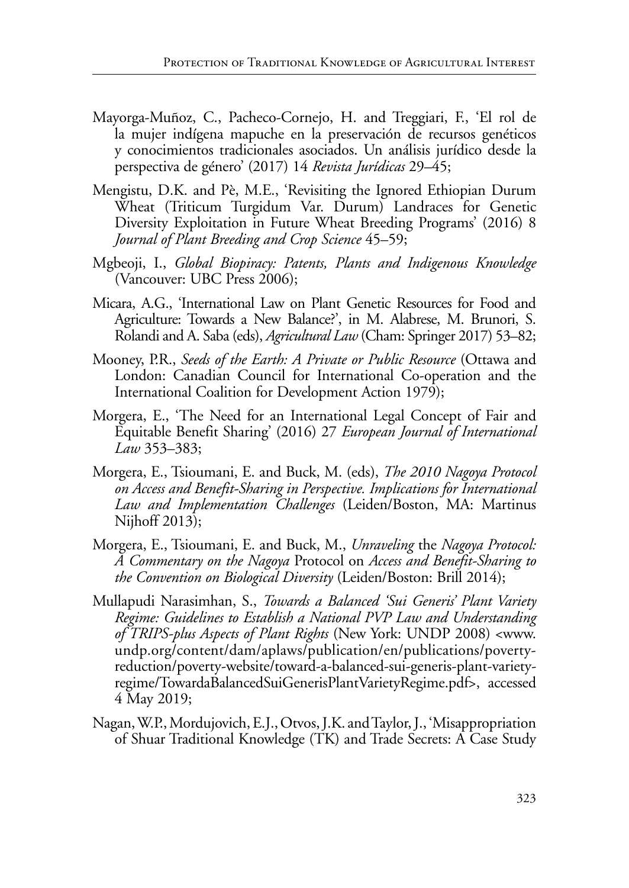Mayorga-Muñoz, C., Pacheco-Cornejo, H. and Treggiari, F., 'El rol de la mujer indígena mapuche en la preservación de recursos genéticos y conocimientos tradicionales asociados. Un análisis jurídico desde la perspectiva de género' (2017) 14 *Revista Jurídicas* 29–45;

Mengistu, D.K. and Pè, M.E., 'Revisiting the Ignored Ethiopian Durum Wheat (Triticum Turgidum Var. Durum) Landraces for Genetic Diversity Exploitation in Future Wheat Breeding Programs' (2016) 8 *Journal of Plant Breeding and Crop Science* 45–59;

Mgbeoji, I., *Global Biopiracy: Patents, Plants and Indigenous Knowledge* (Vancouver: UBC Press 2006);

Micara, A.G., 'International Law on Plant Genetic Resources for Food and Agriculture: Towards a New Balance?', in M. Alabrese, M. Brunori, S. Rolandi and A. Saba (eds), *Agricultural Law* (Cham: Springer 2017) 53–82;

Mooney, P.R., *Seeds of the Earth: A Private or Public Resource* (Ottawa and London: Canadian Council for International Co-operation and the International Coalition for Development Action 1979);

Morgera, E., 'The Need for an International Legal Concept of Fair and Equitable Benefit Sharing' (2016) 27 *European Journal of International Law* 353–383;

Morgera, E., Tsioumani, E. and Buck, M. (eds), *The 2010 Nagoya Protocol on Access and Benefit-Sharing in Perspective. Implications for International Law and Implementation Challenges* (Leiden/Boston, MA: Martinus Nijhoff 2013);

Morgera, E., Tsioumani, E. and Buck, M., *Unraveling* the *Nagoya Protocol: A Commentary on the Nagoya* Protocol on *Access and Benefit-Sharing to the Convention on Biological Diversity* (Leiden/Boston: Brill 2014);

Mullapudi Narasimhan, S., *Towards a Balanced 'Sui Generis' Plant Variety Regime: Guidelines to Establish a National PVP Law and Understanding of TRIPS-plus Aspects of Plant Rights* (New York: UNDP 2008) <www.undp.org/content/dam/aplaws/publication/en/publications/poverty-reduction/poverty-website/toward-a-balanced-sui-generis-plant-variety-regime/TowardaBalancedSuiGenerisPlantVarietyRegime.pdf>, accessed 4 May 2019;

Nagan, W.P., Mordujovich, E.J., Otvos, J.K. and Taylor, J., 'Misappropriation of Shuar Traditional Knowledge (TK) and Trade Secrets: A Case Study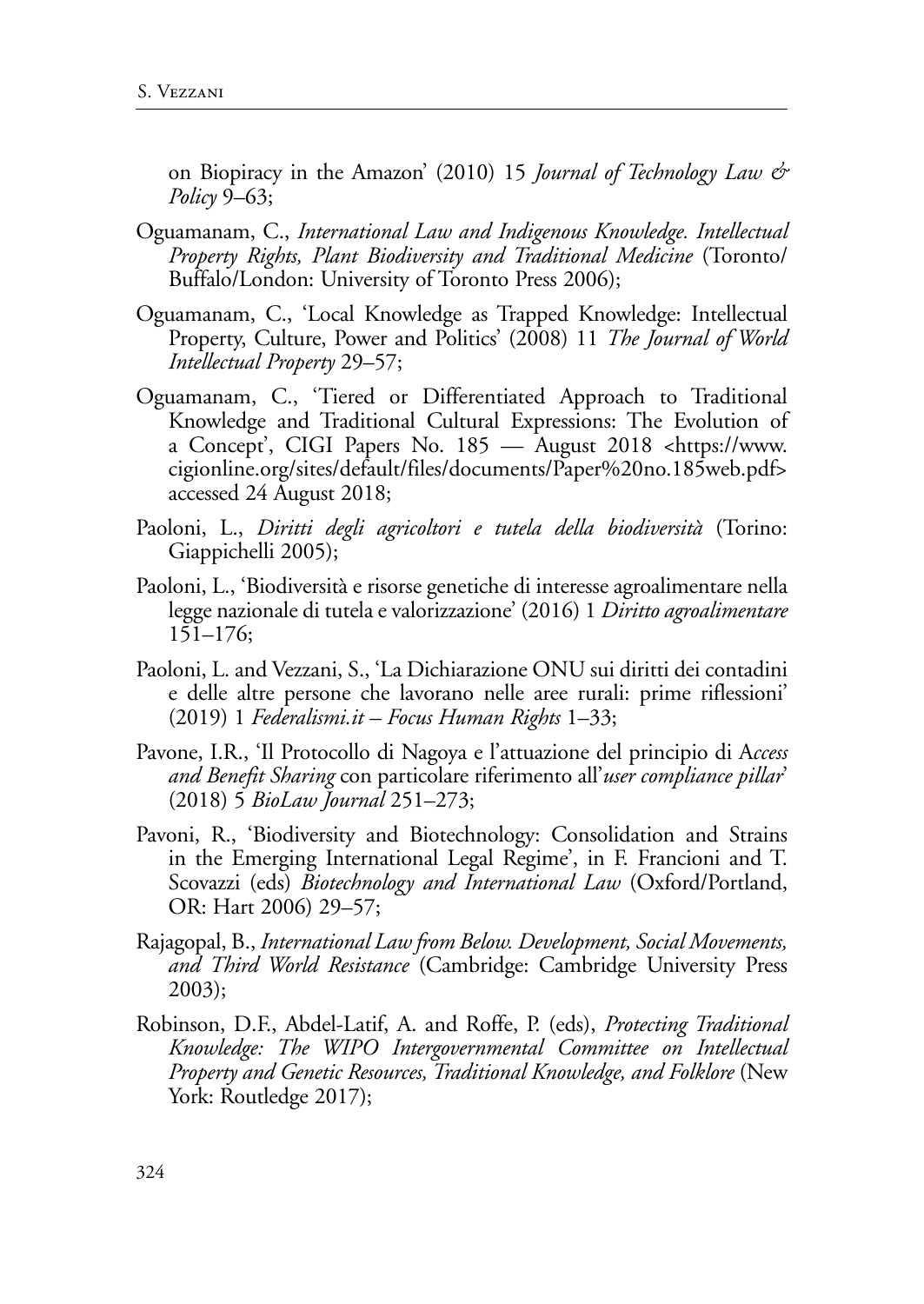on Biopiracy in the Amazon' (2010) 15 *Journal of Technology Law & Policy* 9–63;

Oguamanam, C., *International Law and Indigenous Knowledge. Intellectual Property Rights, Plant Biodiversity and Traditional Medicine* (Toronto/Buffalo/London: University of Toronto Press 2006);

Oguamanam, C., 'Local Knowledge as Trapped Knowledge: Intellectual Property, Culture, Power and Politics' (2008) 11 *The Journal of World Intellectual Property* 29–57;

Oguamanam, C., 'Tiered or Differentiated Approach to Traditional Knowledge and Traditional Cultural Expressions: The Evolution of a Concept', CIGI Papers No. 185 — August 2018 <https://www.cigionline.org/sites/default/files/documents/Paper%20no.185web.pdf> accessed 24 August 2018;

Paoloni, L., *Diritti degli agricoltori e tutela della biodiversità* (Torino: Giappichelli 2005);

Paoloni, L., 'Biodiversità e risorse genetiche di interesse agroalimentare nella legge nazionale di tutela e valorizzazione' (2016) 1 *Diritto agroalimentare* 151–176;

Paoloni, L. and Vezzani, S., 'La Dichiarazione ONU sui diritti dei contadini e delle altre persone che lavorano nelle aree rurali: prime riflessioni' (2019) 1 *Federalismi.it – Focus Human Rights* 1–33;

Pavone, I.R., 'Il Protocollo di Nagoya e l'attuazione del principio di A*ccess and Benefit Sharing* con particolare riferimento all'*user compliance pillar*' (2018) 5 *BioLaw Journal* 251–273;

Pavoni, R., 'Biodiversity and Biotechnology: Consolidation and Strains in the Emerging International Legal Regime', in F. Francioni and T. Scovazzi (eds) *Biotechnology and International Law* (Oxford/Portland, OR: Hart 2006) 29–57;

Rajagopal, B., *International Law from Below. Development, Social Movements, and Third World Resistance* (Cambridge: Cambridge University Press 2003);

Robinson, D.F., Abdel-Latif, A. and Roffe, P. (eds), *Protecting Traditional Knowledge: The WIPO Intergovernmental Committee on Intellectual Property and Genetic Resources, Traditional Knowledge, and Folklore* (New York: Routledge 2017);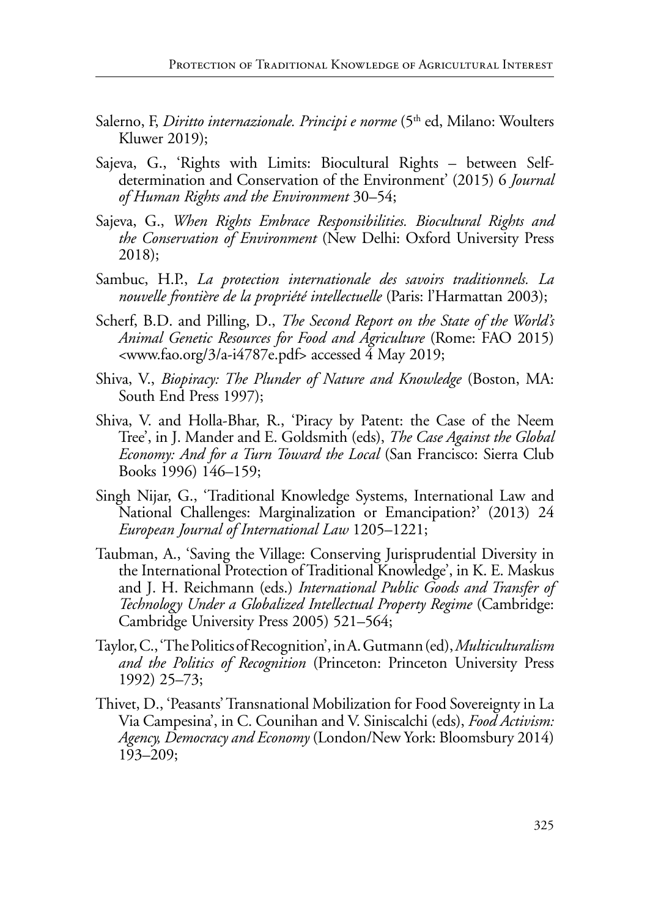Salerno, F, *Diritto internazionale. Principi e norme* (5th ed, Milano: Woulters Kluwer 2019);

Sajeva, G., 'Rights with Limits: Biocultural Rights – between Self-determination and Conservation of the Environment' (2015) 6 *Journal of Human Rights and the Environment* 30–54;

Sajeva, G., *When Rights Embrace Responsibilities. Biocultural Rights and the Conservation of Environment* (New Delhi: Oxford University Press 2018);

Sambuc, H.P., *La protection internationale des savoirs traditionnels. La nouvelle frontière de la propriété intellectuelle* (Paris: l'Harmattan 2003);

Scherf, B.D. and Pilling, D., *The Second Report on the State of the World's Animal Genetic Resources for Food and Agriculture* (Rome: FAO 2015) <www.fao.org/3/a-i4787e.pdf> accessed 4 May 2019;

Shiva, V., *Biopiracy: The Plunder of Nature and Knowledge* (Boston, MA: South End Press 1997);

Shiva, V. and Holla-Bhar, R., 'Piracy by Patent: the Case of the Neem Tree', in J. Mander and E. Goldsmith (eds), *The Case Against the Global Economy: And for a Turn Toward the Local* (San Francisco: Sierra Club Books 1996) 146–159;

Singh Nijar, G., 'Traditional Knowledge Systems, International Law and National Challenges: Marginalization or Emancipation?' (2013) 24 *European Journal of International Law* 1205–1221;

Taubman, A., 'Saving the Village: Conserving Jurisprudential Diversity in the International Protection of Traditional Knowledge', in K. E. Maskus and J. H. Reichmann (eds.) *International Public Goods and Transfer of Technology Under a Globalized Intellectual Property Regime* (Cambridge: Cambridge University Press 2005) 521–564;

Taylor, C., 'The Politics of Recognition', in A. Gutmann (ed), *Multiculturalism and the Politics of Recognition* (Princeton: Princeton University Press 1992) 25–73;

Thivet, D., 'Peasants' Transnational Mobilization for Food Sovereignty in La Via Campesina', in C. Counihan and V. Siniscalchi (eds), *Food Activism: Agency, Democracy and Economy* (London/New York: Bloomsbury 2014) 193–209;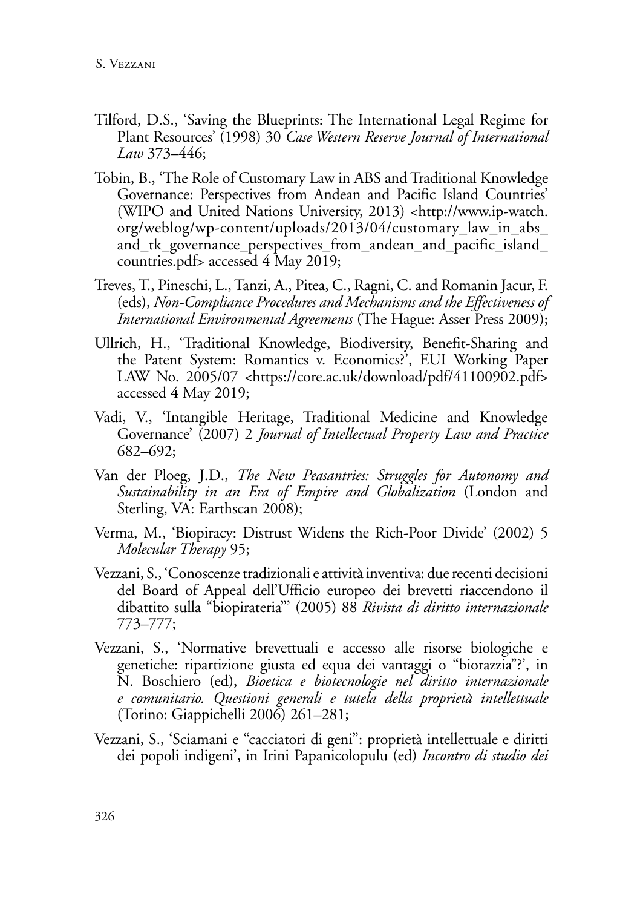Tilford, D.S., 'Saving the Blueprints: The International Legal Regime for Plant Resources' (1998) 30 *Case Western Reserve Journal of International Law* 373–446;

Tobin, B., 'The Role of Customary Law in ABS and Traditional Knowledge Governance: Perspectives from Andean and Pacific Island Countries' (WIPO and United Nations University, 2013) <http://www.ip-watch.org/weblog/wp-content/uploads/2013/04/customary_law_in_abs_and_tk_governance_perspectives_from_andean_and_pacific_island_countries.pdf> accessed 4 May 2019;

Treves, T., Pineschi, L., Tanzi, A., Pitea, C., Ragni, C. and Romanin Jacur, F. (eds), *Non-Compliance Procedures and Mechanisms and the Effectiveness of International Environmental Agreements* (The Hague: Asser Press 2009);

Ullrich, H., 'Traditional Knowledge, Biodiversity, Benefit-Sharing and the Patent System: Romantics v. Economics?', EUI Working Paper LAW No. 2005/07 <https://core.ac.uk/download/pdf/41100902.pdf> accessed 4 May 2019;

Vadi, V., 'Intangible Heritage, Traditional Medicine and Knowledge Governance' (2007) 2 *Journal of Intellectual Property Law and Practice* 682–692;

Van der Ploeg, J.D., *The New Peasantries: Struggles for Autonomy and Sustainability in an Era of Empire and Globalization* (London and Sterling, VA: Earthscan 2008);

Verma, M., 'Biopiracy: Distrust Widens the Rich-Poor Divide' (2002) 5 *Molecular Therapy* 95;

Vezzani, S., 'Conoscenze tradizionali e attività inventiva: due recenti decisioni del Board of Appeal dell'Ufficio europeo dei brevetti riaccendono il dibattito sulla "biopirateria"' (2005) 88 *Rivista di diritto internazionale* 773–777;

Vezzani, S., 'Normative brevettuali e accesso alle risorse biologiche e genetiche: ripartizione giusta ed equa dei vantaggi o "biorazzia"?', in N. Boschiero (ed), *Bioetica e biotecnologie nel diritto internazionale e comunitario. Questioni generali e tutela della proprietà intellettuale* (Torino: Giappichelli 2006) 261–281;

Vezzani, S., 'Sciamani e "cacciatori di geni": proprietà intellettuale e diritti dei popoli indigeni', in Irini Papanicolopulu (ed) *Incontro di studio dei*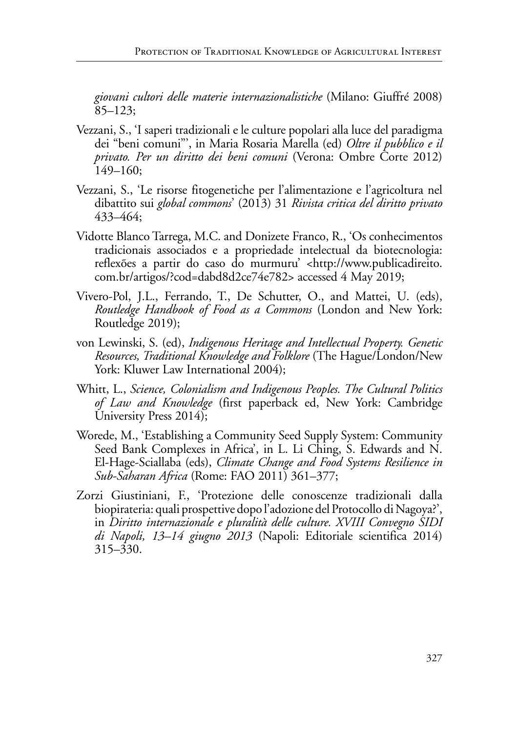*giovani cultori delle materie internazionalistiche* (Milano: Giuffré 2008) 85–123;

Vezzani, S., 'I saperi tradizionali e le culture popolari alla luce del paradigma dei "beni comuni"', in Maria Rosaria Marella (ed) *Oltre il pubblico e il privato. Per un diritto dei beni comuni* (Verona: Ombre Corte 2012) 149–160;

Vezzani, S., 'Le risorse fitogenetiche per l'alimentazione e l'agricoltura nel dibattito sui *global commons*' (2013) 31 *Rivista critica del diritto privato* 433–464;

Vidotte Blanco Tarrega, M.C. and Donizete Franco, R., 'Os conhecimentos tradicionais associados e a propriedade intelectual da biotecnologia: reflexões a partir do caso do murmuru' <http://www.publicadireito.com.br/artigos/?cod=dabd8d2ce74e782> accessed 4 May 2019;

Vivero-Pol, J.L., Ferrando, T., De Schutter, O., and Mattei, U. (eds), *Routledge Handbook of Food as a Commons* (London and New York: Routledge 2019);

von Lewinski, S. (ed), *Indigenous Heritage and Intellectual Property. Genetic Resources, Traditional Knowledge and Folklore* (The Hague/London/New York: Kluwer Law International 2004);

Whitt, L., *Science, Colonialism and Indigenous Peoples. The Cultural Politics of Law and Knowledge* (first paperback ed, New York: Cambridge University Press 2014);

Worede, M., 'Establishing a Community Seed Supply System: Community Seed Bank Complexes in Africa', in L. Li Ching, S. Edwards and N. El-Hage-Sciallaba (eds), *Climate Change and Food Systems Resilience in Sub-Saharan Africa* (Rome: FAO 2011) 361–377;

Zorzi Giustiniani, F., 'Protezione delle conoscenze tradizionali dalla biopirateria: quali prospettive dopo l'adozione del Protocollo di Nagoya?', in *Diritto internazionale e pluralità delle culture. XVIII Convegno SIDI di Napoli, 13–14 giugno 2013* (Napoli: Editoriale scientifica 2014) 315–330.